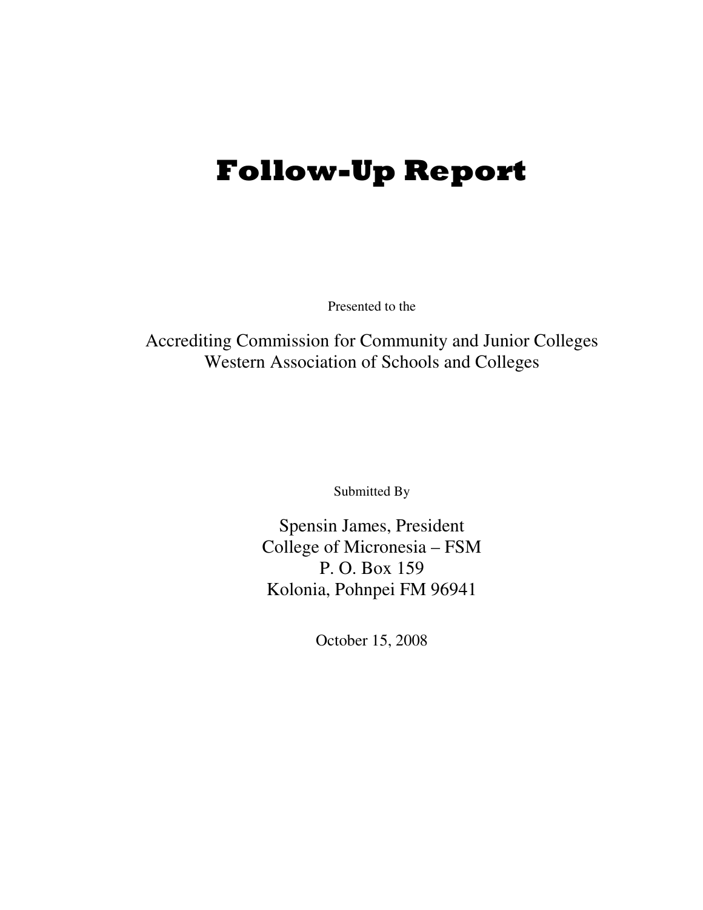# Follow-Up Report

Presented to the

Accrediting Commission for Community and Junior Colleges
Western Association of Schools and Colleges

Submitted By

Spensin James, President
College of Micronesia – FSM
P. O. Box 159
Kolonia, Pohnpei FM 96941

October 15, 2008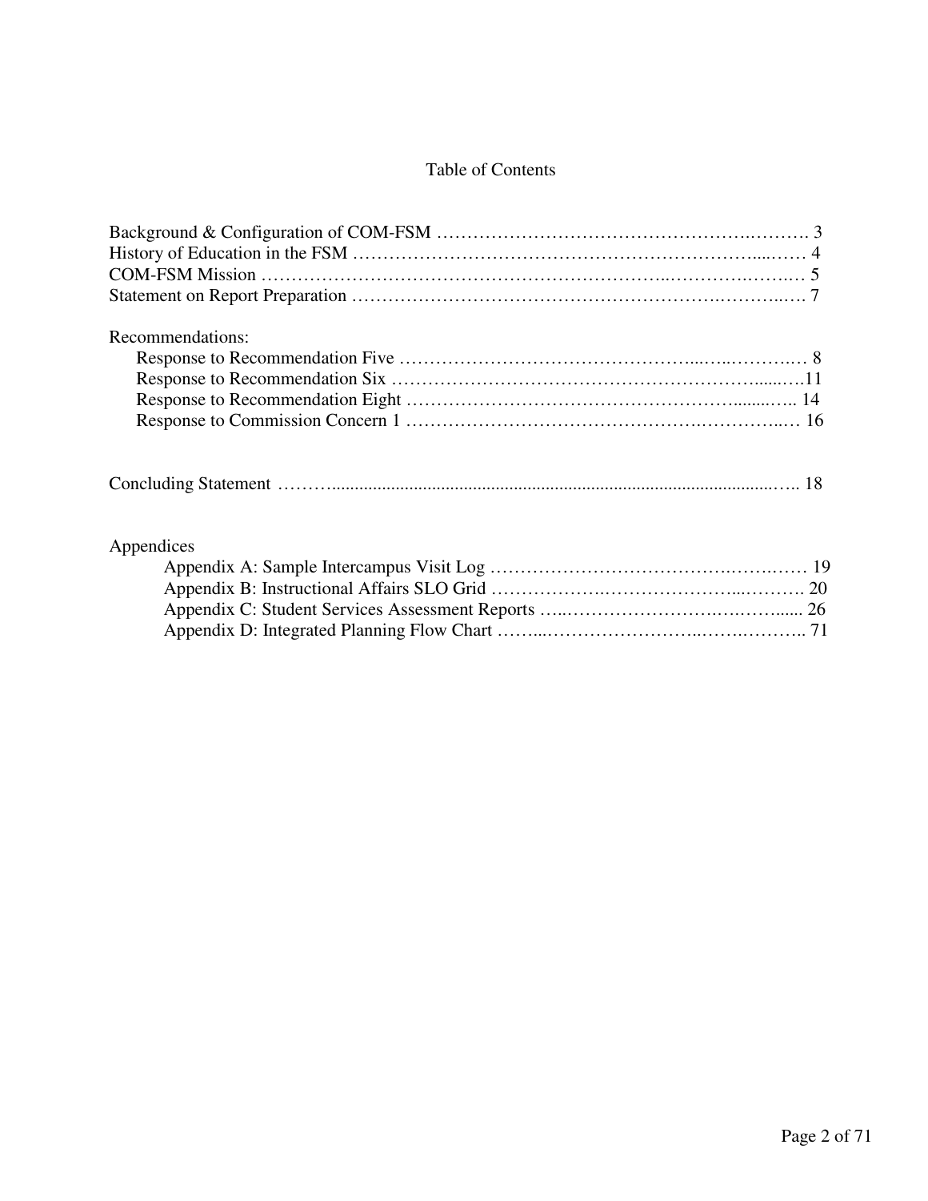# Table of Contents

Background & Configuration of COM-FSM ……………………………………………….………. 3
History of Education in the FSM ……………………………………………………….....…… 4
COM-FSM Mission …………………………………………………………..……….……..… 5
Statement on Report Preparation …………………………………………………….………..…. 7

Recommendations:

- Response to Recommendation Five …………………………………………..…..……….… 8
- Response to Recommendation Six ……………………………………………………......….11
- Response to Recommendation Eight ……………………………………………….......….. 14
- Response to Commission Concern 1 ………………………………………….…………..… 16

Concluding Statement ……….................................................................................................….. 18

Appendices

- Appendix A: Sample Intercampus Visit Log ………………………………….…….…… 19
- Appendix B: Instructional Affairs SLO Grid ……………….……………………..………. 20
- Appendix C: Student Services Assessment Reports …..…………………….….……...... 26
- Appendix D: Integrated Planning Flow Chart ……..……………………..…….……….. 71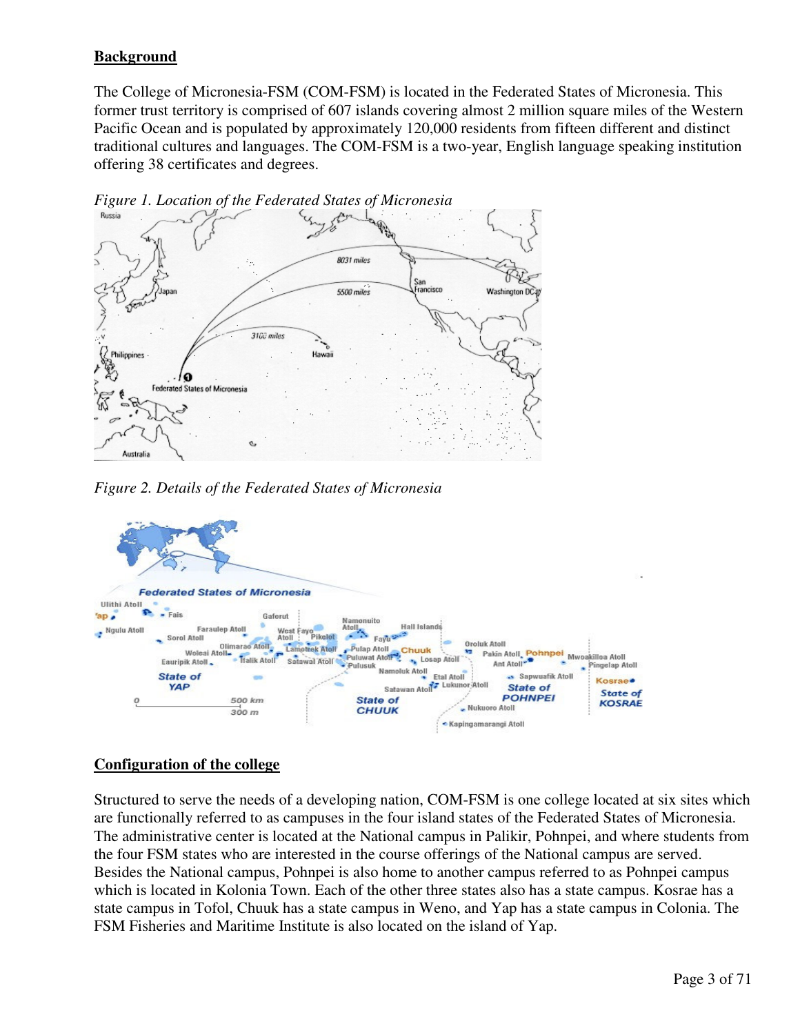## Background

The College of Micronesia-FSM (COM-FSM) is located in the Federated States of Micronesia. This former trust territory is comprised of 607 islands covering almost 2 million square miles of the Western Pacific Ocean and is populated by approximately 120,000 residents from fifteen different and distinct traditional cultures and languages. The COM-FSM is a two-year, English language speaking institution offering 38 certificates and degrees.

*Figure 1. Location of the Federated States of Micronesia*

*Figure 2. Details of the Federated States of Micronesia*

## Configuration of the college

Structured to serve the needs of a developing nation, COM-FSM is one college located at six sites which are functionally referred to as campuses in the four island states of the Federated States of Micronesia. The administrative center is located at the National campus in Palikir, Pohnpei, and where students from the four FSM states who are interested in the course offerings of the National campus are served. Besides the National campus, Pohnpei is also home to another campus referred to as Pohnpei campus which is located in Kolonia Town. Each of the other three states also has a state campus. Kosrae has a state campus in Tofol, Chuuk has a state campus in Weno, and Yap has a state campus in Colonia. The FSM Fisheries and Maritime Institute is also located on the island of Yap.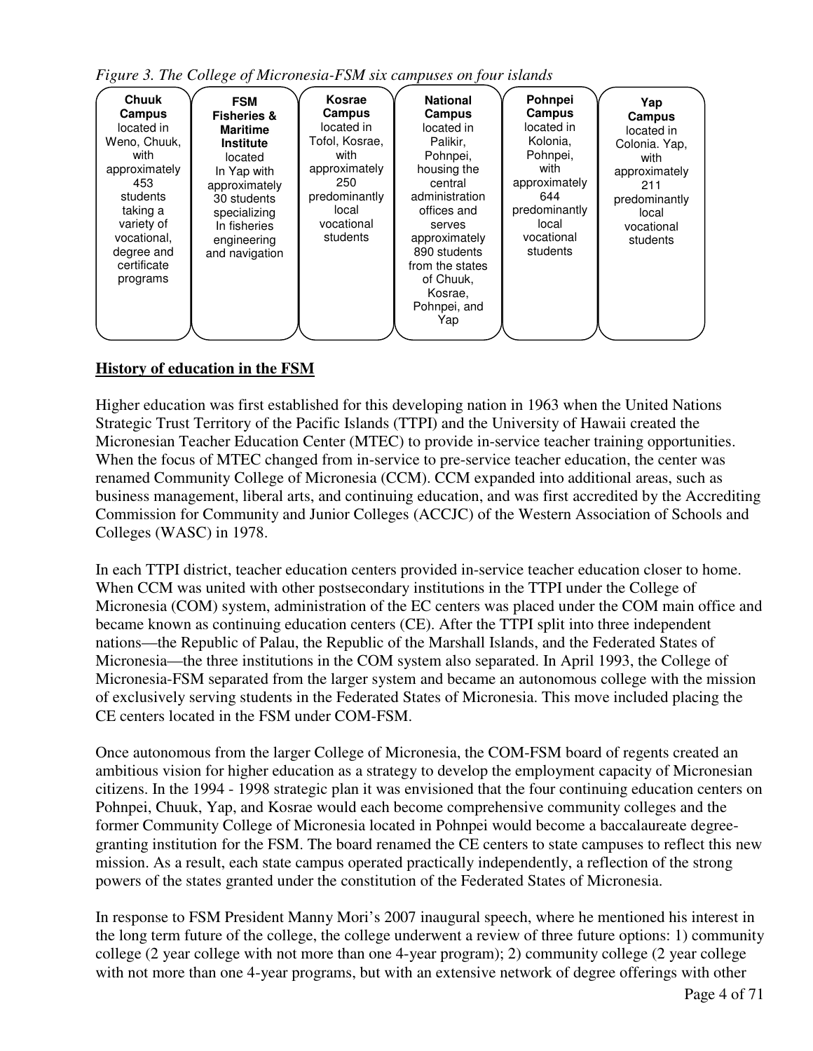*Figure 3. The College of Micronesia-FSM six campuses on four islands*

| **Chuuk Campus** | **FSM Fisheries & Maritime Institute** | **Kosrae Campus** | **National Campus** | **Pohnpei Campus** | **Yap Campus** |
|---|---|---|---|---|---|
| located in Weno, Chuuk, with approximately 453 students taking a variety of vocational, degree and certificate programs | located In Yap with approximately 30 students specializing In fisheries engineering and navigation | located in Tofol, Kosrae, with approximately 250 predominantly local vocational students | located in Palikir, Pohnpei, housing the central administration offices and serves approximately 890 students from the states of Chuuk, Kosrae, Pohnpei, and Yap | located in Kolonia, Pohnpei, with approximately 644 predominantly local vocational students | located in Colonia. Yap, with approximately 211 predominantly local vocational students |

## History of education in the FSM

Higher education was first established for this developing nation in 1963 when the United Nations Strategic Trust Territory of the Pacific Islands (TTPI) and the University of Hawaii created the Micronesian Teacher Education Center (MTEC) to provide in-service teacher training opportunities. When the focus of MTEC changed from in-service to pre-service teacher education, the center was renamed Community College of Micronesia (CCM). CCM expanded into additional areas, such as business management, liberal arts, and continuing education, and was first accredited by the Accrediting Commission for Community and Junior Colleges (ACCJC) of the Western Association of Schools and Colleges (WASC) in 1978.

In each TTPI district, teacher education centers provided in-service teacher education closer to home. When CCM was united with other postsecondary institutions in the TTPI under the College of Micronesia (COM) system, administration of the EC centers was placed under the COM main office and became known as continuing education centers (CE). After the TTPI split into three independent nations—the Republic of Palau, the Republic of the Marshall Islands, and the Federated States of Micronesia—the three institutions in the COM system also separated. In April 1993, the College of Micronesia-FSM separated from the larger system and became an autonomous college with the mission of exclusively serving students in the Federated States of Micronesia. This move included placing the CE centers located in the FSM under COM-FSM.

Once autonomous from the larger College of Micronesia, the COM-FSM board of regents created an ambitious vision for higher education as a strategy to develop the employment capacity of Micronesian citizens. In the 1994 - 1998 strategic plan it was envisioned that the four continuing education centers on Pohnpei, Chuuk, Yap, and Kosrae would each become comprehensive community colleges and the former Community College of Micronesia located in Pohnpei would become a baccalaureate degree-granting institution for the FSM. The board renamed the CE centers to state campuses to reflect this new mission. As a result, each state campus operated practically independently, a reflection of the strong powers of the states granted under the constitution of the Federated States of Micronesia.

In response to FSM President Manny Mori's 2007 inaugural speech, where he mentioned his interest in the long term future of the college, the college underwent a review of three future options: 1) community college (2 year college with not more than one 4-year program); 2) community college (2 year college with not more than one 4-year programs, but with an extensive network of degree offerings with other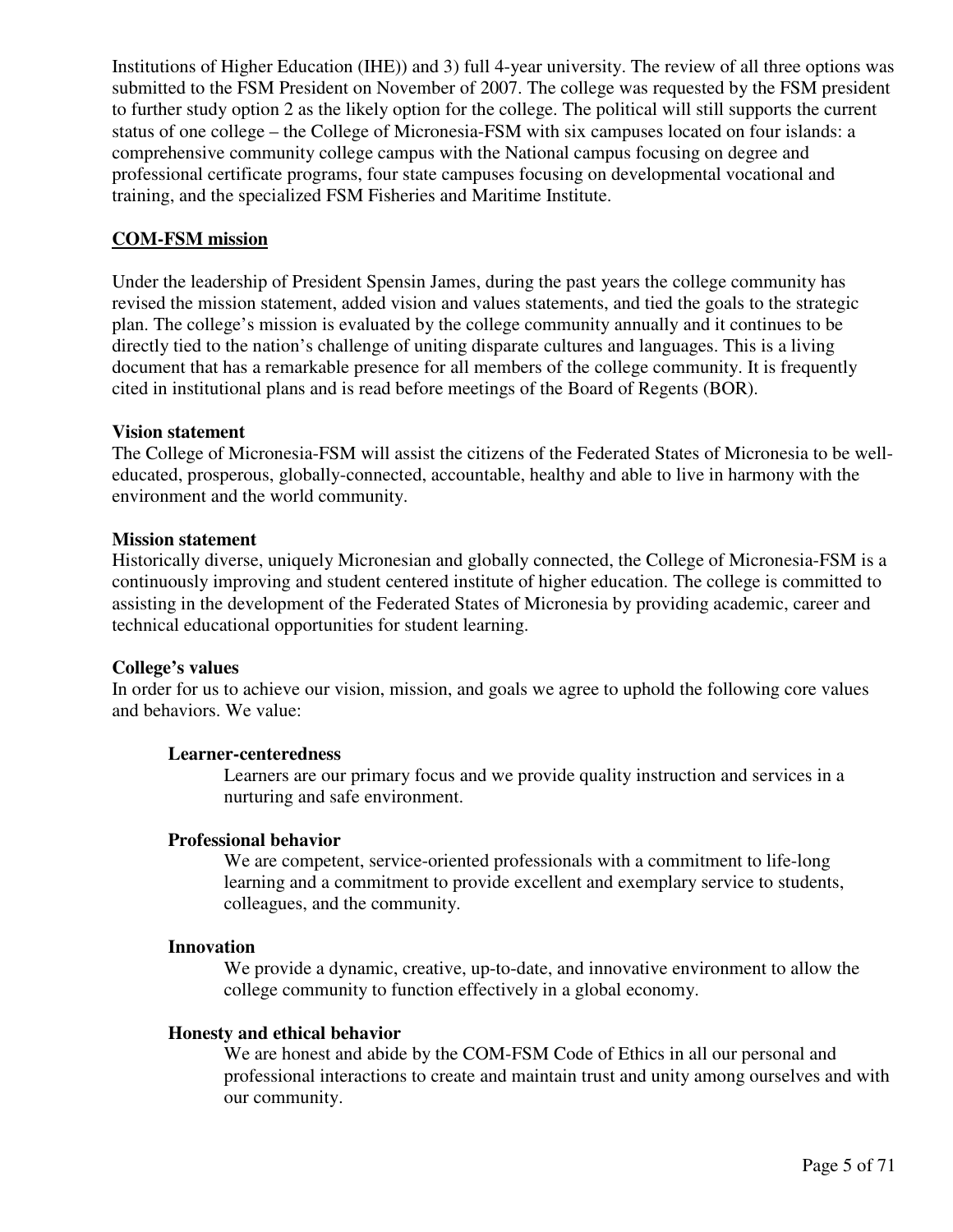Institutions of Higher Education (IHE)) and 3) full 4-year university. The review of all three options was submitted to the FSM President on November of 2007. The college was requested by the FSM president to further study option 2 as the likely option for the college. The political will still supports the current status of one college – the College of Micronesia-FSM with six campuses located on four islands: a comprehensive community college campus with the National campus focusing on degree and professional certificate programs, four state campuses focusing on developmental vocational and training, and the specialized FSM Fisheries and Maritime Institute.

## COM-FSM mission

Under the leadership of President Spensin James, during the past years the college community has revised the mission statement, added vision and values statements, and tied the goals to the strategic plan. The college's mission is evaluated by the college community annually and it continues to be directly tied to the nation's challenge of uniting disparate cultures and languages. This is a living document that has a remarkable presence for all members of the college community. It is frequently cited in institutional plans and is read before meetings of the Board of Regents (BOR).

**Vision statement**
The College of Micronesia-FSM will assist the citizens of the Federated States of Micronesia to be well-educated, prosperous, globally-connected, accountable, healthy and able to live in harmony with the environment and the world community.

**Mission statement**
Historically diverse, uniquely Micronesian and globally connected, the College of Micronesia-FSM is a continuously improving and student centered institute of higher education. The college is committed to assisting in the development of the Federated States of Micronesia by providing academic, career and technical educational opportunities for student learning.

**College's values**
In order for us to achieve our vision, mission, and goals we agree to uphold the following core values and behaviors. We value:

**Learner-centeredness**
Learners are our primary focus and we provide quality instruction and services in a nurturing and safe environment.

**Professional behavior**
We are competent, service-oriented professionals with a commitment to life-long learning and a commitment to provide excellent and exemplary service to students, colleagues, and the community.

**Innovation**
We provide a dynamic, creative, up-to-date, and innovative environment to allow the college community to function effectively in a global economy.

**Honesty and ethical behavior**
We are honest and abide by the COM-FSM Code of Ethics in all our personal and professional interactions to create and maintain trust and unity among ourselves and with our community.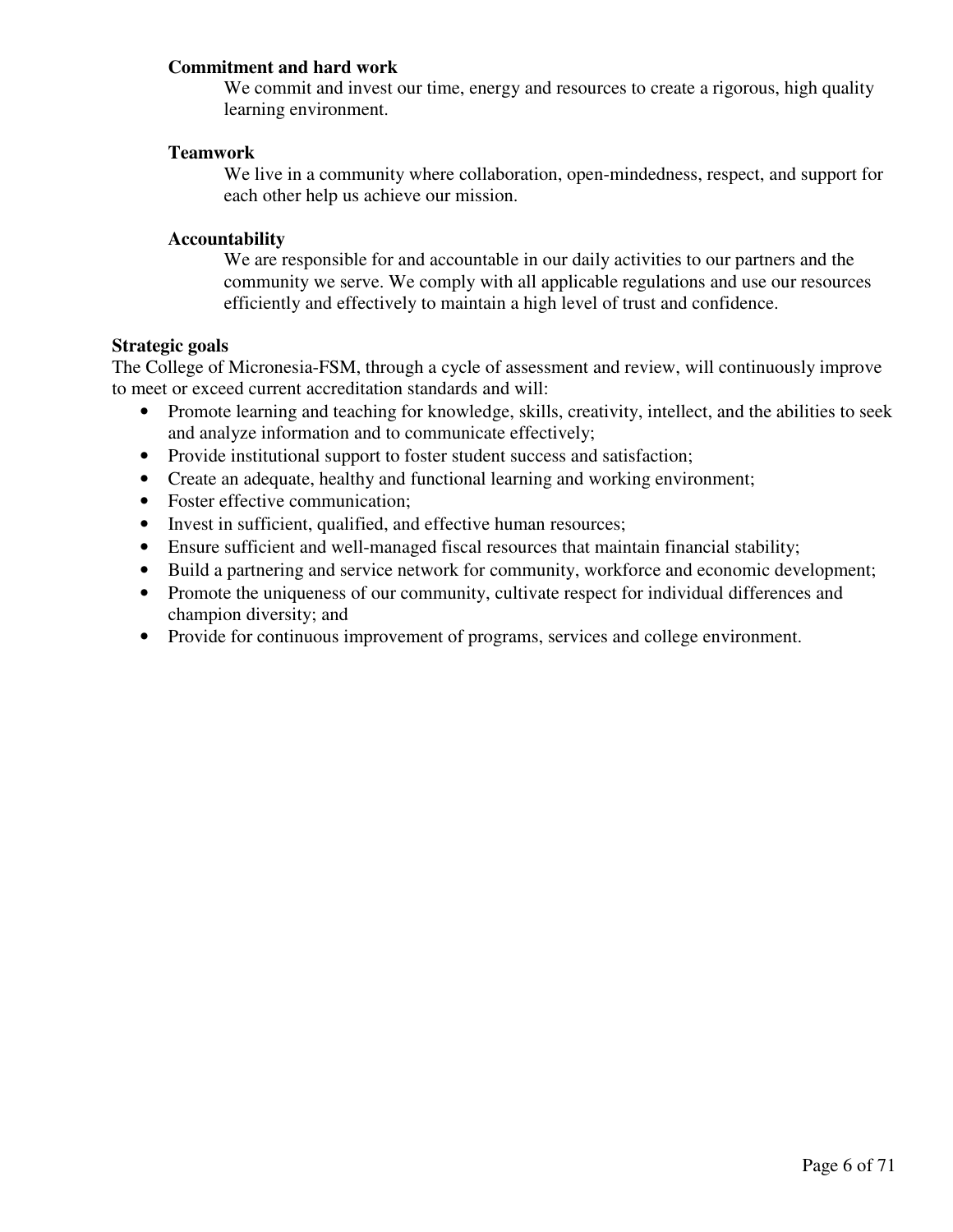**Commitment and hard work**

We commit and invest our time, energy and resources to create a rigorous, high quality learning environment.

**Teamwork**

We live in a community where collaboration, open-mindedness, respect, and support for each other help us achieve our mission.

**Accountability**

We are responsible for and accountable in our daily activities to our partners and the community we serve. We comply with all applicable regulations and use our resources efficiently and effectively to maintain a high level of trust and confidence.

**Strategic goals**

The College of Micronesia-FSM, through a cycle of assessment and review, will continuously improve to meet or exceed current accreditation standards and will:

- Promote learning and teaching for knowledge, skills, creativity, intellect, and the abilities to seek and analyze information and to communicate effectively;
- Provide institutional support to foster student success and satisfaction;
- Create an adequate, healthy and functional learning and working environment;
- Foster effective communication;
- Invest in sufficient, qualified, and effective human resources;
- Ensure sufficient and well-managed fiscal resources that maintain financial stability;
- Build a partnering and service network for community, workforce and economic development;
- Promote the uniqueness of our community, cultivate respect for individual differences and champion diversity; and
- Provide for continuous improvement of programs, services and college environment.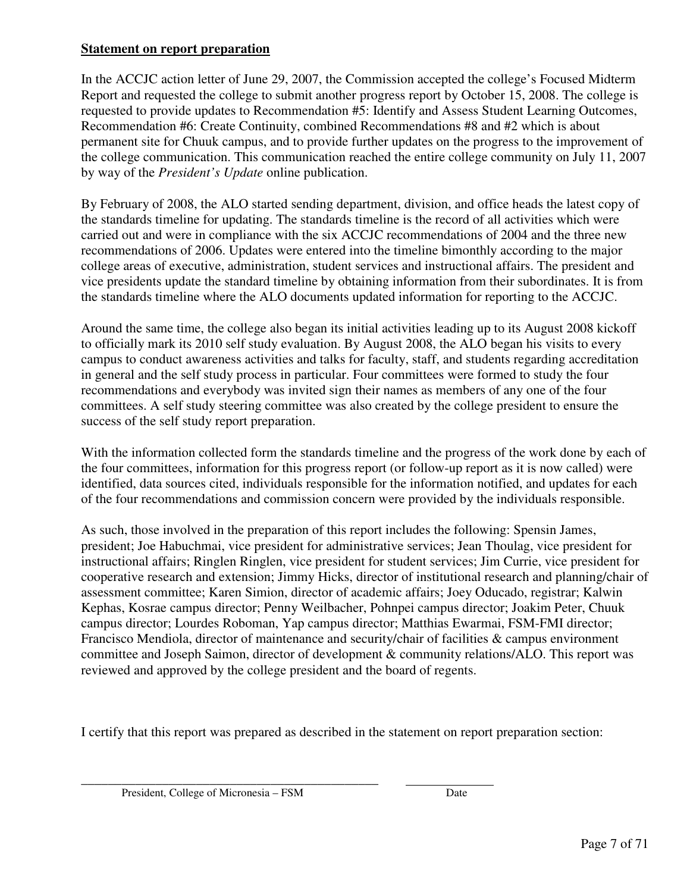**Statement on report preparation**

In the ACCJC action letter of June 29, 2007, the Commission accepted the college's Focused Midterm Report and requested the college to submit another progress report by October 15, 2008. The college is requested to provide updates to Recommendation #5: Identify and Assess Student Learning Outcomes, Recommendation #6: Create Continuity, combined Recommendations #8 and #2 which is about permanent site for Chuuk campus, and to provide further updates on the progress to the improvement of the college communication. This communication reached the entire college community on July 11, 2007 by way of the *President's Update* online publication.

By February of 2008, the ALO started sending department, division, and office heads the latest copy of the standards timeline for updating. The standards timeline is the record of all activities which were carried out and were in compliance with the six ACCJC recommendations of 2004 and the three new recommendations of 2006. Updates were entered into the timeline bimonthly according to the major college areas of executive, administration, student services and instructional affairs. The president and vice presidents update the standard timeline by obtaining information from their subordinates. It is from the standards timeline where the ALO documents updated information for reporting to the ACCJC.

Around the same time, the college also began its initial activities leading up to its August 2008 kickoff to officially mark its 2010 self study evaluation. By August 2008, the ALO began his visits to every campus to conduct awareness activities and talks for faculty, staff, and students regarding accreditation in general and the self study process in particular. Four committees were formed to study the four recommendations and everybody was invited sign their names as members of any one of the four committees. A self study steering committee was also created by the college president to ensure the success of the self study report preparation.

With the information collected form the standards timeline and the progress of the work done by each of the four committees, information for this progress report (or follow-up report as it is now called) were identified, data sources cited, individuals responsible for the information notified, and updates for each of the four recommendations and commission concern were provided by the individuals responsible.

As such, those involved in the preparation of this report includes the following: Spensin James, president; Joe Habuchmai, vice president for administrative services; Jean Thoulag, vice president for instructional affairs; Ringlen Ringlen, vice president for student services; Jim Currie, vice president for cooperative research and extension; Jimmy Hicks, director of institutional research and planning/chair of assessment committee; Karen Simion, director of academic affairs; Joey Oducado, registrar; Kalwin Kephas, Kosrae campus director; Penny Weilbacher, Pohnpei campus director; Joakim Peter, Chuuk campus director; Lourdes Roboman, Yap campus director; Matthias Ewarmai, FSM-FMI director; Francisco Mendiola, director of maintenance and security/chair of facilities & campus environment committee and Joseph Saimon, director of development & community relations/ALO. This report was reviewed and approved by the college president and the board of regents.

I certify that this report was prepared as described in the statement on report preparation section:

\_\_\_\_\_\_\_\_\_\_\_\_\_\_\_\_\_\_\_\_\_\_\_\_\_\_\_\_\_\_\_\_\_\_\_\_\_\_\_\_\_\_\_\_\_\_\_\_ \_\_\_\_\_\_\_\_\_\_\_\_\_\_\_

President, College of Micronesia – FSM Date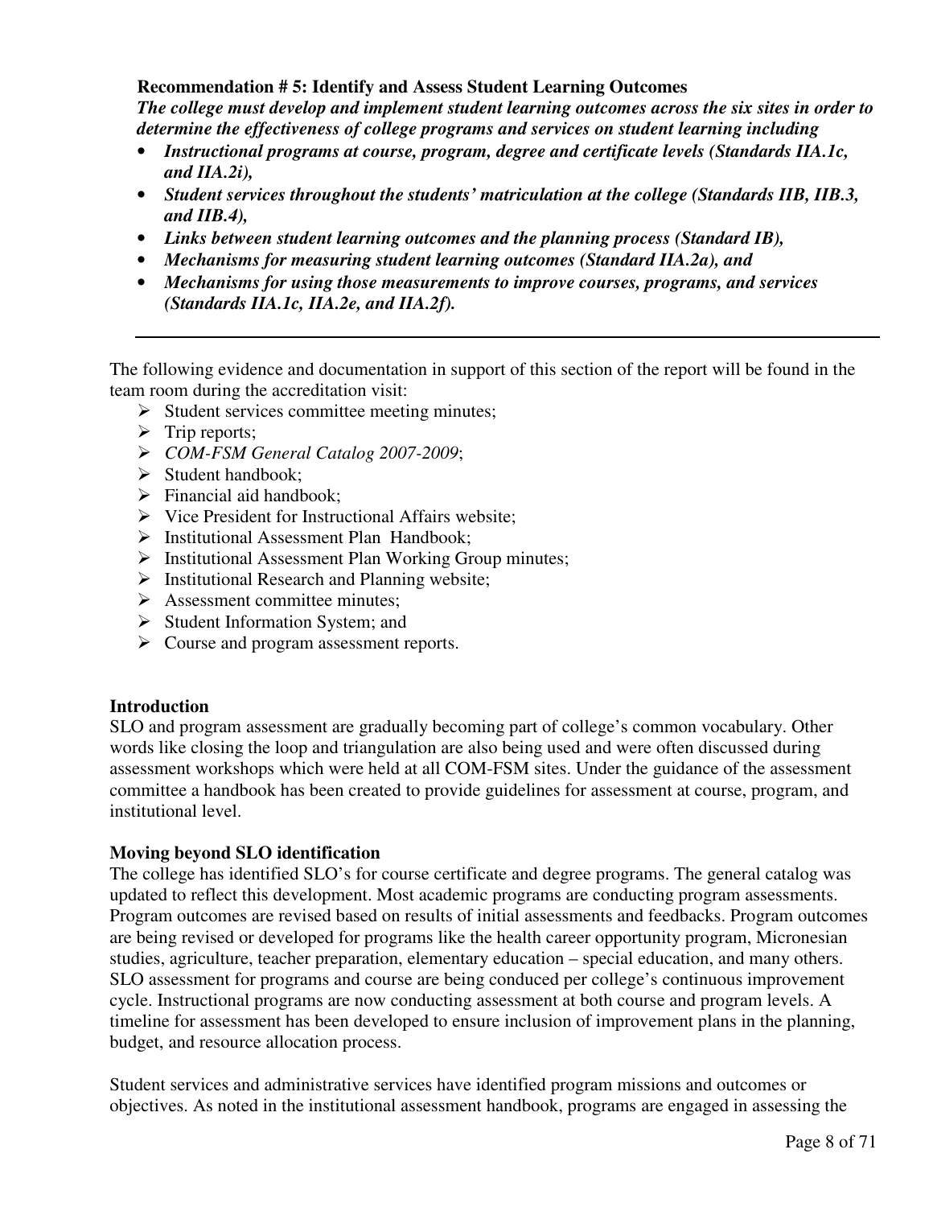**Recommendation # 5: Identify and Assess Student Learning Outcomes**

***The college must develop and implement student learning outcomes across the six sites in order to determine the effectiveness of college programs and services on student learning including***

- ***Instructional programs at course, program, degree and certificate levels (Standards IIA.1c, and IIA.2i),***
- ***Student services throughout the students' matriculation at the college (Standards IIB, IIB.3, and IIB.4),***
- ***Links between student learning outcomes and the planning process (Standard IB),***
- ***Mechanisms for measuring student learning outcomes (Standard IIA.2a), and***
- ***Mechanisms for using those measurements to improve courses, programs, and services (Standards IIA.1c, IIA.2e, and IIA.2f).***

---

The following evidence and documentation in support of this section of the report will be found in the team room during the accreditation visit:

- Student services committee meeting minutes;
- Trip reports;
- *COM-FSM General Catalog 2007-2009*;
- Student handbook;
- Financial aid handbook;
- Vice President for Instructional Affairs website;
- Institutional Assessment Plan Handbook;
- Institutional Assessment Plan Working Group minutes;
- Institutional Research and Planning website;
- Assessment committee minutes;
- Student Information System; and
- Course and program assessment reports.

**Introduction**

SLO and program assessment are gradually becoming part of college's common vocabulary. Other words like closing the loop and triangulation are also being used and were often discussed during assessment workshops which were held at all COM-FSM sites. Under the guidance of the assessment committee a handbook has been created to provide guidelines for assessment at course, program, and institutional level.

**Moving beyond SLO identification**

The college has identified SLO's for course certificate and degree programs. The general catalog was updated to reflect this development. Most academic programs are conducting program assessments. Program outcomes are revised based on results of initial assessments and feedbacks. Program outcomes are being revised or developed for programs like the health career opportunity program, Micronesian studies, agriculture, teacher preparation, elementary education – special education, and many others. SLO assessment for programs and course are being conduced per college's continuous improvement cycle. Instructional programs are now conducting assessment at both course and program levels. A timeline for assessment has been developed to ensure inclusion of improvement plans in the planning, budget, and resource allocation process.

Student services and administrative services have identified program missions and outcomes or objectives. As noted in the institutional assessment handbook, programs are engaged in assessing the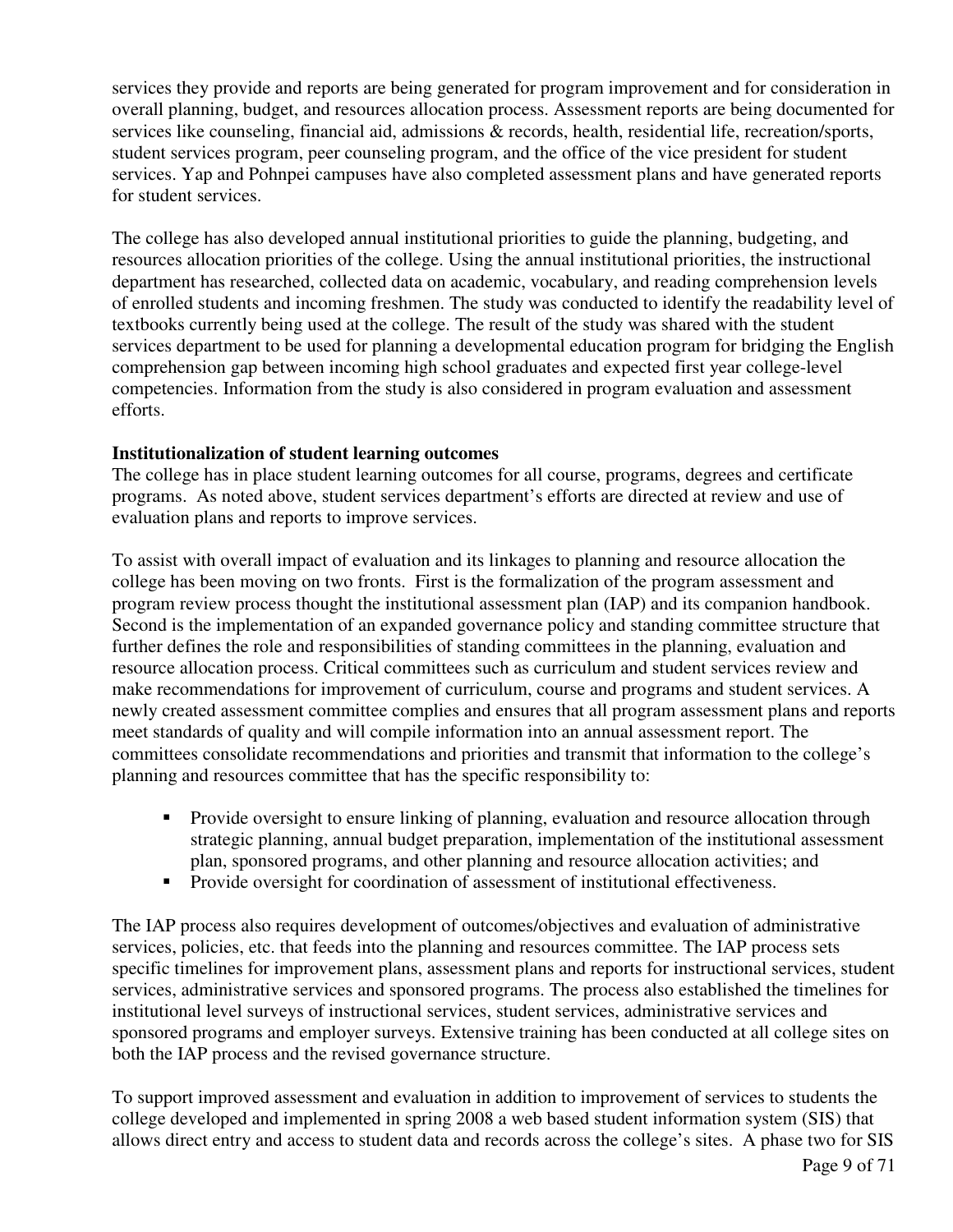services they provide and reports are being generated for program improvement and for consideration in overall planning, budget, and resources allocation process. Assessment reports are being documented for services like counseling, financial aid, admissions & records, health, residential life, recreation/sports, student services program, peer counseling program, and the office of the vice president for student services. Yap and Pohnpei campuses have also completed assessment plans and have generated reports for student services.

The college has also developed annual institutional priorities to guide the planning, budgeting, and resources allocation priorities of the college. Using the annual institutional priorities, the instructional department has researched, collected data on academic, vocabulary, and reading comprehension levels of enrolled students and incoming freshmen. The study was conducted to identify the readability level of textbooks currently being used at the college. The result of the study was shared with the student services department to be used for planning a developmental education program for bridging the English comprehension gap between incoming high school graduates and expected first year college-level competencies. Information from the study is also considered in program evaluation and assessment efforts.

**Institutionalization of student learning outcomes**

The college has in place student learning outcomes for all course, programs, degrees and certificate programs. As noted above, student services department's efforts are directed at review and use of evaluation plans and reports to improve services.

To assist with overall impact of evaluation and its linkages to planning and resource allocation the college has been moving on two fronts. First is the formalization of the program assessment and program review process thought the institutional assessment plan (IAP) and its companion handbook. Second is the implementation of an expanded governance policy and standing committee structure that further defines the role and responsibilities of standing committees in the planning, evaluation and resource allocation process. Critical committees such as curriculum and student services review and make recommendations for improvement of curriculum, course and programs and student services. A newly created assessment committee complies and ensures that all program assessment plans and reports meet standards of quality and will compile information into an annual assessment report. The committees consolidate recommendations and priorities and transmit that information to the college's planning and resources committee that has the specific responsibility to:

- Provide oversight to ensure linking of planning, evaluation and resource allocation through strategic planning, annual budget preparation, implementation of the institutional assessment plan, sponsored programs, and other planning and resource allocation activities; and
- Provide oversight for coordination of assessment of institutional effectiveness.

The IAP process also requires development of outcomes/objectives and evaluation of administrative services, policies, etc. that feeds into the planning and resources committee. The IAP process sets specific timelines for improvement plans, assessment plans and reports for instructional services, student services, administrative services and sponsored programs. The process also established the timelines for institutional level surveys of instructional services, student services, administrative services and sponsored programs and employer surveys. Extensive training has been conducted at all college sites on both the IAP process and the revised governance structure.

To support improved assessment and evaluation in addition to improvement of services to students the college developed and implemented in spring 2008 a web based student information system (SIS) that allows direct entry and access to student data and records across the college's sites. A phase two for SIS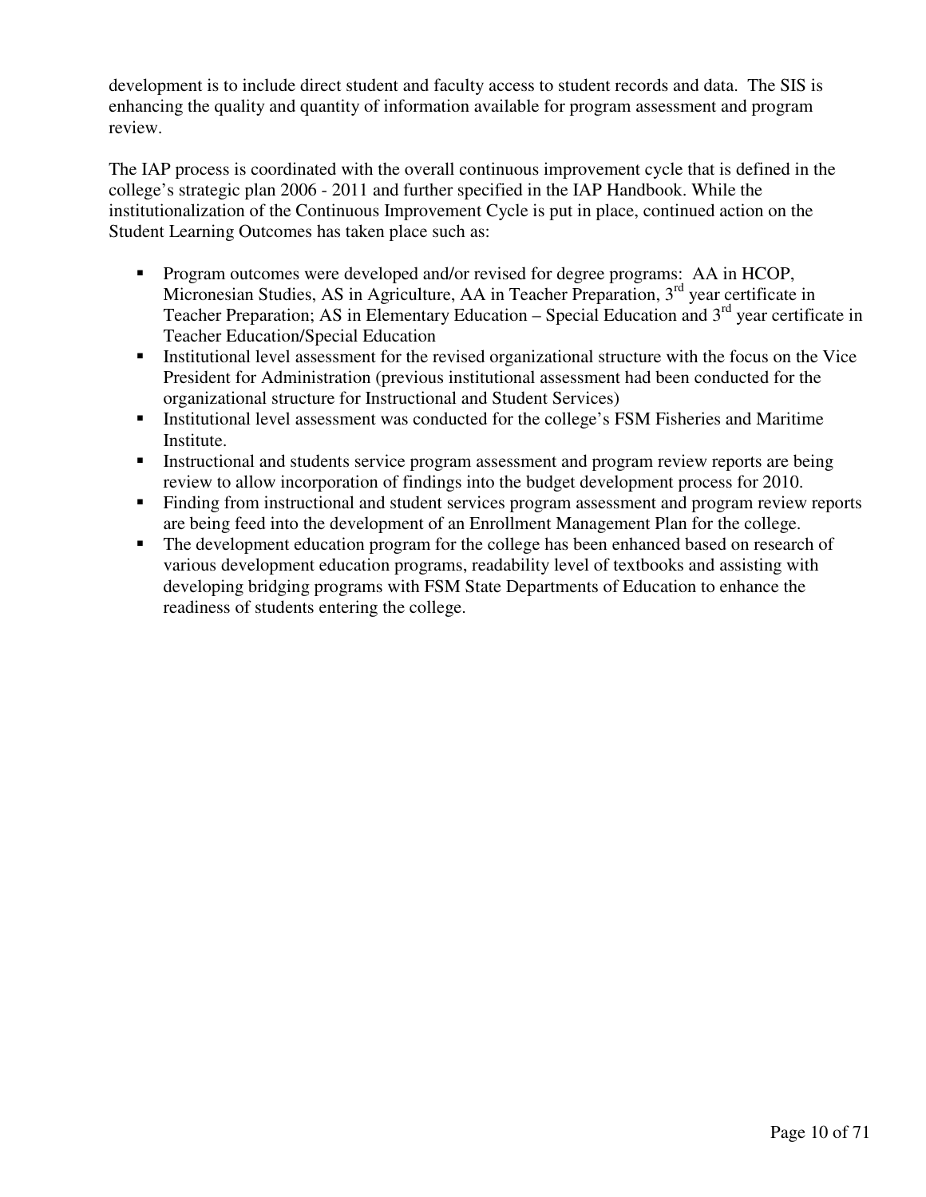development is to include direct student and faculty access to student records and data. The SIS is enhancing the quality and quantity of information available for program assessment and program review.

The IAP process is coordinated with the overall continuous improvement cycle that is defined in the college's strategic plan 2006 - 2011 and further specified in the IAP Handbook. While the institutionalization of the Continuous Improvement Cycle is put in place, continued action on the Student Learning Outcomes has taken place such as:

- Program outcomes were developed and/or revised for degree programs: AA in HCOP, Micronesian Studies, AS in Agriculture, AA in Teacher Preparation, 3rd year certificate in Teacher Preparation; AS in Elementary Education – Special Education and 3rd year certificate in Teacher Education/Special Education
- Institutional level assessment for the revised organizational structure with the focus on the Vice President for Administration (previous institutional assessment had been conducted for the organizational structure for Instructional and Student Services)
- Institutional level assessment was conducted for the college's FSM Fisheries and Maritime Institute.
- Instructional and students service program assessment and program review reports are being review to allow incorporation of findings into the budget development process for 2010.
- Finding from instructional and student services program assessment and program review reports are being feed into the development of an Enrollment Management Plan for the college.
- The development education program for the college has been enhanced based on research of various development education programs, readability level of textbooks and assisting with developing bridging programs with FSM State Departments of Education to enhance the readiness of students entering the college.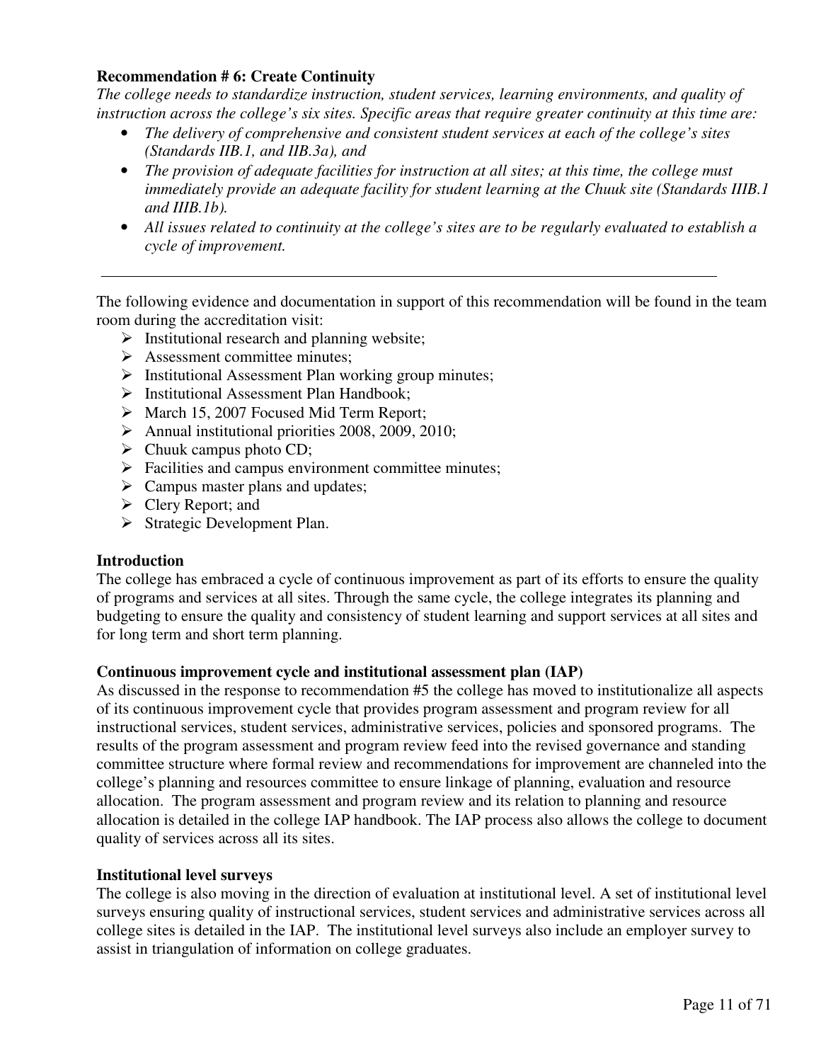**Recommendation # 6: Create Continuity**

*The college needs to standardize instruction, student services, learning environments, and quality of instruction across the college's six sites. Specific areas that require greater continuity at this time are:*

- *The delivery of comprehensive and consistent student services at each of the college's sites (Standards IIB.1, and IIB.3a), and*
- *The provision of adequate facilities for instruction at all sites; at this time, the college must immediately provide an adequate facility for student learning at the Chuuk site (Standards IIIB.1 and IIIB.1b).*
- *All issues related to continuity at the college's sites are to be regularly evaluated to establish a cycle of improvement.*

---

The following evidence and documentation in support of this recommendation will be found in the team room during the accreditation visit:

- Institutional research and planning website;
- Assessment committee minutes;
- Institutional Assessment Plan working group minutes;
- Institutional Assessment Plan Handbook;
- March 15, 2007 Focused Mid Term Report;
- Annual institutional priorities 2008, 2009, 2010;
- Chuuk campus photo CD;
- Facilities and campus environment committee minutes;
- Campus master plans and updates;
- Clery Report; and
- Strategic Development Plan.

**Introduction**

The college has embraced a cycle of continuous improvement as part of its efforts to ensure the quality of programs and services at all sites. Through the same cycle, the college integrates its planning and budgeting to ensure the quality and consistency of student learning and support services at all sites and for long term and short term planning.

**Continuous improvement cycle and institutional assessment plan (IAP)**

As discussed in the response to recommendation #5 the college has moved to institutionalize all aspects of its continuous improvement cycle that provides program assessment and program review for all instructional services, student services, administrative services, policies and sponsored programs. The results of the program assessment and program review feed into the revised governance and standing committee structure where formal review and recommendations for improvement are channeled into the college's planning and resources committee to ensure linkage of planning, evaluation and resource allocation. The program assessment and program review and its relation to planning and resource allocation is detailed in the college IAP handbook. The IAP process also allows the college to document quality of services across all its sites.

**Institutional level surveys**

The college is also moving in the direction of evaluation at institutional level. A set of institutional level surveys ensuring quality of instructional services, student services and administrative services across all college sites is detailed in the IAP. The institutional level surveys also include an employer survey to assist in triangulation of information on college graduates.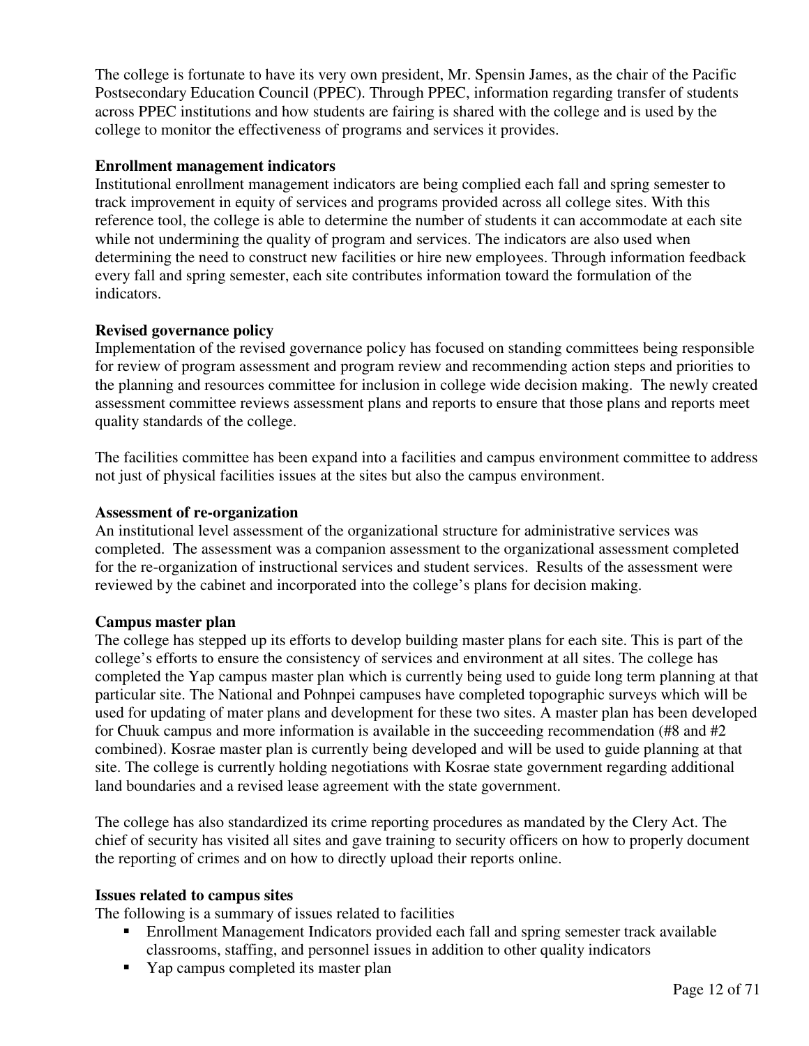The college is fortunate to have its very own president, Mr. Spensin James, as the chair of the Pacific Postsecondary Education Council (PPEC). Through PPEC, information regarding transfer of students across PPEC institutions and how students are fairing is shared with the college and is used by the college to monitor the effectiveness of programs and services it provides.

**Enrollment management indicators**

Institutional enrollment management indicators are being complied each fall and spring semester to track improvement in equity of services and programs provided across all college sites. With this reference tool, the college is able to determine the number of students it can accommodate at each site while not undermining the quality of program and services. The indicators are also used when determining the need to construct new facilities or hire new employees. Through information feedback every fall and spring semester, each site contributes information toward the formulation of the indicators.

**Revised governance policy**

Implementation of the revised governance policy has focused on standing committees being responsible for review of program assessment and program review and recommending action steps and priorities to the planning and resources committee for inclusion in college wide decision making. The newly created assessment committee reviews assessment plans and reports to ensure that those plans and reports meet quality standards of the college.

The facilities committee has been expand into a facilities and campus environment committee to address not just of physical facilities issues at the sites but also the campus environment.

**Assessment of re-organization**

An institutional level assessment of the organizational structure for administrative services was completed. The assessment was a companion assessment to the organizational assessment completed for the re-organization of instructional services and student services. Results of the assessment were reviewed by the cabinet and incorporated into the college's plans for decision making.

**Campus master plan**

The college has stepped up its efforts to develop building master plans for each site. This is part of the college's efforts to ensure the consistency of services and environment at all sites. The college has completed the Yap campus master plan which is currently being used to guide long term planning at that particular site. The National and Pohnpei campuses have completed topographic surveys which will be used for updating of mater plans and development for these two sites. A master plan has been developed for Chuuk campus and more information is available in the succeeding recommendation (#8 and #2 combined). Kosrae master plan is currently being developed and will be used to guide planning at that site. The college is currently holding negotiations with Kosrae state government regarding additional land boundaries and a revised lease agreement with the state government.

The college has also standardized its crime reporting procedures as mandated by the Clery Act. The chief of security has visited all sites and gave training to security officers on how to properly document the reporting of crimes and on how to directly upload their reports online.

**Issues related to campus sites**

The following is a summary of issues related to facilities

- Enrollment Management Indicators provided each fall and spring semester track available classrooms, staffing, and personnel issues in addition to other quality indicators
- Yap campus completed its master plan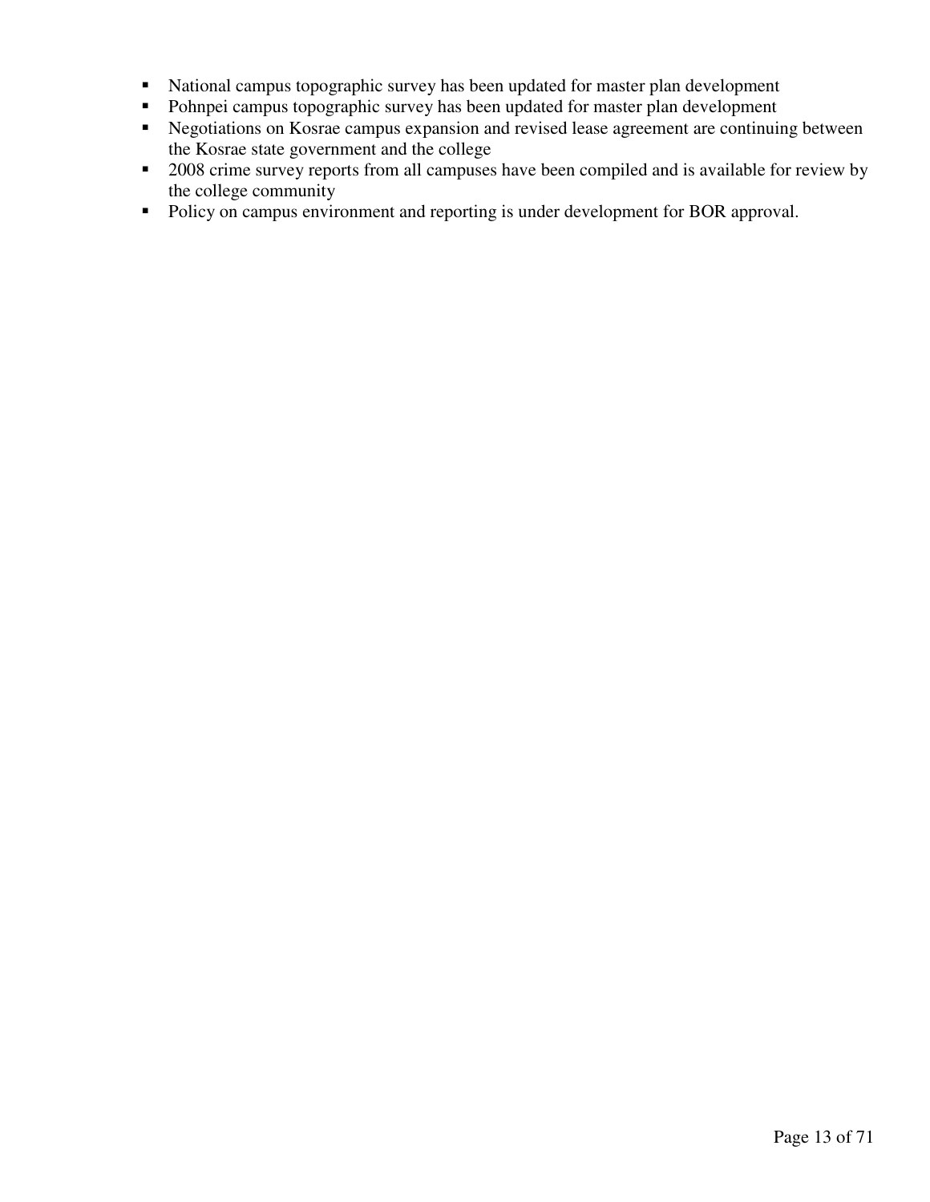- National campus topographic survey has been updated for master plan development
- Pohnpei campus topographic survey has been updated for master plan development
- Negotiations on Kosrae campus expansion and revised lease agreement are continuing between the Kosrae state government and the college
- 2008 crime survey reports from all campuses have been compiled and is available for review by the college community
- Policy on campus environment and reporting is under development for BOR approval.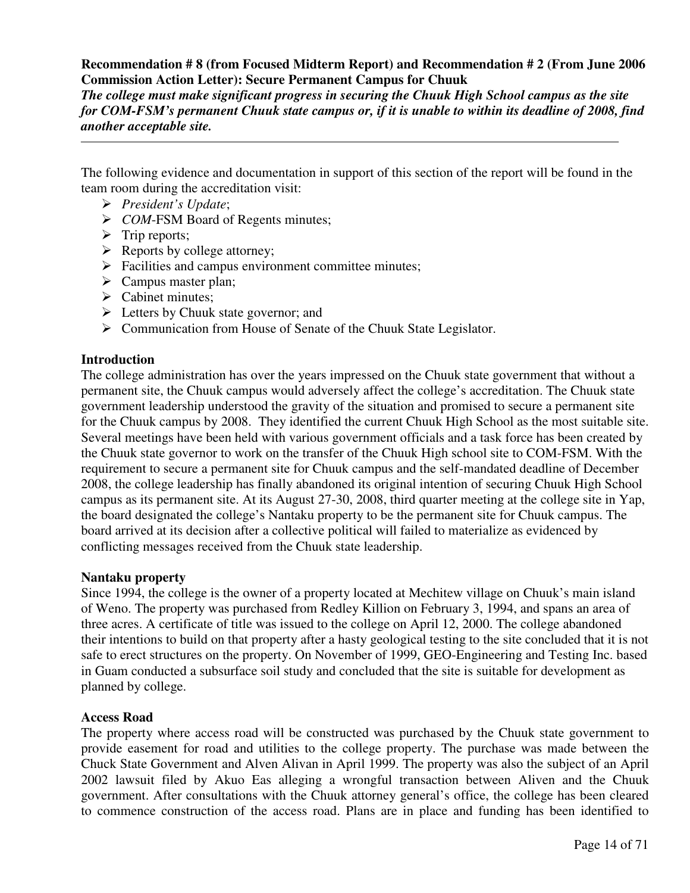**Recommendation # 8 (from Focused Midterm Report) and Recommendation # 2 (From June 2006 Commission Action Letter): Secure Permanent Campus for Chuuk**
***The college must make significant progress in securing the Chuuk High School campus as the site for COM-FSM's permanent Chuuk state campus or, if it is unable to within its deadline of 2008, find another acceptable site.***

---

The following evidence and documentation in support of this section of the report will be found in the team room during the accreditation visit:

- *President's Update*;
- *COM*-FSM Board of Regents minutes;
- Trip reports;
- Reports by college attorney;
- Facilities and campus environment committee minutes;
- Campus master plan;
- Cabinet minutes;
- Letters by Chuuk state governor; and
- Communication from House of Senate of the Chuuk State Legislator.

**Introduction**

The college administration has over the years impressed on the Chuuk state government that without a permanent site, the Chuuk campus would adversely affect the college's accreditation. The Chuuk state government leadership understood the gravity of the situation and promised to secure a permanent site for the Chuuk campus by 2008. They identified the current Chuuk High School as the most suitable site. Several meetings have been held with various government officials and a task force has been created by the Chuuk state governor to work on the transfer of the Chuuk High school site to COM-FSM. With the requirement to secure a permanent site for Chuuk campus and the self-mandated deadline of December 2008, the college leadership has finally abandoned its original intention of securing Chuuk High School campus as its permanent site. At its August 27-30, 2008, third quarter meeting at the college site in Yap, the board designated the college's Nantaku property to be the permanent site for Chuuk campus. The board arrived at its decision after a collective political will failed to materialize as evidenced by conflicting messages received from the Chuuk state leadership.

**Nantaku property**

Since 1994, the college is the owner of a property located at Mechitew village on Chuuk's main island of Weno. The property was purchased from Redley Killion on February 3, 1994, and spans an area of three acres. A certificate of title was issued to the college on April 12, 2000. The college abandoned their intentions to build on that property after a hasty geological testing to the site concluded that it is not safe to erect structures on the property. On November of 1999, GEO-Engineering and Testing Inc. based in Guam conducted a subsurface soil study and concluded that the site is suitable for development as planned by college.

**Access Road**

The property where access road will be constructed was purchased by the Chuuk state government to provide easement for road and utilities to the college property. The purchase was made between the Chuck State Government and Alven Alivan in April 1999. The property was also the subject of an April 2002 lawsuit filed by Akuo Eas alleging a wrongful transaction between Aliven and the Chuuk government. After consultations with the Chuuk attorney general's office, the college has been cleared to commence construction of the access road. Plans are in place and funding has been identified to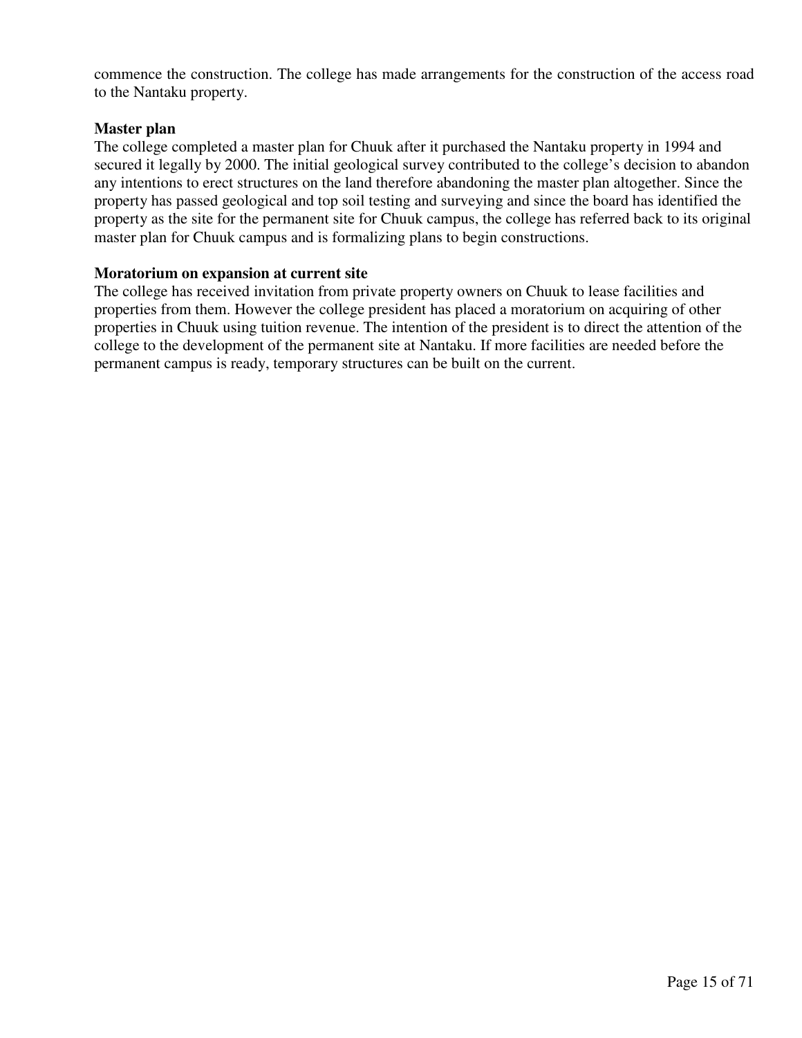commence the construction. The college has made arrangements for the construction of the access road to the Nantaku property.

**Master plan**

The college completed a master plan for Chuuk after it purchased the Nantaku property in 1994 and secured it legally by 2000. The initial geological survey contributed to the college's decision to abandon any intentions to erect structures on the land therefore abandoning the master plan altogether. Since the property has passed geological and top soil testing and surveying and since the board has identified the property as the site for the permanent site for Chuuk campus, the college has referred back to its original master plan for Chuuk campus and is formalizing plans to begin constructions.

**Moratorium on expansion at current site**

The college has received invitation from private property owners on Chuuk to lease facilities and properties from them. However the college president has placed a moratorium on acquiring of other properties in Chuuk using tuition revenue. The intention of the president is to direct the attention of the college to the development of the permanent site at Nantaku. If more facilities are needed before the permanent campus is ready, temporary structures can be built on the current.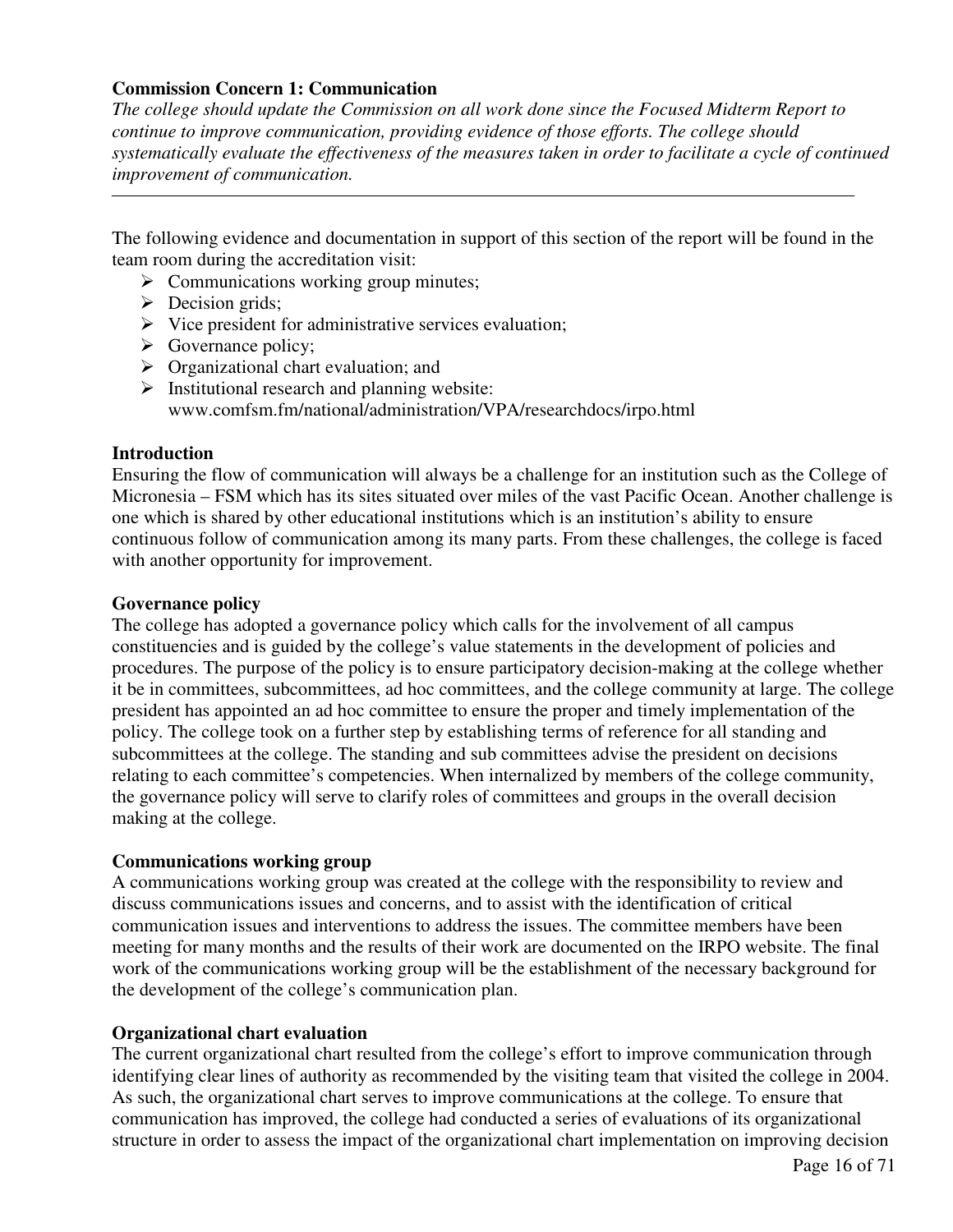**Commission Concern 1: Communication**

*The college should update the Commission on all work done since the Focused Midterm Report to continue to improve communication, providing evidence of those efforts. The college should systematically evaluate the effectiveness of the measures taken in order to facilitate a cycle of continued improvement of communication.*

---

The following evidence and documentation in support of this section of the report will be found in the team room during the accreditation visit:

- Communications working group minutes;
- Decision grids;
- Vice president for administrative services evaluation;
- Governance policy;
- Organizational chart evaluation; and
- Institutional research and planning website: www.comfsm.fm/national/administration/VPA/researchdocs/irpo.html

**Introduction**

Ensuring the flow of communication will always be a challenge for an institution such as the College of Micronesia – FSM which has its sites situated over miles of the vast Pacific Ocean. Another challenge is one which is shared by other educational institutions which is an institution's ability to ensure continuous follow of communication among its many parts. From these challenges, the college is faced with another opportunity for improvement.

**Governance policy**

The college has adopted a governance policy which calls for the involvement of all campus constituencies and is guided by the college's value statements in the development of policies and procedures. The purpose of the policy is to ensure participatory decision-making at the college whether it be in committees, subcommittees, ad hoc committees, and the college community at large. The college president has appointed an ad hoc committee to ensure the proper and timely implementation of the policy. The college took on a further step by establishing terms of reference for all standing and subcommittees at the college. The standing and sub committees advise the president on decisions relating to each committee's competencies. When internalized by members of the college community, the governance policy will serve to clarify roles of committees and groups in the overall decision making at the college.

**Communications working group**

A communications working group was created at the college with the responsibility to review and discuss communications issues and concerns, and to assist with the identification of critical communication issues and interventions to address the issues. The committee members have been meeting for many months and the results of their work are documented on the IRPO website. The final work of the communications working group will be the establishment of the necessary background for the development of the college's communication plan.

**Organizational chart evaluation**

The current organizational chart resulted from the college's effort to improve communication through identifying clear lines of authority as recommended by the visiting team that visited the college in 2004. As such, the organizational chart serves to improve communications at the college. To ensure that communication has improved, the college had conducted a series of evaluations of its organizational structure in order to assess the impact of the organizational chart implementation on improving decision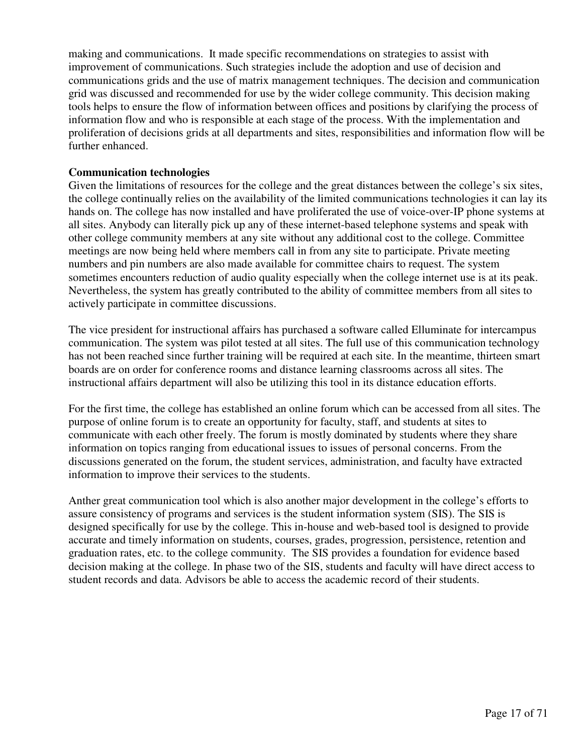making and communications. It made specific recommendations on strategies to assist with improvement of communications. Such strategies include the adoption and use of decision and communications grids and the use of matrix management techniques. The decision and communication grid was discussed and recommended for use by the wider college community. This decision making tools helps to ensure the flow of information between offices and positions by clarifying the process of information flow and who is responsible at each stage of the process. With the implementation and proliferation of decisions grids at all departments and sites, responsibilities and information flow will be further enhanced.

**Communication technologies**

Given the limitations of resources for the college and the great distances between the college's six sites, the college continually relies on the availability of the limited communications technologies it can lay its hands on. The college has now installed and have proliferated the use of voice-over-IP phone systems at all sites. Anybody can literally pick up any of these internet-based telephone systems and speak with other college community members at any site without any additional cost to the college. Committee meetings are now being held where members call in from any site to participate. Private meeting numbers and pin numbers are also made available for committee chairs to request. The system sometimes encounters reduction of audio quality especially when the college internet use is at its peak. Nevertheless, the system has greatly contributed to the ability of committee members from all sites to actively participate in committee discussions.

The vice president for instructional affairs has purchased a software called Elluminate for intercampus communication. The system was pilot tested at all sites. The full use of this communication technology has not been reached since further training will be required at each site. In the meantime, thirteen smart boards are on order for conference rooms and distance learning classrooms across all sites. The instructional affairs department will also be utilizing this tool in its distance education efforts.

For the first time, the college has established an online forum which can be accessed from all sites. The purpose of online forum is to create an opportunity for faculty, staff, and students at sites to communicate with each other freely. The forum is mostly dominated by students where they share information on topics ranging from educational issues to issues of personal concerns. From the discussions generated on the forum, the student services, administration, and faculty have extracted information to improve their services to the students.

Anther great communication tool which is also another major development in the college's efforts to assure consistency of programs and services is the student information system (SIS). The SIS is designed specifically for use by the college. This in-house and web-based tool is designed to provide accurate and timely information on students, courses, grades, progression, persistence, retention and graduation rates, etc. to the college community. The SIS provides a foundation for evidence based decision making at the college. In phase two of the SIS, students and faculty will have direct access to student records and data. Advisors be able to access the academic record of their students.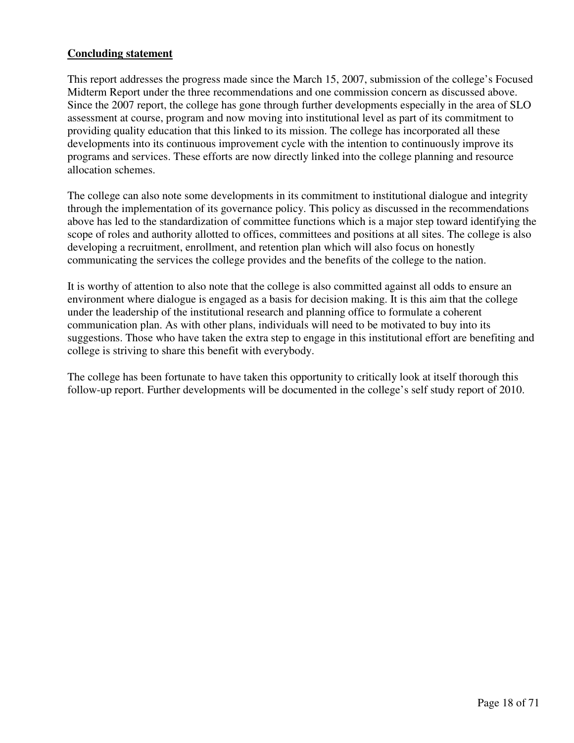**Concluding statement**

This report addresses the progress made since the March 15, 2007, submission of the college's Focused Midterm Report under the three recommendations and one commission concern as discussed above. Since the 2007 report, the college has gone through further developments especially in the area of SLO assessment at course, program and now moving into institutional level as part of its commitment to providing quality education that this linked to its mission. The college has incorporated all these developments into its continuous improvement cycle with the intention to continuously improve its programs and services. These efforts are now directly linked into the college planning and resource allocation schemes.

The college can also note some developments in its commitment to institutional dialogue and integrity through the implementation of its governance policy. This policy as discussed in the recommendations above has led to the standardization of committee functions which is a major step toward identifying the scope of roles and authority allotted to offices, committees and positions at all sites. The college is also developing a recruitment, enrollment, and retention plan which will also focus on honestly communicating the services the college provides and the benefits of the college to the nation.

It is worthy of attention to also note that the college is also committed against all odds to ensure an environment where dialogue is engaged as a basis for decision making. It is this aim that the college under the leadership of the institutional research and planning office to formulate a coherent communication plan. As with other plans, individuals will need to be motivated to buy into its suggestions. Those who have taken the extra step to engage in this institutional effort are benefiting and college is striving to share this benefit with everybody.

The college has been fortunate to have taken this opportunity to critically look at itself thorough this follow-up report. Further developments will be documented in the college's self study report of 2010.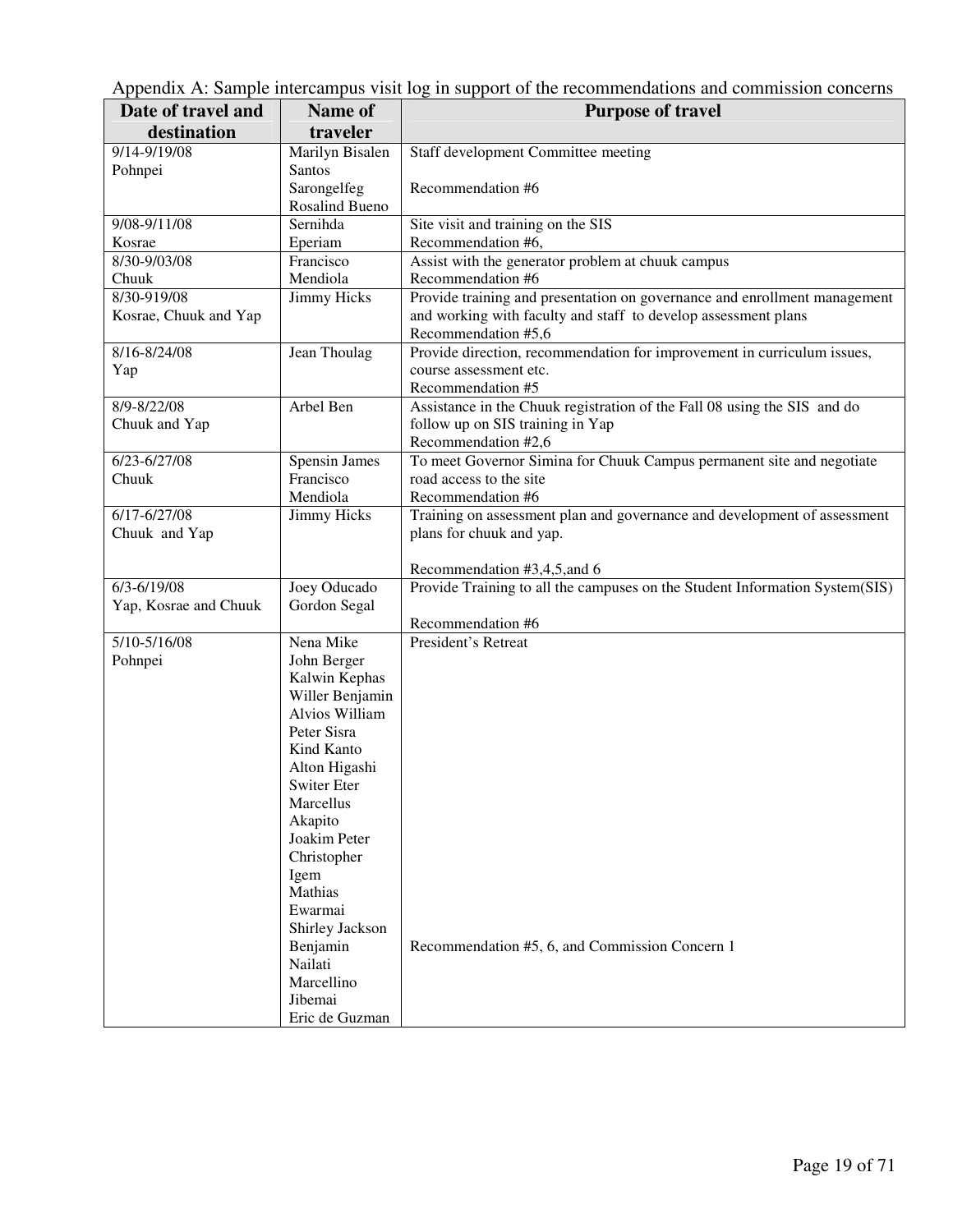Appendix A: Sample intercampus visit log in support of the recommendations and commission concerns

| Date of travel and destination | Name of traveler | Purpose of travel |
|---|---|---|
| 9/14-9/19/08 Pohnpei | Marilyn Bisalen Santos Sarongelfeg Rosalind Bueno | Staff development Committee meeting<br><br>Recommendation #6 |
| 9/08-9/11/08 Kosrae | Sernihda Eperiam | Site visit and training on the SIS<br>Recommendation #6, |
| 8/30-9/03/08 Chuuk | Francisco Mendiola | Assist with the generator problem at chuuk campus<br>Recommendation #6 |
| 8/30-919/08 Kosrae, Chuuk and Yap | Jimmy Hicks | Provide training and presentation on governance and enrollment management and working with faculty and staff to develop assessment plans<br>Recommendation #5,6 |
| 8/16-8/24/08 Yap | Jean Thoulag | Provide direction, recommendation for improvement in curriculum issues, course assessment etc.<br>Recommendation #5 |
| 8/9-8/22/08 Chuuk and Yap | Arbel Ben | Assistance in the Chuuk registration of the Fall 08 using the SIS and do follow up on SIS training in Yap<br>Recommendation #2,6 |
| 6/23-6/27/08 Chuuk | Spensin James Francisco Mendiola | To meet Governor Simina for Chuuk Campus permanent site and negotiate road access to the site<br>Recommendation #6 |
| 6/17-6/27/08 Chuuk and Yap | Jimmy Hicks | Training on assessment plan and governance and development of assessment plans for chuuk and yap.<br><br>Recommendation #3,4,5,and 6 |
| 6/3-6/19/08 Yap, Kosrae and Chuuk | Joey Oducado Gordon Segal | Provide Training to all the campuses on the Student Information System(SIS)<br><br>Recommendation #6 |
| 5/10-5/16/08 Pohnpei | Nena Mike<br>John Berger<br>Kalwin Kephas<br>Willer Benjamin<br>Alvios William<br>Peter Sisra<br>Kind Kanto<br>Alton Higashi<br>Switer Eter<br>Marcellus Akapito<br>Joakim Peter<br>Christopher Igem<br>Mathias Ewarmai<br>Shirley Jackson<br>Benjamin Nailati<br>Marcellino Jibemai<br>Eric de Guzman | President's Retreat<br><br>Recommendation #5, 6, and Commission Concern 1 |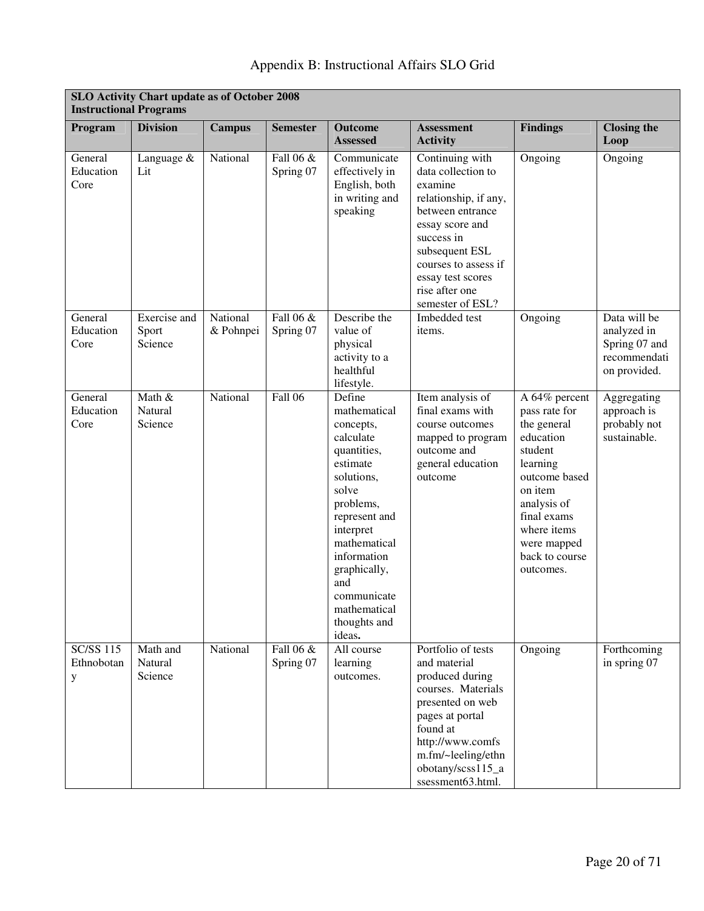# Appendix B: Instructional Affairs SLO Grid

| **SLO Activity Chart update as of October 2008 Instructional Programs** | | | | | | | |
|---|---|---|---|---|---|---|---|
| **Program** | **Division** | **Campus** | **Semester** | **Outcome Assessed** | **Assessment Activity** | **Findings** | **Closing the Loop** |
| General Education Core | Language & Lit | National | Fall 06 & Spring 07 | Communicate effectively in English, both in writing and speaking | Continuing with data collection to examine relationship, if any, between entrance essay score and success in subsequent ESL courses to assess if essay test scores rise after one semester of ESL? | Ongoing | Ongoing |
| General Education Core | Exercise and Sport Science | National & Pohnpei | Fall 06 & Spring 07 | Describe the value of physical activity to a healthful lifestyle. | Imbedded test items. | Ongoing | Data will be analyzed in Spring 07 and recommendation provided. |
| General Education Core | Math & Natural Science | National | Fall 06 | Define mathematical concepts, calculate quantities, estimate solutions, solve problems, represent and interpret mathematical information graphically, and communicate mathematical thoughts and ideas**.** | Item analysis of final exams with course outcomes mapped to program outcome and general education outcome | A 64% percent pass rate for the general education student learning outcome based on item analysis of final exams where items were mapped back to course outcomes. | Aggregating approach is probably not sustainable. |
| SC/SS 115 Ethnobotany | Math and Natural Science | National | Fall 06 & Spring 07 | All course learning outcomes. | Portfolio of tests and material produced during courses. Materials presented on web pages at portal found at http://www.comfsm.fm/~leeling/ethnobotany/scss115_assessment63.html. | Ongoing | Forthcoming in spring 07 |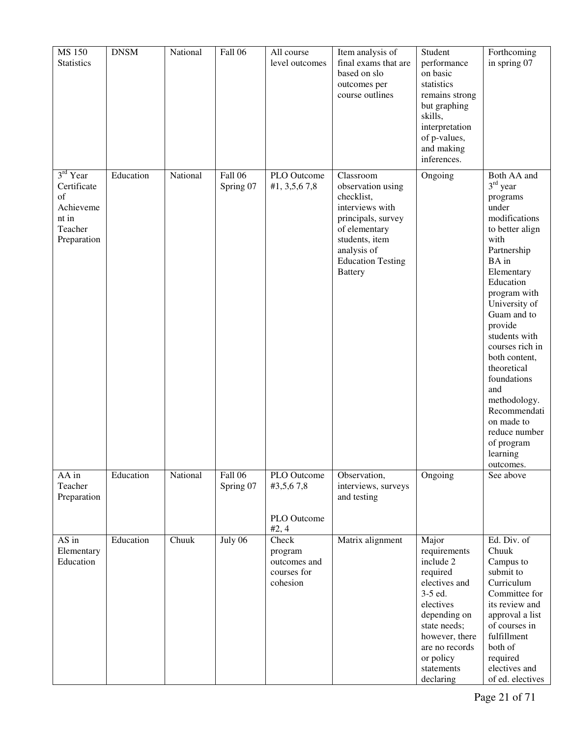| MS 150 Statistics | DNSM | National | Fall 06 | All course level outcomes | Item analysis of final exams that are based on slo outcomes per course outlines | Student performance on basic statistics remains strong but graphing skills, interpretation of p-values, and making inferences. | Forthcoming in spring 07 |
|---|---|---|---|---|---|---|---|
| 3rd Year Certificate of Achievement in Teacher Preparation | Education | National | Fall 06 Spring 07 | PLO Outcome #1, 3,5,6 7,8 | Classroom observation using checklist, interviews with principals, survey of elementary students, item analysis of Education Testing Battery | Ongoing | Both AA and 3rd year programs under modifications to better align with Partnership BA in Elementary Education program with University of Guam and to provide students with courses rich in both content, theoretical foundations and methodology. Recommendation made to reduce number of program learning outcomes. |
| AA in Teacher Preparation | Education | National | Fall 06 Spring 07 | PLO Outcome #3,5,6 7,8<br><br>PLO Outcome #2, 4 | Observation, interviews, surveys and testing | Ongoing | See above |
| AS in Elementary Education | Education | Chuuk | July 06 | Check program outcomes and courses for cohesion | Matrix alignment | Major requirements include 2 required electives and 3-5 ed. electives depending on state needs; however, there are no records or policy statements declaring | Ed. Div. of Chuuk Campus to submit to Curriculum Committee for its review and approval a list of courses in fulfillment both of required electives and of ed. electives |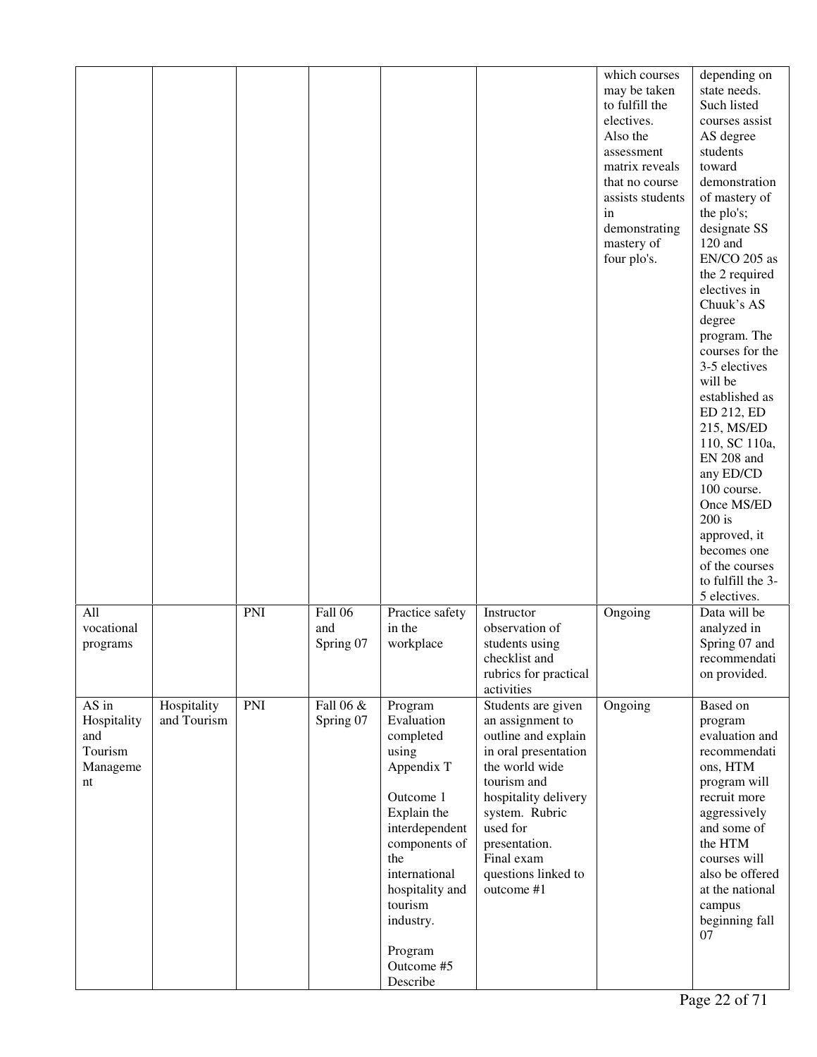| | | | | | | | |
|---|---|---|---|---|---|---|---|
| | | | | | | which courses may be taken to fulfill the electives. Also the assessment matrix reveals that no course assists students in demonstrating mastery of four plo's. | depending on state needs. Such listed courses assist AS degree students toward demonstration of mastery of the plo's; designate SS 120 and EN/CO 205 as the 2 required electives in Chuuk's AS degree program. The courses for the 3-5 electives will be established as ED 212, ED 215, MS/ED 110, SC 110a, EN 208 and any ED/CD 100 course. Once MS/ED 200 is approved, it becomes one of the courses to fulfill the 3-5 electives. |
| All vocational programs | | PNI | Fall 06 and Spring 07 | Practice safety in the workplace | Instructor observation of students using checklist and rubrics for practical activities | Ongoing | Data will be analyzed in Spring 07 and recommendation provided. |
| AS in Hospitality and Tourism Management | Hospitality and Tourism | PNI | Fall 06 & Spring 07 | Program Evaluation completed using Appendix T<br><br>Outcome 1 Explain the interdependent components of the international hospitality and tourism industry.<br><br>Program Outcome #5 Describe | Students are given an assignment to outline and explain in oral presentation the world wide tourism and hospitality delivery system. Rubric used for presentation. Final exam questions linked to outcome #1 | Ongoing | Based on program evaluation and recommendations, HTM program will recruit more aggressively and some of the HTM courses will also be offered at the national campus beginning fall 07 |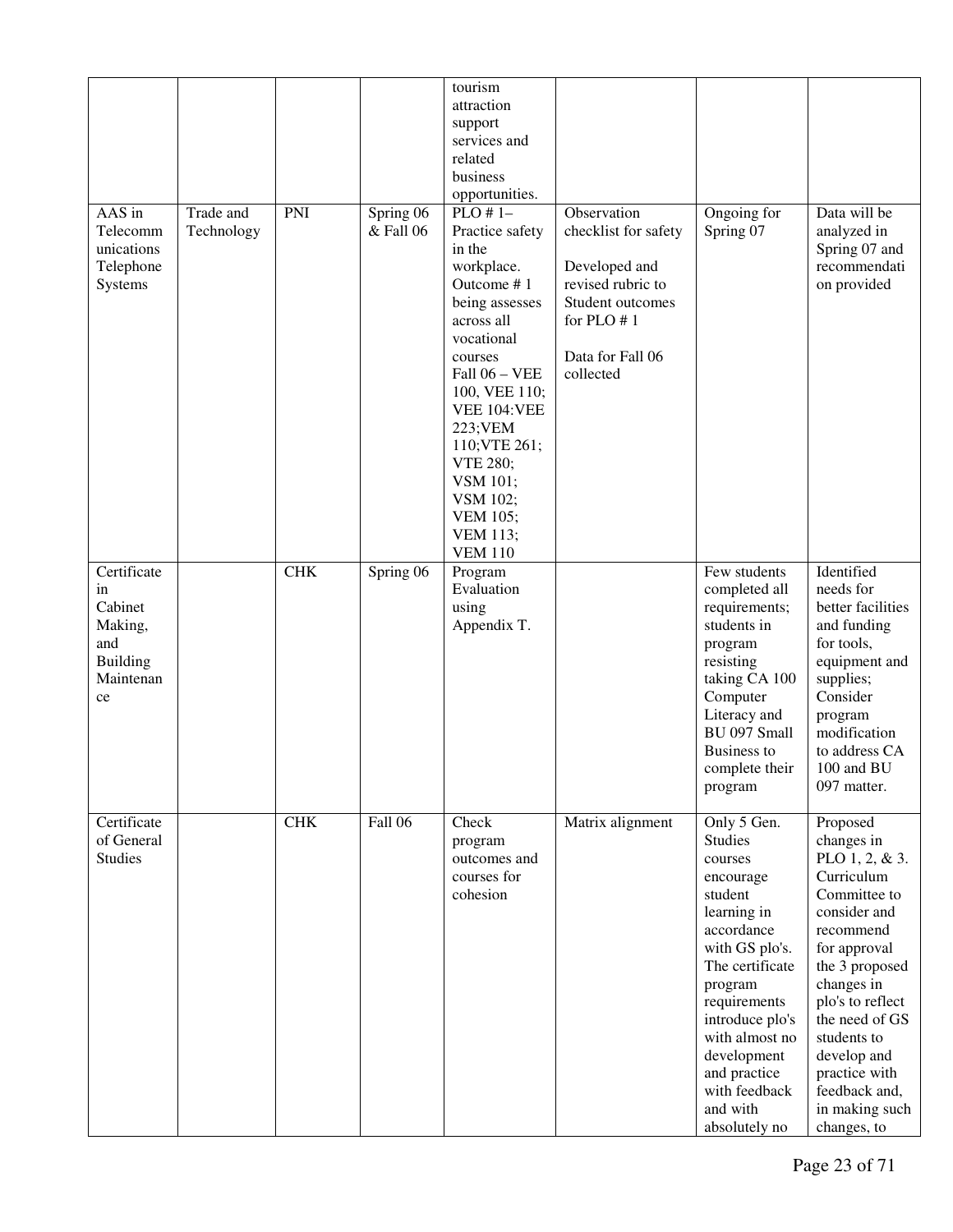| | | | | | | | |
|---|---|---|---|---|---|---|---|
| | | | | tourism attraction support services and related business opportunities. | | | |
| AAS in Telecommunications Telephone Systems | Trade and Technology | PNI | Spring 06 & Fall 06 | PLO # 1– Practice safety in the workplace. Outcome # 1 being assesses across all vocational courses Fall 06 – VEE 100, VEE 110; VEE 104:VEE 223;VEM 110;VTE 261; VTE 280; VSM 101; VSM 102; VEM 105; VEM 113; VEM 110 | Observation checklist for safety<br><br>Developed and revised rubric to Student outcomes for PLO # 1<br><br>Data for Fall 06 collected | Ongoing for Spring 07 | Data will be analyzed in Spring 07 and recommendation provided |
| Certificate in Cabinet Making, and Building Maintenance | | CHK | Spring 06 | Program Evaluation using Appendix T. | | Few students completed all requirements; students in program resisting taking CA 100 Computer Literacy and BU 097 Small Business to complete their program | Identified needs for better facilities and funding for tools, equipment and supplies; Consider program modification to address CA 100 and BU 097 matter. |
| Certificate of General Studies | | CHK | Fall 06 | Check program outcomes and courses for cohesion | Matrix alignment | Only 5 Gen. Studies courses encourage student learning in accordance with GS plo's. The certificate program requirements introduce plo's with almost no development and practice with feedback and with absolutely no | Proposed changes in PLO 1, 2, & 3. Curriculum Committee to consider and recommend for approval the 3 proposed changes in plo's to reflect the need of GS students to develop and practice with feedback and, in making such changes, to |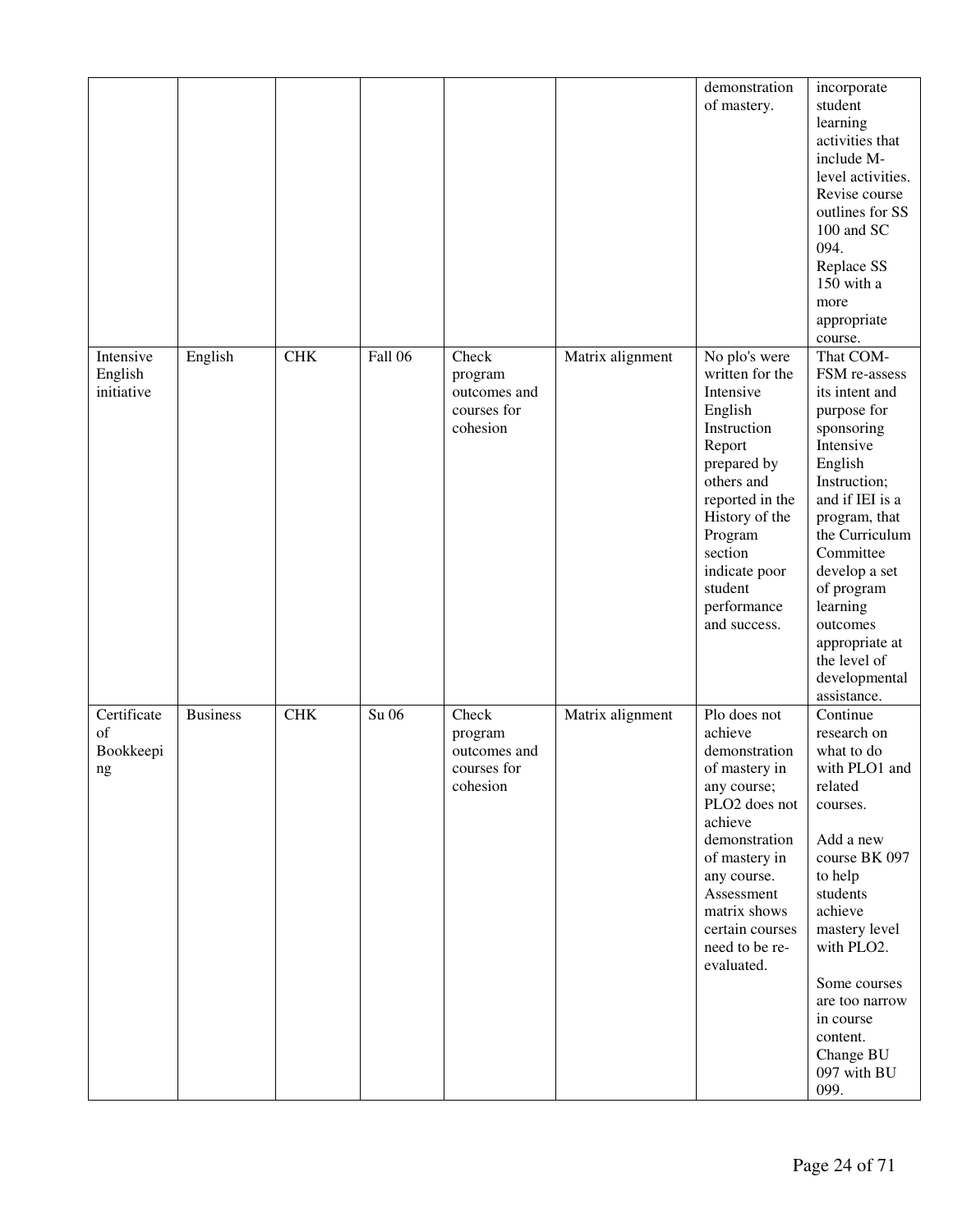| | | | | | | | |
|---|---|---|---|---|---|---|---|
| | | | | | | demonstration of mastery. | incorporate student learning activities that include M-level activities. Revise course outlines for SS 100 and SC 094. Replace SS 150 with a more appropriate course. |
| Intensive English initiative | English | CHK | Fall 06 | Check program outcomes and courses for cohesion | Matrix alignment | No plo's were written for the Intensive English Instruction Report prepared by others and reported in the History of the Program section indicate poor student performance and success. | That COM-FSM re-assess its intent and purpose for sponsoring Intensive English Instruction; and if IEI is a program, that the Curriculum Committee develop a set of program learning outcomes appropriate at the level of developmental assistance. |
| Certificate of Bookkeeping | Business | CHK | Su 06 | Check program outcomes and courses for cohesion | Matrix alignment | Plo does not achieve demonstration of mastery in any course; PLO2 does not achieve demonstration of mastery in any course. Assessment matrix shows certain courses need to be re-evaluated. | Continue research on what to do with PLO1 and related courses.<br><br>Add a new course BK 097 to help students achieve mastery level with PLO2.<br><br>Some courses are too narrow in course content. Change BU 097 with BU 099. |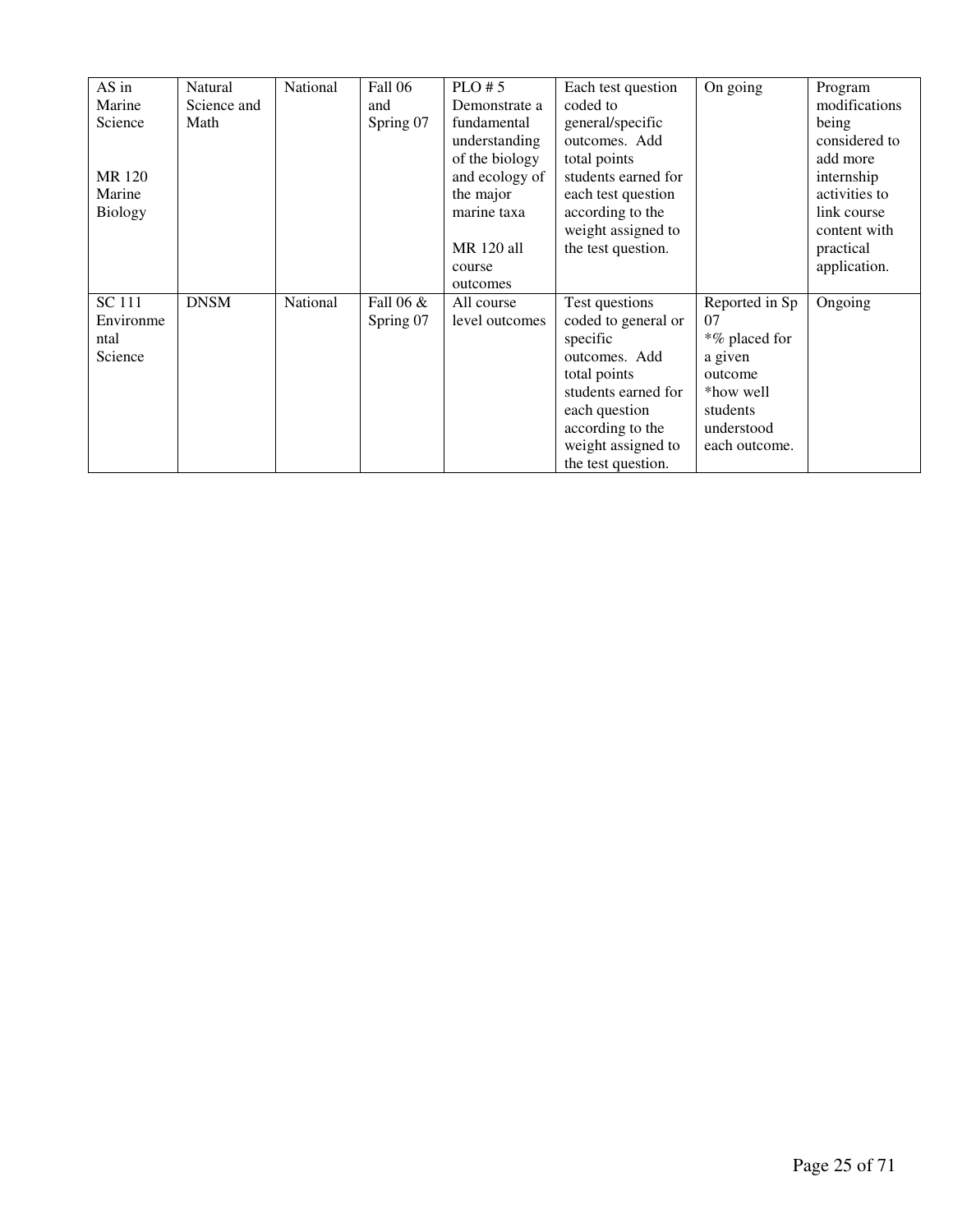| AS in Marine Science<br><br>MR 120 Marine Biology | Natural Science and Math | National | Fall 06 and Spring 07 | PLO # 5 Demonstrate a fundamental understanding of the biology and ecology of the major marine taxa<br><br>MR 120 all course outcomes | Each test question coded to general/specific outcomes. Add total points students earned for each test question according to the weight assigned to the test question. | On going | Program modifications being considered to add more internship activities to link course content with practical application. |
|---|---|---|---|---|---|---|---|
| SC 111 Environmental Science | DNSM | National | Fall 06 & Spring 07 | All course level outcomes | Test questions coded to general or specific outcomes. Add total points students earned for each question according to the weight assigned to the test question. | Reported in Sp 07<br>*% placed for a given outcome<br>*how well students understood each outcome. | Ongoing |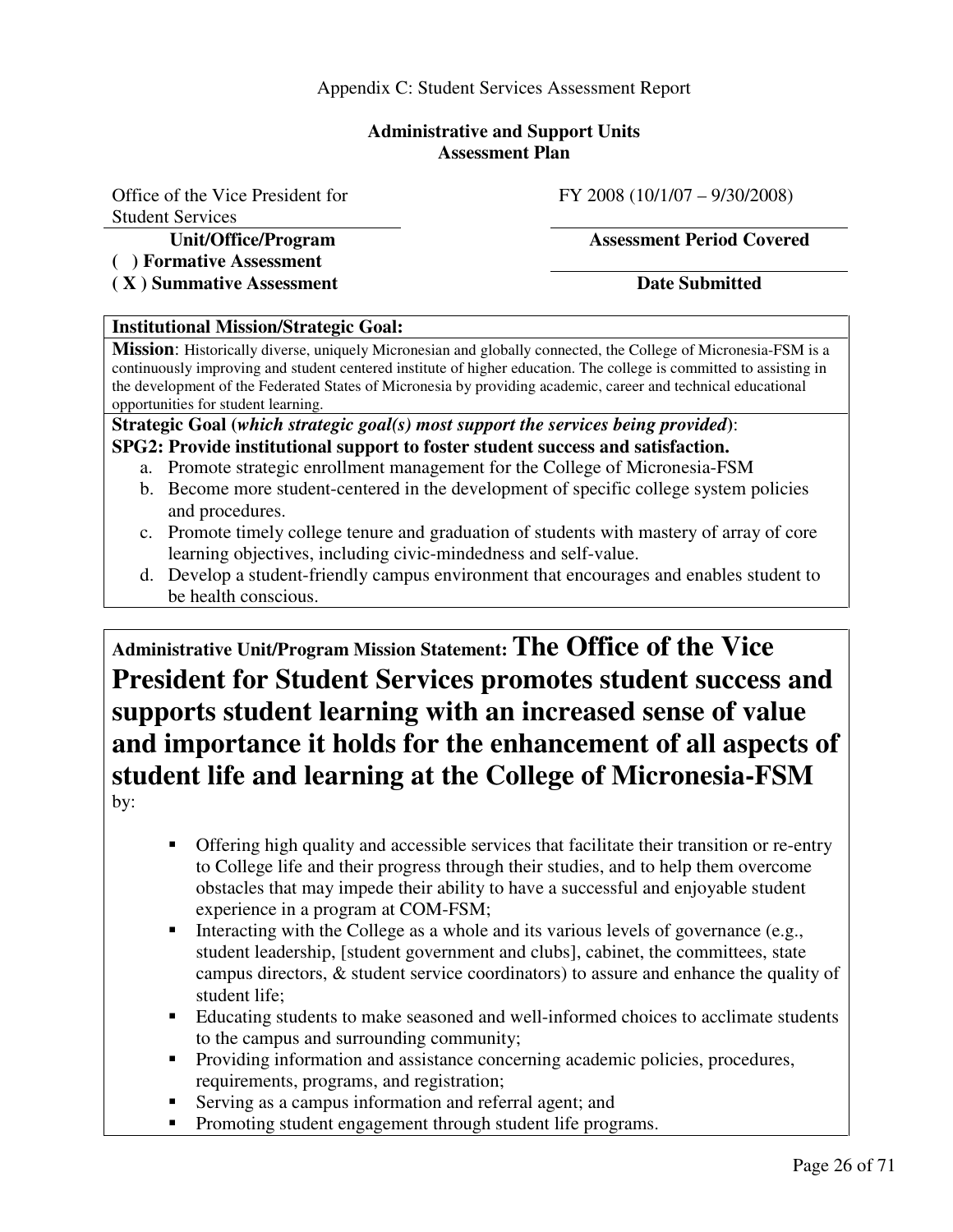Appendix C: Student Services Assessment Report

**Administrative and Support Units**
**Assessment Plan**

| Office of the Vice President for Student Services | FY 2008 (10/1/07 – 9/30/2008) |
|---|---|
| **Unit/Office/Program** | **Assessment Period Covered** |
| **( ) Formative Assessment** | |
| **( X ) Summative Assessment** | **Date Submitted** |

**Institutional Mission/Strategic Goal:**

**Mission**: Historically diverse, uniquely Micronesian and globally connected, the College of Micronesia-FSM is a continuously improving and student centered institute of higher education. The college is committed to assisting in the development of the Federated States of Micronesia by providing academic, career and technical educational opportunities for student learning.

**Strategic Goal (*which strategic goal(s) most support the services being provided*)**:

**SPG2: Provide institutional support to foster student success and satisfaction.**

a. Promote strategic enrollment management for the College of Micronesia-FSM
b. Become more student-centered in the development of specific college system policies and procedures.
c. Promote timely college tenure and graduation of students with mastery of array of core learning objectives, including civic-mindedness and self-value.
d. Develop a student-friendly campus environment that encourages and enables student to be health conscious.

**Administrative Unit/Program Mission Statement: The Office of the Vice President for Student Services promotes student success and supports student learning with an increased sense of value and importance it holds for the enhancement of all aspects of student life and learning at the College of Micronesia-FSM** by:

- Offering high quality and accessible services that facilitate their transition or re-entry to College life and their progress through their studies, and to help them overcome obstacles that may impede their ability to have a successful and enjoyable student experience in a program at COM-FSM;
- Interacting with the College as a whole and its various levels of governance (e.g., student leadership, [student government and clubs], cabinet, the committees, state campus directors, & student service coordinators) to assure and enhance the quality of student life;
- Educating students to make seasoned and well-informed choices to acclimate students to the campus and surrounding community;
- Providing information and assistance concerning academic policies, procedures, requirements, programs, and registration;
- Serving as a campus information and referral agent; and
- Promoting student engagement through student life programs.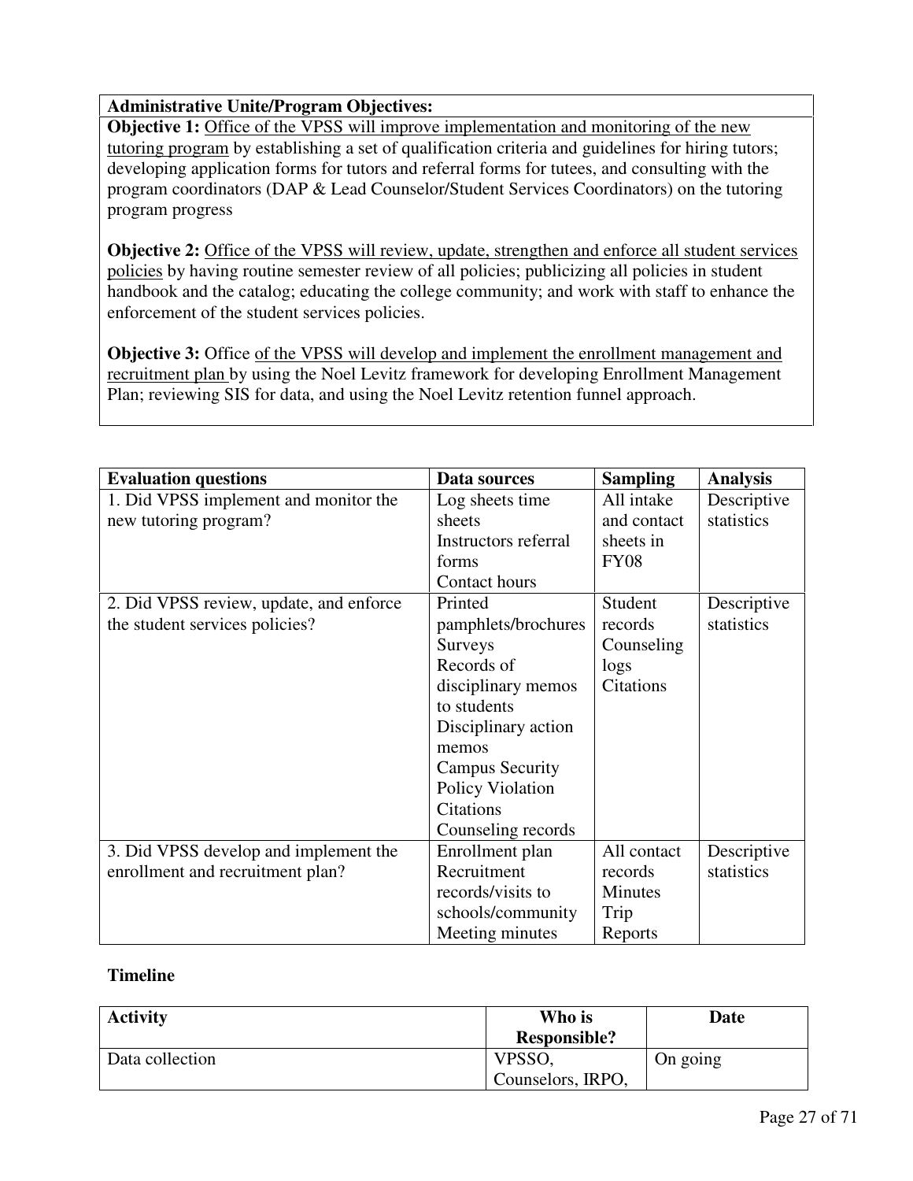**Administrative Unite/Program Objectives:**

**Objective 1:** Office of the VPSS will improve implementation and monitoring of the new tutoring program by establishing a set of qualification criteria and guidelines for hiring tutors; developing application forms for tutors and referral forms for tutees, and consulting with the program coordinators (DAP & Lead Counselor/Student Services Coordinators) on the tutoring program progress

**Objective 2:** Office of the VPSS will review, update, strengthen and enforce all student services policies by having routine semester review of all policies; publicizing all policies in student handbook and the catalog; educating the college community; and work with staff to enhance the enforcement of the student services policies.

**Objective 3:** Office of the VPSS will develop and implement the enrollment management and recruitment plan by using the Noel Levitz framework for developing Enrollment Management Plan; reviewing SIS for data, and using the Noel Levitz retention funnel approach.

| Evaluation questions | Data sources | Sampling | Analysis |
|---|---|---|---|
| 1. Did VPSS implement and monitor the new tutoring program? | Log sheets time sheets<br>Instructors referral forms<br>Contact hours | All intake and contact sheets in FY08 | Descriptive statistics |
| 2. Did VPSS review, update, and enforce the student services policies? | Printed pamphlets/brochures<br>Surveys<br>Records of disciplinary memos to students<br>Disciplinary action memos<br>Campus Security Policy Violation Citations<br>Counseling records | Student records<br>Counseling logs<br>Citations | Descriptive statistics |
| 3. Did VPSS develop and implement the enrollment and recruitment plan? | Enrollment plan<br>Recruitment records/visits to schools/community<br>Meeting minutes | All contact records<br>Minutes<br>Trip Reports | Descriptive statistics |

**Timeline**

| Activity | Who is Responsible? | Date |
|---|---|---|
| Data collection | VPSSO, Counselors, IRPO, | On going |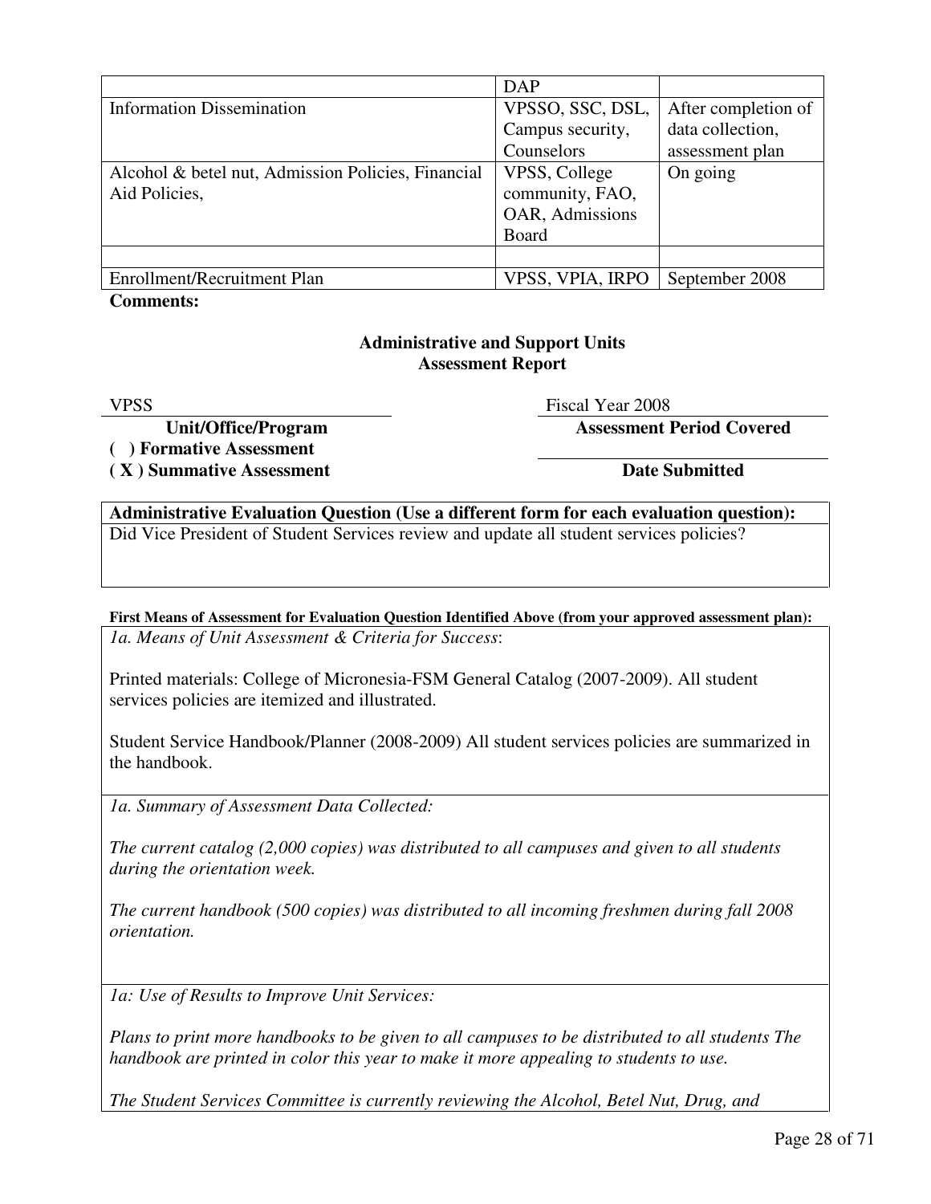| | | |
|---|---|---|
| | DAP | |
| Information Dissemination | VPSSO, SSC, DSL, Campus security, Counselors | After completion of data collection, assessment plan |
| Alcohol & betel nut, Admission Policies, Financial Aid Policies, | VPSS, College community, FAO, OAR, Admissions Board | On going |
| | | |
| Enrollment/Recruitment Plan | VPSS, VPIA, IRPO | September 2008 |

**Comments:**

## Administrative and Support Units
## Assessment Report

VPSS — **Unit/Office/Program**

Fiscal Year 2008 — **Assessment Period Covered**

**( ) Formative Assessment**

**( X ) Summative Assessment**

**Date Submitted**

**Administrative Evaluation Question (Use a different form for each evaluation question):**

Did Vice President of Student Services review and update all student services policies?

**First Means of Assessment for Evaluation Question Identified Above (from your approved assessment plan):**

*1a. Means of Unit Assessment & Criteria for Success*:

Printed materials: College of Micronesia-FSM General Catalog (2007-2009). All student services policies are itemized and illustrated.

Student Service Handbook/Planner (2008-2009) All student services policies are summarized in the handbook.

*1a. Summary of Assessment Data Collected:*

*The current catalog (2,000 copies) was distributed to all campuses and given to all students during the orientation week.*

*The current handbook (500 copies) was distributed to all incoming freshmen during fall 2008 orientation.*

*1a: Use of Results to Improve Unit Services:*

*Plans to print more handbooks to be given to all campuses to be distributed to all students The handbook are printed in color this year to make it more appealing to students to use.*

*The Student Services Committee is currently reviewing the Alcohol, Betel Nut, Drug, and*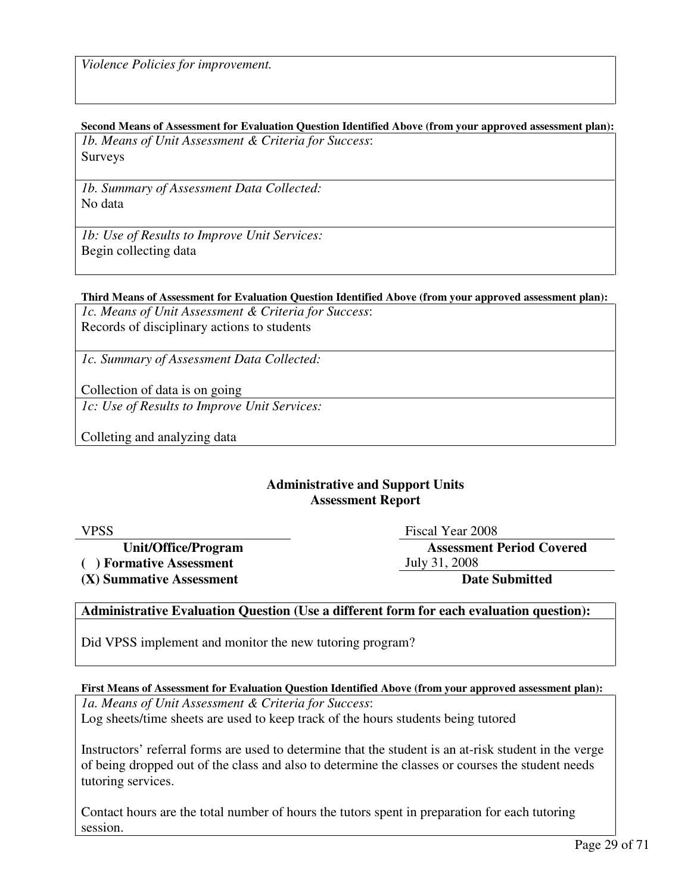*Violence Policies for improvement.*

**Second Means of Assessment for Evaluation Question Identified Above (from your approved assessment plan):**

*1b. Means of Unit Assessment & Criteria for Success*:
Surveys

*1b. Summary of Assessment Data Collected:*
No data

*1b: Use of Results to Improve Unit Services:*
Begin collecting data

**Third Means of Assessment for Evaluation Question Identified Above (from your approved assessment plan):**

*1c. Means of Unit Assessment & Criteria for Success*:
Records of disciplinary actions to students

*1c. Summary of Assessment Data Collected:*

Collection of data is on going

*1c: Use of Results to Improve Unit Services:*

Colleting and analyzing data

## Administrative and Support Units
## Assessment Report

| VPSS | Fiscal Year 2008 |
|---|---|
| **Unit/Office/Program** | **Assessment Period Covered** |
| **( ) Formative Assessment** | July 31, 2008 |
| **(X) Summative Assessment** | **Date Submitted** |

**Administrative Evaluation Question (Use a different form for each evaluation question):**

Did VPSS implement and monitor the new tutoring program?

**First Means of Assessment for Evaluation Question Identified Above (from your approved assessment plan):**

*1a. Means of Unit Assessment & Criteria for Success*:
Log sheets/time sheets are used to keep track of the hours students being tutored

Instructors' referral forms are used to determine that the student is an at-risk student in the verge of being dropped out of the class and also to determine the classes or courses the student needs tutoring services.

Contact hours are the total number of hours the tutors spent in preparation for each tutoring session.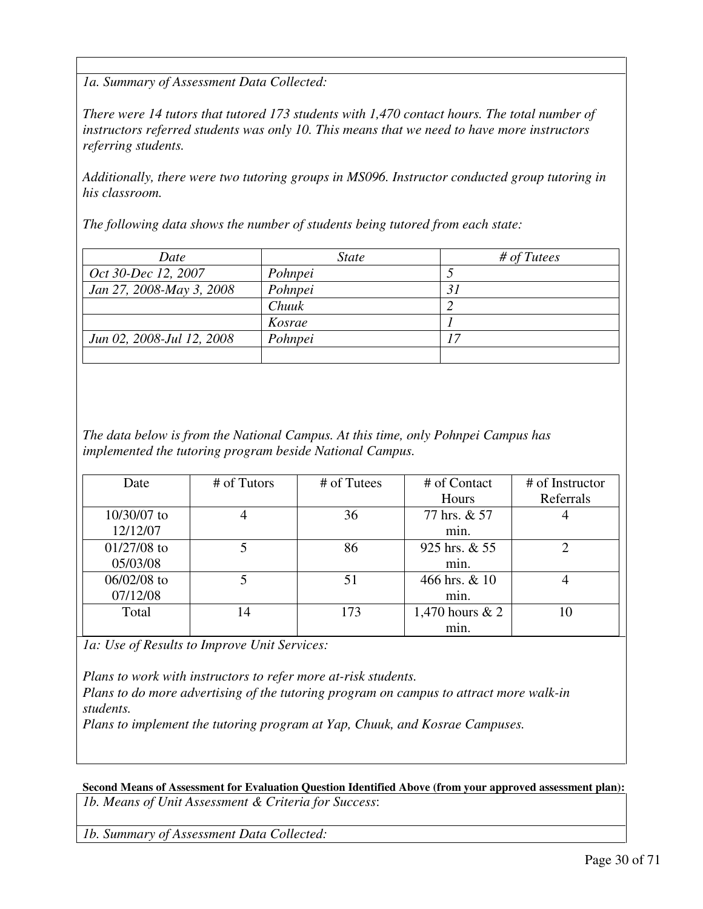*1a. Summary of Assessment Data Collected:*

*There were 14 tutors that tutored 173 students with 1,470 contact hours. The total number of instructors referred students was only 10. This means that we need to have more instructors referring students.*

*Additionally, there were two tutoring groups in MS096. Instructor conducted group tutoring in his classroom.*

*The following data shows the number of students being tutored from each state:*

| *Date* | *State* | *# of Tutees* |
|---|---|---|
| *Oct 30-Dec 12, 2007* | *Pohnpei* | *5* |
| *Jan 27, 2008-May 3, 2008* | *Pohnpei* | *31* |
| | *Chuuk* | *2* |
| | *Kosrae* | *1* |
| *Jun 02, 2008-Jul 12, 2008* | *Pohnpei* | *17* |
| | | |

*The data below is from the National Campus. At this time, only Pohnpei Campus has implemented the tutoring program beside National Campus.*

| Date | # of Tutors | # of Tutees | # of Contact Hours | # of Instructor Referrals |
|---|---|---|---|---|
| 10/30/07 to 12/12/07 | 4 | 36 | 77 hrs. & 57 min. | 4 |
| 01/27/08 to 05/03/08 | 5 | 86 | 925 hrs. & 55 min. | 2 |
| 06/02/08 to 07/12/08 | 5 | 51 | 466 hrs. & 10 min. | 4 |
| Total | 14 | 173 | 1,470 hours & 2 min. | 10 |

*1a: Use of Results to Improve Unit Services:*

*Plans to work with instructors to refer more at-risk students.*
*Plans to do more advertising of the tutoring program on campus to attract more walk-in students.*
*Plans to implement the tutoring program at Yap, Chuuk, and Kosrae Campuses.*

**Second Means of Assessment for Evaluation Question Identified Above (from your approved assessment plan):**

*1b. Means of Unit Assessment & Criteria for Success*:

*1b. Summary of Assessment Data Collected:*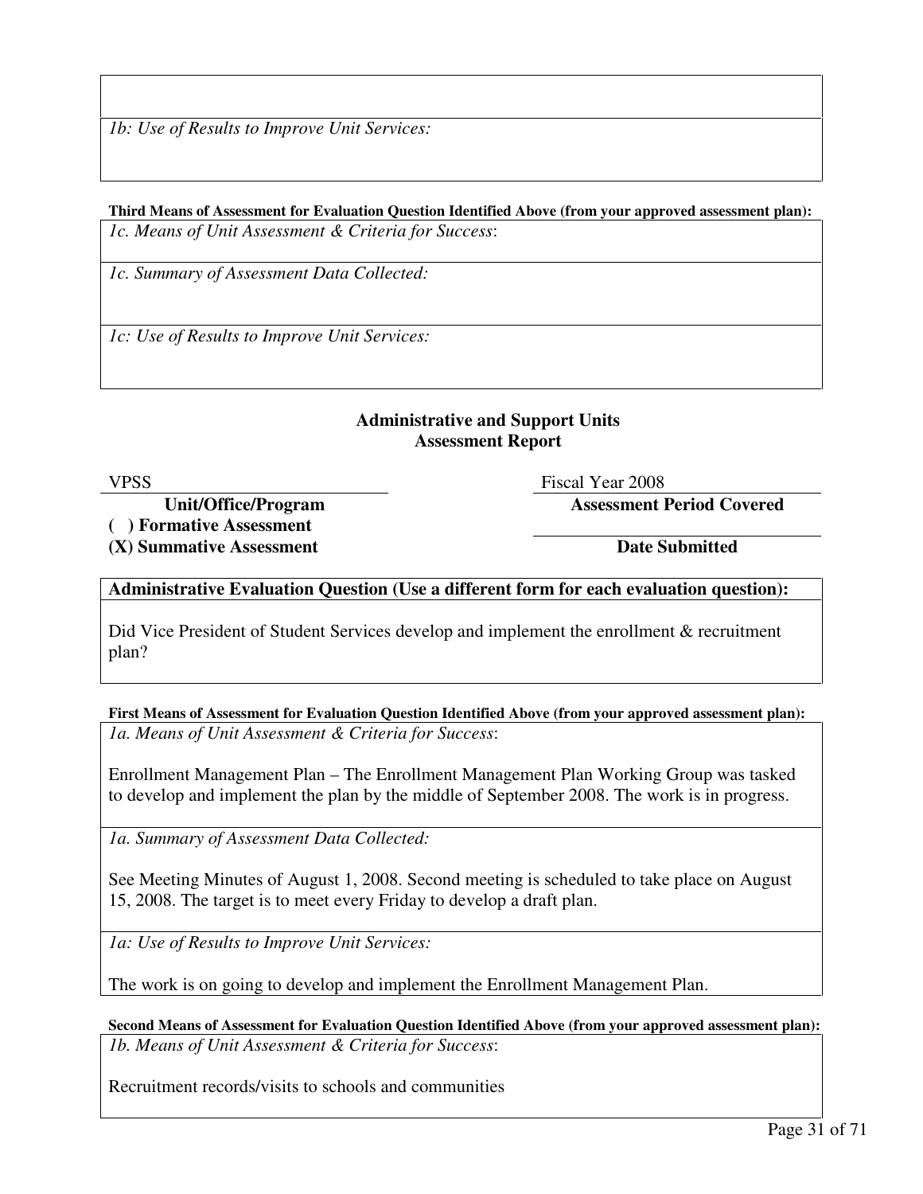*1b: Use of Results to Improve Unit Services:*

**Third Means of Assessment for Evaluation Question Identified Above (from your approved assessment plan):**

*1c. Means of Unit Assessment & Criteria for Success*:

*1c. Summary of Assessment Data Collected:*

*1c: Use of Results to Improve Unit Services:*

## Administrative and Support Units
## Assessment Report

VPSS — **Unit/Office/Program**

Fiscal Year 2008 — **Assessment Period Covered**

**( ) Formative Assessment**

**(X) Summative Assessment**

**Date Submitted**

**Administrative Evaluation Question (Use a different form for each evaluation question):**

Did Vice President of Student Services develop and implement the enrollment & recruitment plan?

**First Means of Assessment for Evaluation Question Identified Above (from your approved assessment plan):**

*1a. Means of Unit Assessment & Criteria for Success*:

Enrollment Management Plan – The Enrollment Management Plan Working Group was tasked to develop and implement the plan by the middle of September 2008. The work is in progress.

*1a. Summary of Assessment Data Collected:*

See Meeting Minutes of August 1, 2008. Second meeting is scheduled to take place on August 15, 2008. The target is to meet every Friday to develop a draft plan.

*1a: Use of Results to Improve Unit Services:*

The work is on going to develop and implement the Enrollment Management Plan.

**Second Means of Assessment for Evaluation Question Identified Above (from your approved assessment plan):**

*1b. Means of Unit Assessment & Criteria for Success*:

Recruitment records/visits to schools and communities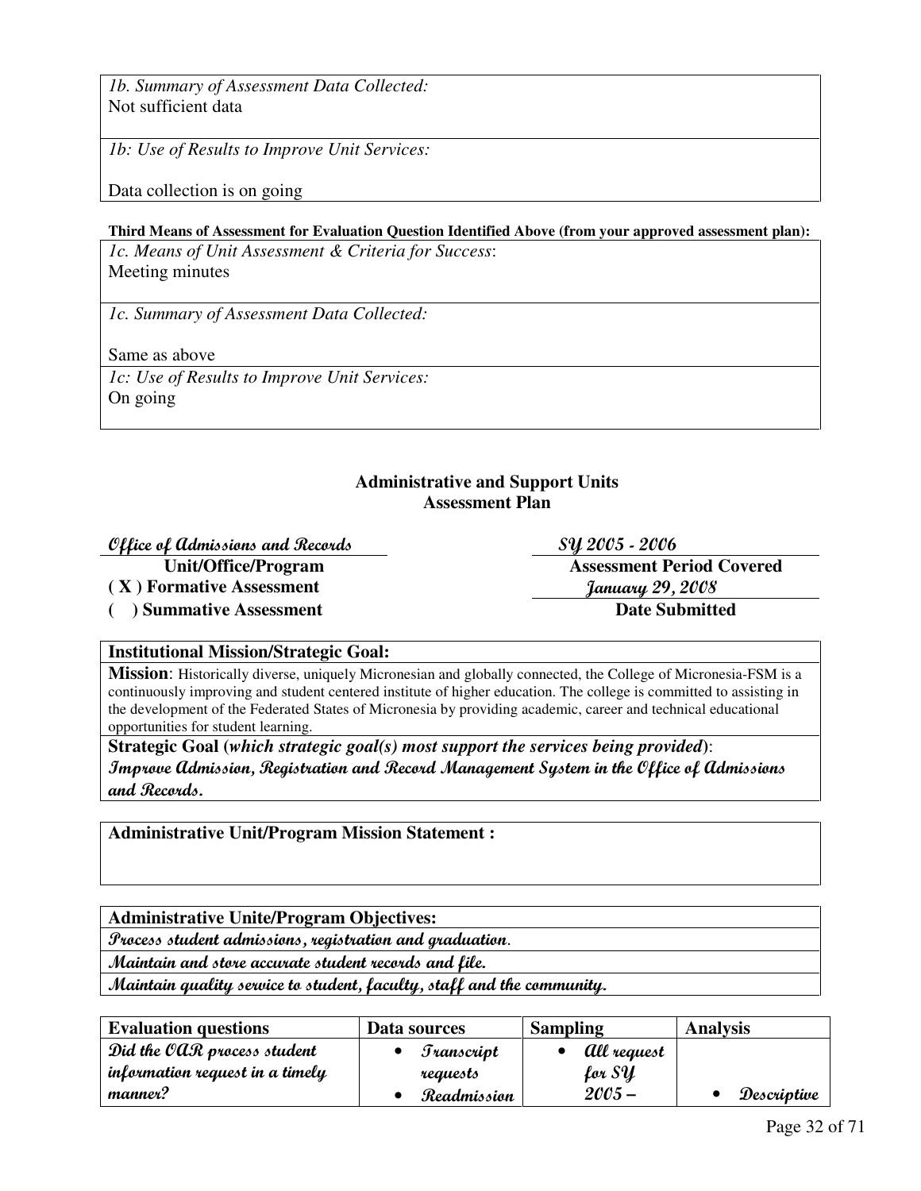*1b. Summary of Assessment Data Collected:*
Not sufficient data

*1b: Use of Results to Improve Unit Services:*

Data collection is on going

**Third Means of Assessment for Evaluation Question Identified Above (from your approved assessment plan):**

*1c. Means of Unit Assessment & Criteria for Success*:
Meeting minutes

*1c. Summary of Assessment Data Collected:*

Same as above

*1c: Use of Results to Improve Unit Services:*
On going

## Administrative and Support Units Assessment Plan

| | |
|---|---|
| *Office of Admissions and Records* | *SY 2005 - 2006* |
| **Unit/Office/Program** | **Assessment Period Covered** |
| **( X ) Formative Assessment** | *January 29, 2008* |
| **(   ) Summative Assessment** | **Date Submitted** |

**Institutional Mission/Strategic Goal:**

**Mission**: Historically diverse, uniquely Micronesian and globally connected, the College of Micronesia-FSM is a continuously improving and student centered institute of higher education. The college is committed to assisting in the development of the Federated States of Micronesia by providing academic, career and technical educational opportunities for student learning.

**Strategic Goal (*which strategic goal(s) most support the services being provided*)**:
***Improve Admission, Registration and Record Management System in the Office of Admissions and Records.***

**Administrative Unit/Program Mission Statement :**

**Administrative Unite/Program Objectives:**

***Process student admissions, registration and graduation***.

***Maintain and store accurate student records and file.***

***Maintain quality service to student, faculty, staff and the community.***

| Evaluation questions | Data sources | Sampling | Analysis |
|---|---|---|---|
| *Did the OAR process student information request in a timely manner?* | • *Transcript requests*<br>• *Readmission* | • *All request for SY 2005 –* | • *Descriptive* |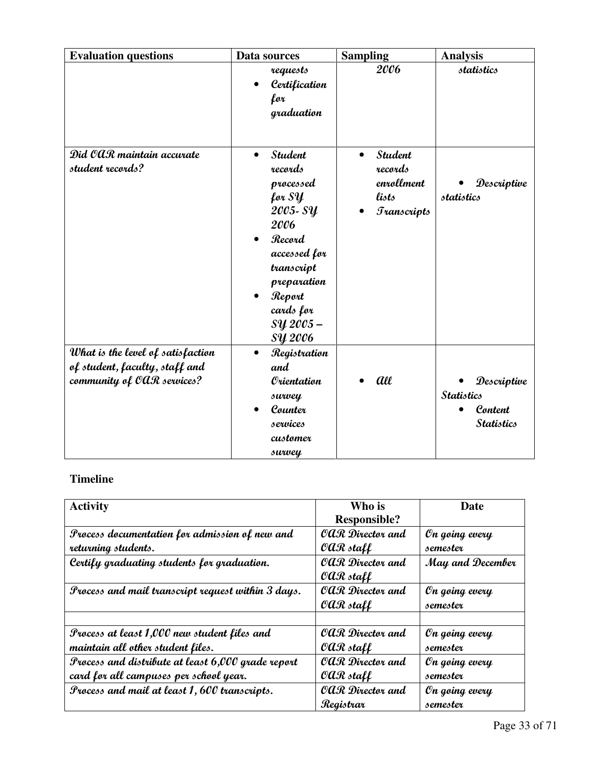| Evaluation questions | Data sources | Sampling | Analysis |
|---|---|---|---|
| | requests<br>• Certification for graduation | 2006 | statistics |
| Did OAR maintain accurate student records? | • Student records processed for SY 2005- SY 2006<br>• Record accessed for transcript preparation<br>• Report cards for SY 2005 – SY 2006 | • Student records enrollment lists<br>• Transcripts | • Descriptive statistics |
| What is the level of satisfaction of student, faculty, staff and community of OAR services? | • Registration and Orientation survey<br>• Counter services customer survey | • All | • Descriptive Statistics<br>• Content Statistics |

**Timeline**

| Activity | Who is Responsible? | Date |
|---|---|---|
| Process documentation for admission of new and returning students. | OAR Director and OAR staff | On going every semester |
| Certify graduating students for graduation. | OAR Director and OAR staff | May and December |
| Process and mail transcript request within 3 days. | OAR Director and OAR staff | On going every semester |
| | | |
| Process at least 1,000 new student files and maintain all other student files. | OAR Director and OAR staff | On going every semester |
| Process and distribute at least 6,000 grade report card for all campuses per school year. | OAR Director and OAR staff | On going every semester |
| Process and mail at least 1, 600 transcripts. | OAR Director and Registrar | On going every semester |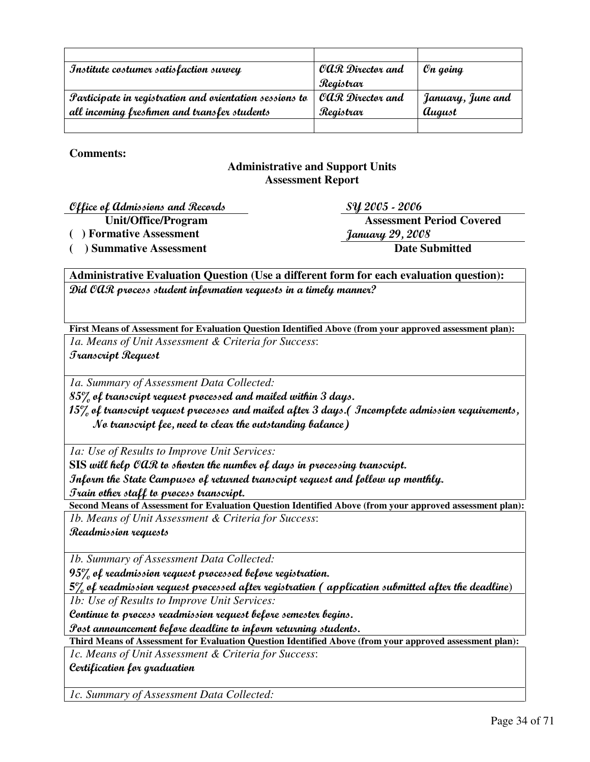| | | |
|---|---|---|
| Institute costumer satisfaction survey | OAR Director and Registrar | On going |
| Participate in registration and orientation sessions to all incoming freshmen and transfer students | OAR Director and Registrar | January, June and August |
| | | |

**Comments:**

## Administrative and Support Units Assessment Report

*Office of Admissions and Records* — **Unit/Office/Program**

*SY 2005 - 2006* — **Assessment Period Covered**

( ) **Formative Assessment**

( ) **Summative Assessment**

*January 29, 2008* — **Date Submitted**

**Administrative Evaluation Question (Use a different form for each evaluation question):**

*Did OAR process student information requests in a timely manner?*

**First Means of Assessment for Evaluation Question Identified Above (from your approved assessment plan):**

*1a. Means of Unit Assessment & Criteria for Success*:

Transcript Request

*1a. Summary of Assessment Data Collected:*

85% of transcript request processed and mailed within 3 days.

15% of transcript request processes and mailed after 3 days.( Incomplete admission requirements, No transcript fee, need to clear the outstanding balance)

*1a: Use of Results to Improve Unit Services:*

**SIS** will help OAR to shorten the number of days in processing transcript.

Inform the State Campuses of returned transcript request and follow up monthly.

Train other staff to process transcript.

**Second Means of Assessment for Evaluation Question Identified Above (from your approved assessment plan):**

*1b. Means of Unit Assessment & Criteria for Success*:

Readmission requests

*1b. Summary of Assessment Data Collected:*

95% of readmission request processed before registration.

5% of readmission request processed after registration ( application submitted after the deadline)

*1b: Use of Results to Improve Unit Services:*

Continue to process readmission request before semester begins.

Post announcement before deadline to inform returning students.

**Third Means of Assessment for Evaluation Question Identified Above (from your approved assessment plan):**

*1c. Means of Unit Assessment & Criteria for Success*:

Certification for graduation

*1c. Summary of Assessment Data Collected:*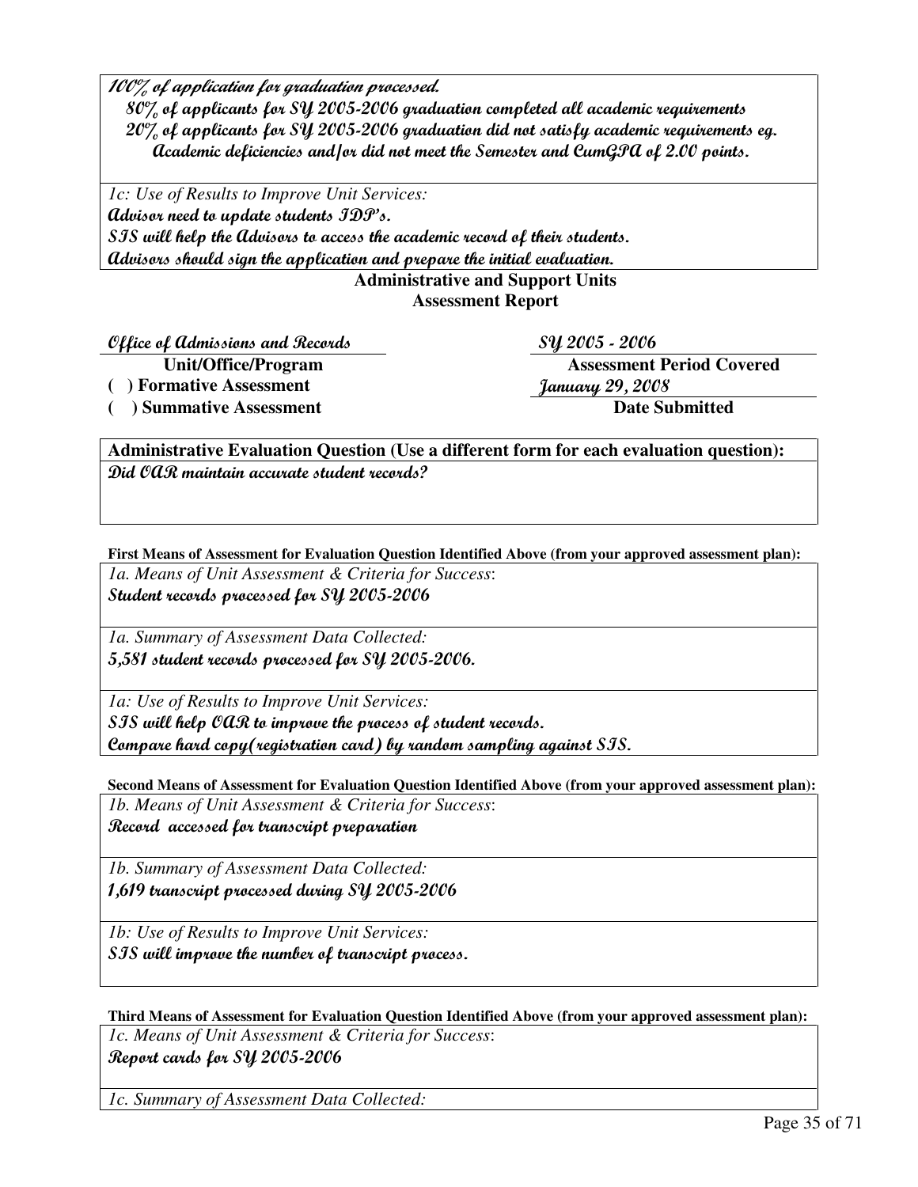**100% of application for graduation processed.**
**80% of applicants for SY 2005-2006 graduation completed all academic requirements**
**20% of applicants for SY 2005-2006 graduation did not satisfy academic requirements eg. Academic deficiencies and/or did not meet the Semester and CumGPA of 2.00 points.**

*1c: Use of Results to Improve Unit Services:*
**Advisor need to update students IDP's.**
**SIS will help the Advisors to access the academic record of their students.**
**Advisors should sign the application and prepare the initial evaluation.**

## Administrative and Support Units
## Assessment Report

**Office of Admissions and Records** — Unit/Office/Program

**SY 2005 - 2006** — Assessment Period Covered

( ) Formative Assessment

( ) Summative Assessment

**January 29, 2008** — Date Submitted

**Administrative Evaluation Question (Use a different form for each evaluation question):**
**Did OAR maintain accurate student records?**

**First Means of Assessment for Evaluation Question Identified Above (from your approved assessment plan):**

*1a. Means of Unit Assessment & Criteria for Success*:
**Student records processed for SY 2005-2006**

*1a. Summary of Assessment Data Collected:*
**5,581 student records processed for SY 2005-2006.**

*1a: Use of Results to Improve Unit Services:*
**SIS will help OAR to improve the process of student records.**
**Compare hard copy(registration card) by random sampling against SIS.**

**Second Means of Assessment for Evaluation Question Identified Above (from your approved assessment plan):**

*1b. Means of Unit Assessment & Criteria for Success*:
**Record accessed for transcript preparation**

*1b. Summary of Assessment Data Collected:*
**1,619 transcript processed during SY 2005-2006**

*1b: Use of Results to Improve Unit Services:*
**SIS will improve the number of transcript process.**

**Third Means of Assessment for Evaluation Question Identified Above (from your approved assessment plan):**

*1c. Means of Unit Assessment & Criteria for Success*:
**Report cards for SY 2005-2006**

*1c. Summary of Assessment Data Collected:*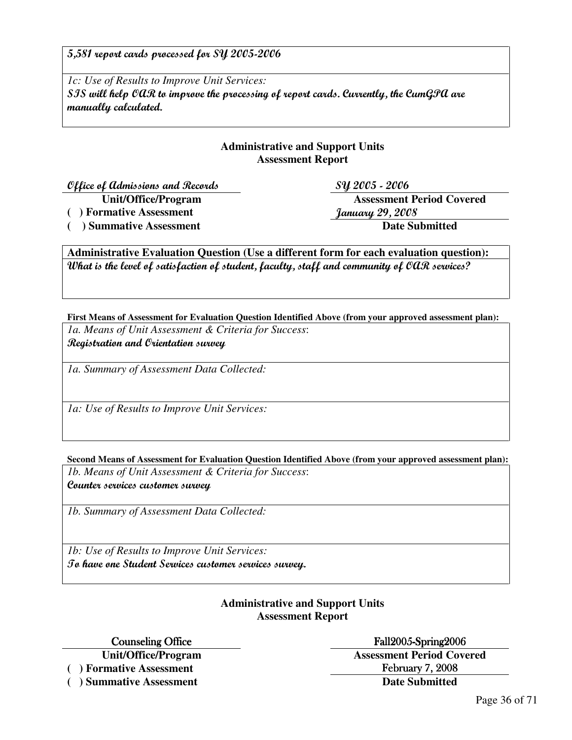**5,581 report cards processed for SY 2005-2006**

*1c: Use of Results to Improve Unit Services:*
**SIS will help OAR to improve the processing of report cards. Currently, the CumGPA are manually calculated.**

## Administrative and Support Units Assessment Report

| | |
|---|---|
| *Office of Admissions and Records* | *SY 2005 - 2006* |
| **Unit/Office/Program** | **Assessment Period Covered** |
| **( ) Formative Assessment** | *January 29, 2008* |
| **( ) Summative Assessment** | **Date Submitted** |

**Administrative Evaluation Question (Use a different form for each evaluation question):**
**What is the level of satisfaction of student, faculty, staff and community of OAR services?**

**First Means of Assessment for Evaluation Question Identified Above (from your approved assessment plan):**

*1a. Means of Unit Assessment & Criteria for Success*:
**Registration and Orientation survey**

*1a. Summary of Assessment Data Collected:*

*1a: Use of Results to Improve Unit Services:*

**Second Means of Assessment for Evaluation Question Identified Above (from your approved assessment plan):**

*1b. Means of Unit Assessment & Criteria for Success*:
**Counter services customer survey**

*1b. Summary of Assessment Data Collected:*

*1b: Use of Results to Improve Unit Services:*
**To have one Student Services customer services survey.**

## Administrative and Support Units Assessment Report

| | |
|---|---|
| Counseling Office | Fall2005-Spring2006 |
| **Unit/Office/Program** | **Assessment Period Covered** |
| **( ) Formative Assessment** | February 7, 2008 |
| **( ) Summative Assessment** | **Date Submitted** |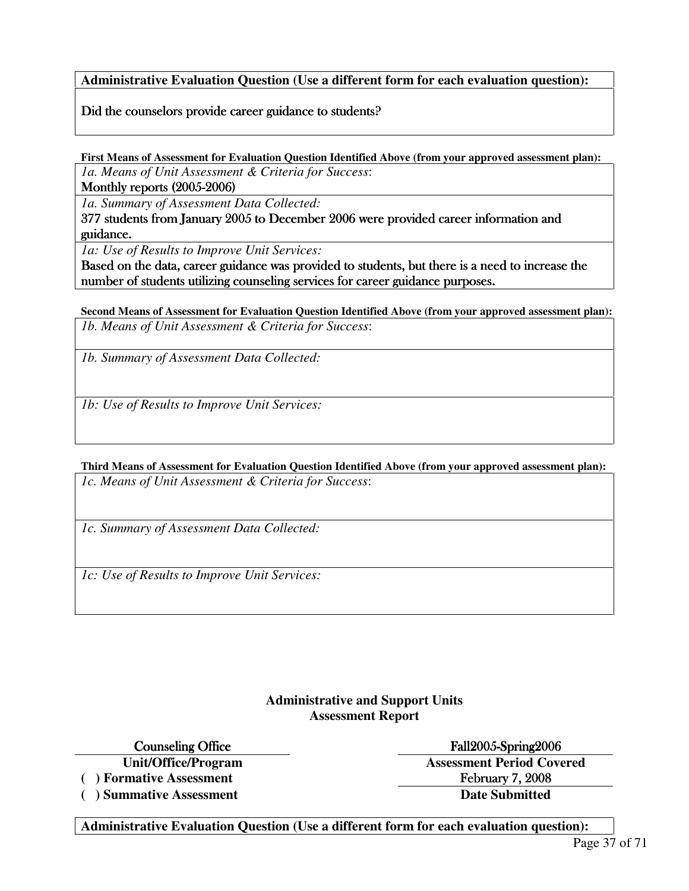| **Administrative Evaluation Question (Use a different form for each evaluation question):** |
| --- |
| Did the counselors provide career guidance to students? |

**First Means of Assessment for Evaluation Question Identified Above (from your approved assessment plan):**

| *1a. Means of Unit Assessment & Criteria for Success*: Monthly reports (2005-2006) |
| --- |
| *1a. Summary of Assessment Data Collected:* 377 students from January 2005 to December 2006 were provided career information and guidance. |
| *1a: Use of Results to Improve Unit Services:* Based on the data, career guidance was provided to students, but there is a need to increase the number of students utilizing counseling services for career guidance purposes. |

**Second Means of Assessment for Evaluation Question Identified Above (from your approved assessment plan):**

| *1b. Means of Unit Assessment & Criteria for Success*: |
| --- |
| *1b. Summary of Assessment Data Collected:* |
| *1b: Use of Results to Improve Unit Services:* |

**Third Means of Assessment for Evaluation Question Identified Above (from your approved assessment plan):**

| *1c. Means of Unit Assessment & Criteria for Success*: |
| --- |
| *1c. Summary of Assessment Data Collected:* |
| *1c: Use of Results to Improve Unit Services:* |

## Administrative and Support Units
## Assessment Report

| Counseling Office | Fall2005-Spring2006 |
| --- | --- |
| **Unit/Office/Program** | **Assessment Period Covered** |
| **( ) Formative Assessment** | February 7, 2008 |
| **( ) Summative Assessment** | **Date Submitted** |

**Administrative Evaluation Question (Use a different form for each evaluation question):**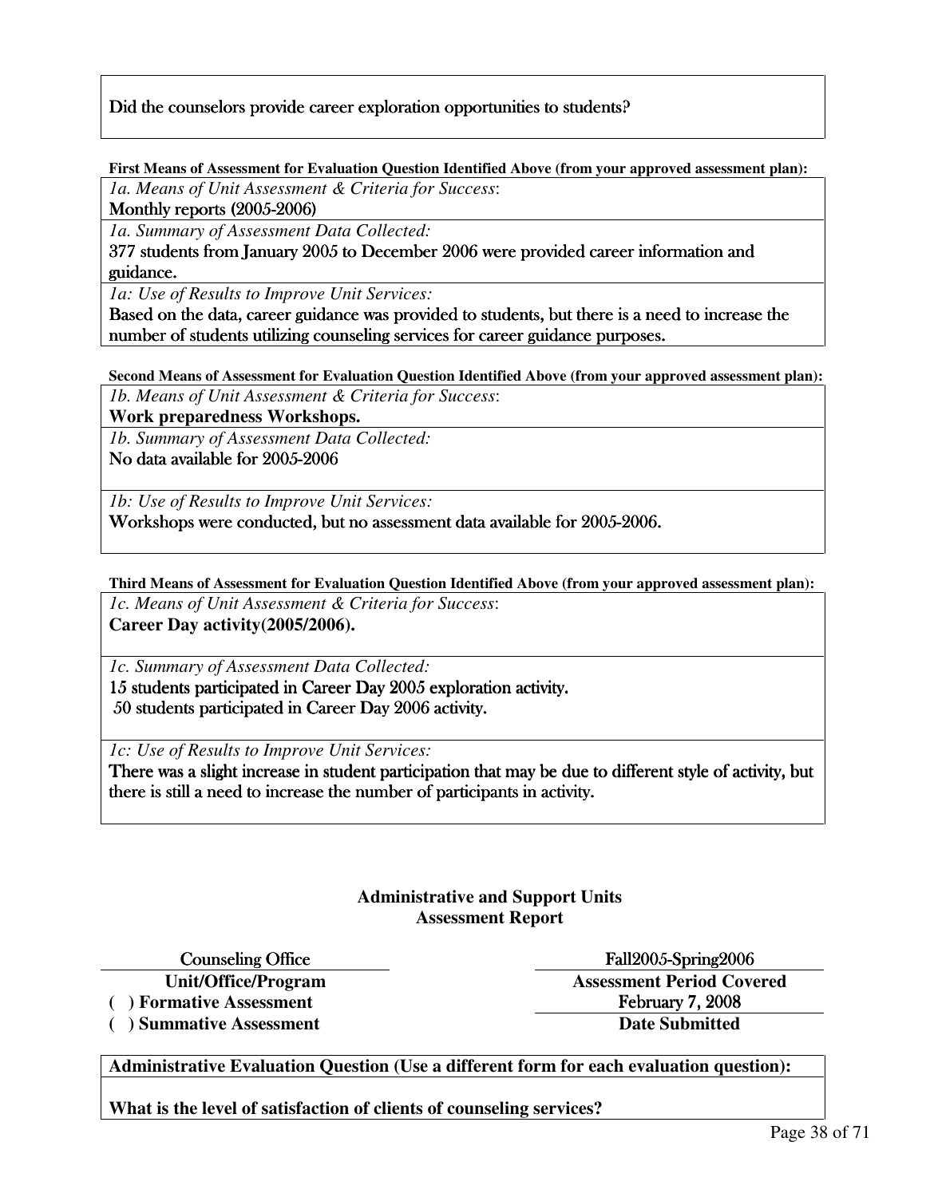Did the counselors provide career exploration opportunities to students?

**First Means of Assessment for Evaluation Question Identified Above (from your approved assessment plan):**

*1a. Means of Unit Assessment & Criteria for Success*:
Monthly reports (2005-2006)

*1a. Summary of Assessment Data Collected:*
377 students from January 2005 to December 2006 were provided career information and guidance.

*1a: Use of Results to Improve Unit Services:*
Based on the data, career guidance was provided to students, but there is a need to increase the number of students utilizing counseling services for career guidance purposes.

**Second Means of Assessment for Evaluation Question Identified Above (from your approved assessment plan):**

*1b. Means of Unit Assessment & Criteria for Success*:
**Work preparedness Workshops.**

*1b. Summary of Assessment Data Collected:*
No data available for 2005-2006

*1b: Use of Results to Improve Unit Services:*
Workshops were conducted, but no assessment data available for 2005-2006.

**Third Means of Assessment for Evaluation Question Identified Above (from your approved assessment plan):**

*1c. Means of Unit Assessment & Criteria for Success*:
**Career Day activity(2005/2006).**

*1c. Summary of Assessment Data Collected:*
15 students participated in Career Day 2005 exploration activity.
50 students participated in Career Day 2006 activity.

*1c: Use of Results to Improve Unit Services:*
There was a slight increase in student participation that may be due to different style of activity, but there is still a need to increase the number of participants in activity.

## Administrative and Support Units
## Assessment Report

| Counseling Office | Fall2005-Spring2006 |
|---|---|
| **Unit/Office/Program** | **Assessment Period Covered** |
| **( ) Formative Assessment** | February 7, 2008 |
| **( ) Summative Assessment** | **Date Submitted** |

**Administrative Evaluation Question (Use a different form for each evaluation question):**

**What is the level of satisfaction of clients of counseling services?**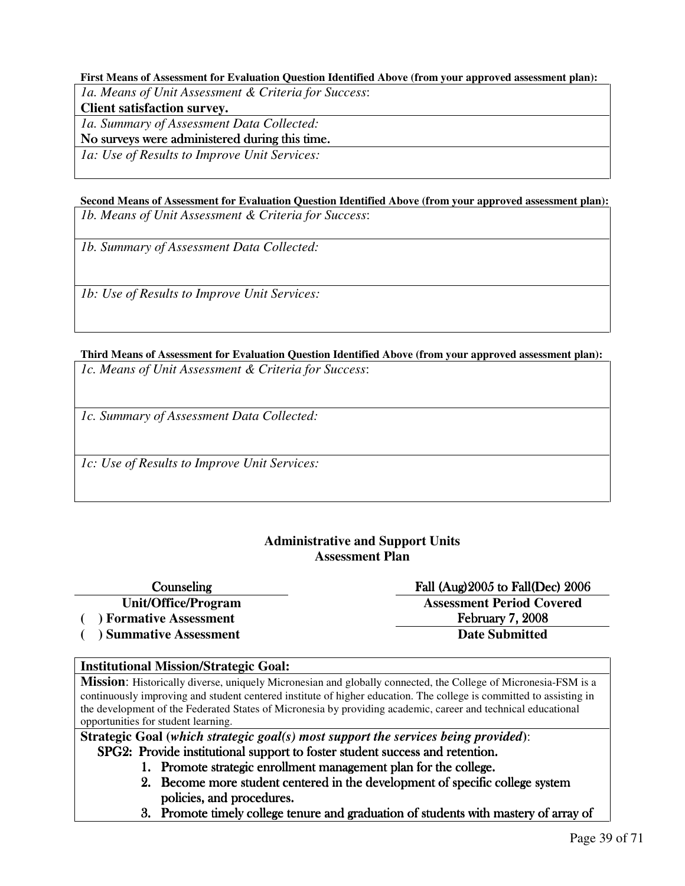**First Means of Assessment for Evaluation Question Identified Above (from your approved assessment plan):**

| *1a. Means of Unit Assessment & Criteria for Success*: **Client satisfaction survey.** |
|---|
| *1a. Summary of Assessment Data Collected:* No surveys were administered during this time. |
| *1a: Use of Results to Improve Unit Services:* |

**Second Means of Assessment for Evaluation Question Identified Above (from your approved assessment plan):**

| *1b. Means of Unit Assessment & Criteria for Success*: |
|---|
| *1b. Summary of Assessment Data Collected:* |
| *1b: Use of Results to Improve Unit Services:* |

**Third Means of Assessment for Evaluation Question Identified Above (from your approved assessment plan):**

| *1c. Means of Unit Assessment & Criteria for Success*: |
|---|
| *1c. Summary of Assessment Data Collected:* |
| *1c: Use of Results to Improve Unit Services:* |

## Administrative and Support Units Assessment Plan

| Counseling | Fall (Aug)2005 to Fall(Dec) 2006 |
|---|---|
| **Unit/Office/Program** | **Assessment Period Covered** |
| **( ) Formative Assessment** | February 7, 2008 |
| **( ) Summative Assessment** | **Date Submitted** |

**Institutional Mission/Strategic Goal:**

**Mission**: Historically diverse, uniquely Micronesian and globally connected, the College of Micronesia-FSM is a continuously improving and student centered institute of higher education. The college is committed to assisting in the development of the Federated States of Micronesia by providing academic, career and technical educational opportunities for student learning.

**Strategic Goal (*which strategic goal(s) most support the services being provided*)**:

**SPG2: Provide institutional support to foster student success and retention.**

1. **Promote strategic enrollment management plan for the college.**
2. **Become more student centered in the development of specific college system policies, and procedures.**
3. **Promote timely college tenure and graduation of students with mastery of array of**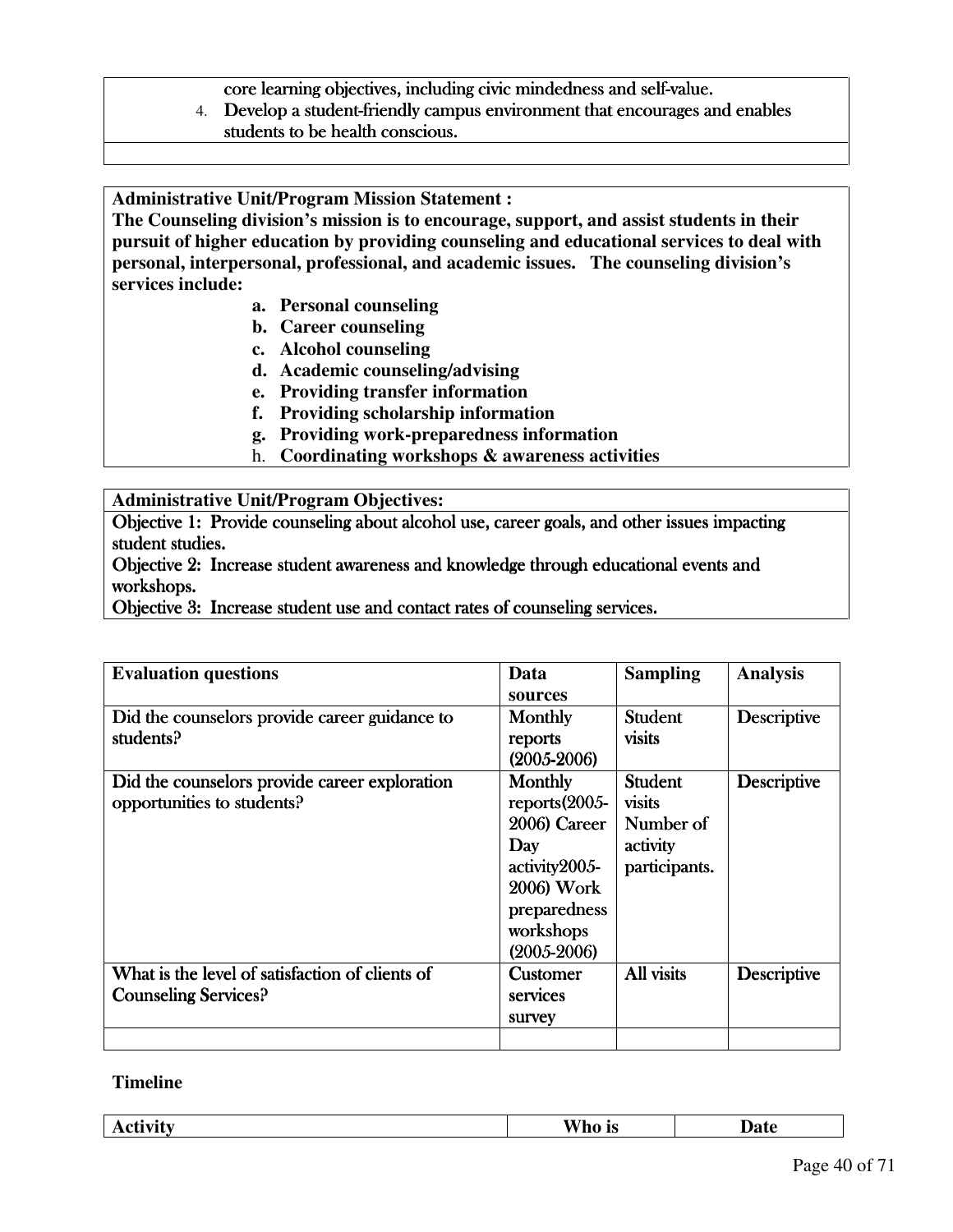core learning objectives, including civic mindedness and self-value.

4. Develop a student-friendly campus environment that encourages and enables students to be health conscious.

**Administrative Unit/Program Mission Statement :**
**The Counseling division's mission is to encourage, support, and assist students in their pursuit of higher education by providing counseling and educational services to deal with personal, interpersonal, professional, and academic issues. The counseling division's services include:**

- **a. Personal counseling**
- **b. Career counseling**
- **c. Alcohol counseling**
- **d. Academic counseling/advising**
- **e. Providing transfer information**
- **f. Providing scholarship information**
- **g. Providing work-preparedness information**
- **h. Coordinating workshops & awareness activities**

**Administrative Unit/Program Objectives:**

Objective 1: Provide counseling about alcohol use, career goals, and other issues impacting student studies.
Objective 2: Increase student awareness and knowledge through educational events and workshops.
Objective 3: Increase student use and contact rates of counseling services.

| **Evaluation questions** | **Data sources** | **Sampling** | **Analysis** |
|---|---|---|---|
| Did the counselors provide career guidance to students? | Monthly reports (2005-2006) | Student visits | Descriptive |
| Did the counselors provide career exploration opportunities to students? | Monthly reports(2005-2006) Career Day activity2005-2006) Work preparedness workshops (2005-2006) | Student visits Number of activity participants. | Descriptive |
| What is the level of satisfaction of clients of Counseling Services? | Customer services survey | All visits | Descriptive |
| | | | |

**Timeline**

| **Activity** | **Who is** | **Date** |
|---|---|---|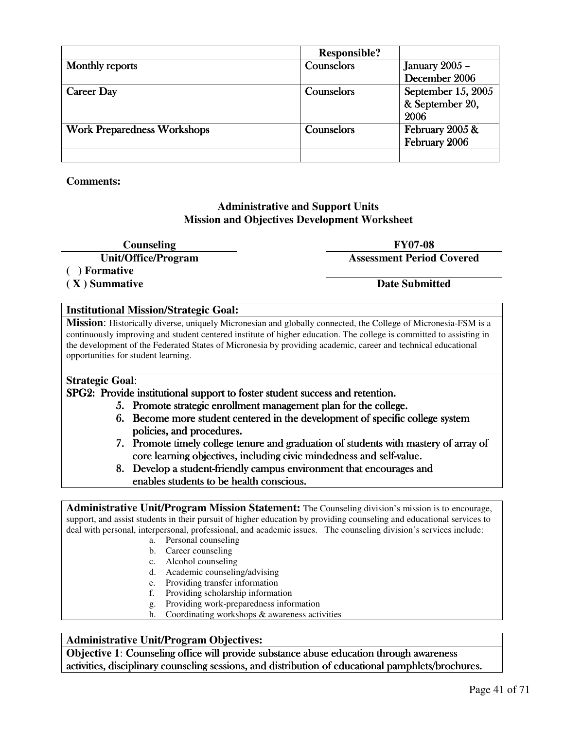| | Responsible? | |
|---|---|---|
| Monthly reports | Counselors | January 2005 – December 2006 |
| Career Day | Counselors | September 15, 2005 & September 20, 2006 |
| Work Preparedness Workshops | Counselors | February 2005 & February 2006 |
| | | |

**Comments:**

## Administrative and Support Units
## Mission and Objectives Development Worksheet

**Counseling** — **Unit/Office/Program**

**FY07-08** — **Assessment Period Covered**

**( ) Formative**

**( X ) Summative**

**Date Submitted**

**Institutional Mission/Strategic Goal:**

**Mission**: Historically diverse, uniquely Micronesian and globally connected, the College of Micronesia-FSM is a continuously improving and student centered institute of higher education. The college is committed to assisting in the development of the Federated States of Micronesia by providing academic, career and technical educational opportunities for student learning.

**Strategic Goal**:

**SPG2: Provide institutional support to foster student success and retention.**

5. **Promote strategic enrollment management plan for the college.**
6. **Become more student centered in the development of specific college system policies, and procedures.**
7. **Promote timely college tenure and graduation of students with mastery of array of core learning objectives, including civic mindedness and self-value.**
8. **Develop a student-friendly campus environment that encourages and enables students to be health conscious.**

**Administrative Unit/Program Mission Statement:** The Counseling division's mission is to encourage, support, and assist students in their pursuit of higher education by providing counseling and educational services to deal with personal, interpersonal, professional, and academic issues. The counseling division's services include:

a. Personal counseling
b. Career counseling
c. Alcohol counseling
d. Academic counseling/advising
e. Providing transfer information
f. Providing scholarship information
g. Providing work-preparedness information
h. Coordinating workshops & awareness activities

**Administrative Unit/Program Objectives:**

**Objective 1**: **Counseling office will provide substance abuse education through awareness activities, disciplinary counseling sessions, and distribution of educational pamphlets/brochures.**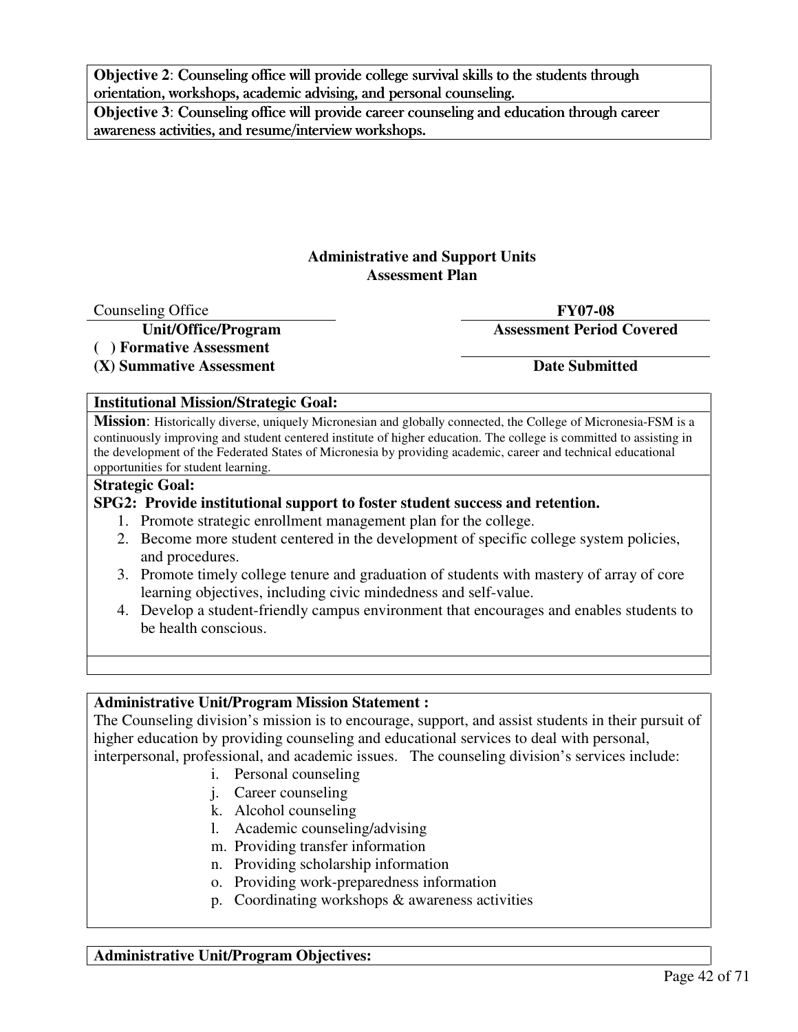**Objective 2**: Counseling office will provide college survival skills to the students through orientation, workshops, academic advising, and personal counseling.

**Objective 3**: Counseling office will provide career counseling and education through career awareness activities, and resume/interview workshops.

## Administrative and Support Units
## Assessment Plan

| Counseling Office | FY07-08 |
|---|---|
| **Unit/Office/Program** | **Assessment Period Covered** |
| **( ) Formative Assessment** | |
| **(X) Summative Assessment** | **Date Submitted** |

**Institutional Mission/Strategic Goal:**

**Mission**: Historically diverse, uniquely Micronesian and globally connected, the College of Micronesia-FSM is a continuously improving and student centered institute of higher education. The college is committed to assisting in the development of the Federated States of Micronesia by providing academic, career and technical educational opportunities for student learning.

**Strategic Goal:**

**SPG2: Provide institutional support to foster student success and retention.**

1. Promote strategic enrollment management plan for the college.
2. Become more student centered in the development of specific college system policies, and procedures.
3. Promote timely college tenure and graduation of students with mastery of array of core learning objectives, including civic mindedness and self-value.
4. Develop a student-friendly campus environment that encourages and enables students to be health conscious.

**Administrative Unit/Program Mission Statement :**

The Counseling division's mission is to encourage, support, and assist students in their pursuit of higher education by providing counseling and educational services to deal with personal, interpersonal, professional, and academic issues. The counseling division's services include:

i. Personal counseling
j. Career counseling
k. Alcohol counseling
l. Academic counseling/advising
m. Providing transfer information
n. Providing scholarship information
o. Providing work-preparedness information
p. Coordinating workshops & awareness activities

**Administrative Unit/Program Objectives:**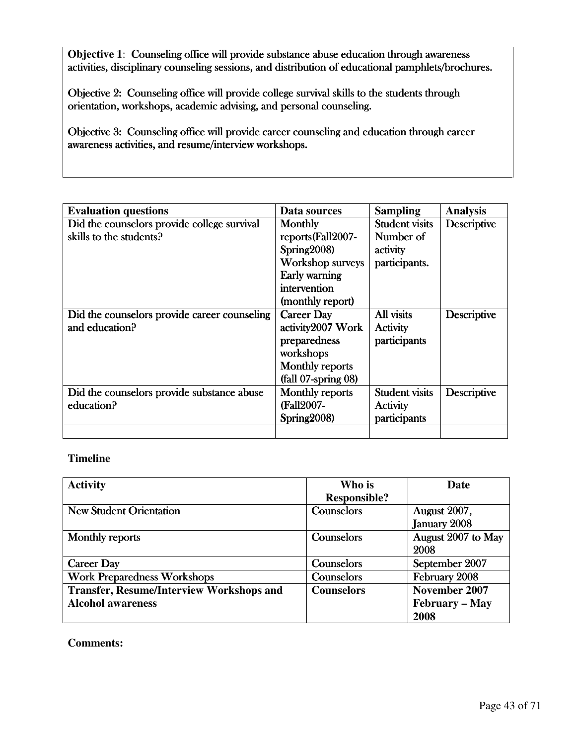**Objective 1**: Counseling office will provide substance abuse education through awareness activities, disciplinary counseling sessions, and distribution of educational pamphlets/brochures.

Objective 2: Counseling office will provide college survival skills to the students through orientation, workshops, academic advising, and personal counseling.

Objective 3: Counseling office will provide career counseling and education through career awareness activities, and resume/interview workshops.

| **Evaluation questions** | **Data sources** | **Sampling** | **Analysis** |
|---|---|---|---|
| Did the counselors provide college survival skills to the students? | Monthly reports(Fall2007-Spring2008) Workshop surveys Early warning intervention (monthly report) | Student visits Number of activity participants. | Descriptive |
| Did the counselors provide career counseling and education? | Career Day activity2007 Work preparedness workshops Monthly reports (fall 07-spring 08) | All visits Activity participants | Descriptive |
| Did the counselors provide substance abuse education? | Monthly reports (Fall2007-Spring2008) | Student visits Activity participants | Descriptive |
| | | | |

**Timeline**

| **Activity** | **Who is Responsible?** | **Date** |
|---|---|---|
| New Student Orientation | Counselors | August 2007, January 2008 |
| Monthly reports | Counselors | August 2007 to May 2008 |
| Career Day | Counselors | September 2007 |
| Work Preparedness Workshops | Counselors | February 2008 |
| **Transfer, Resume/Interview Workshops and Alcohol awareness** | **Counselors** | **November 2007 February – May 2008** |

**Comments:**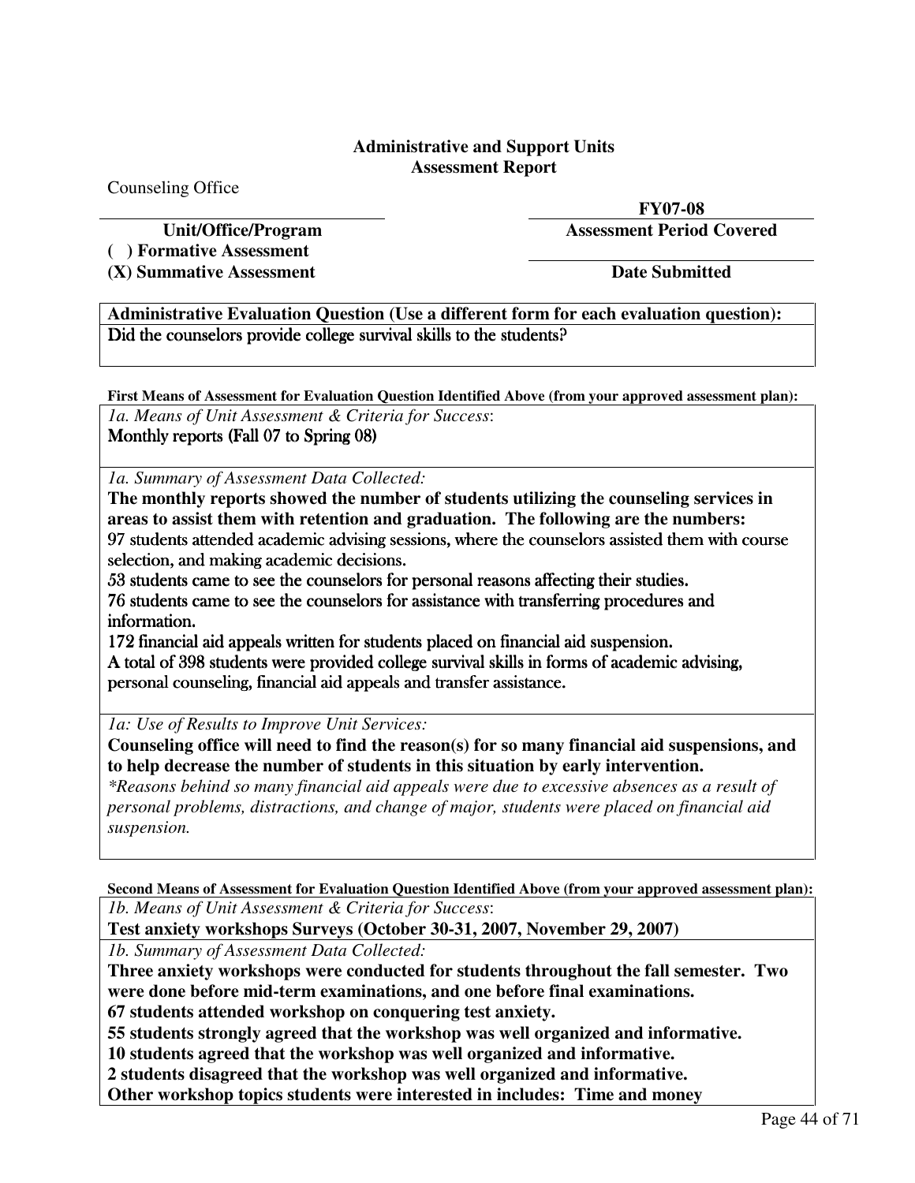**Administrative and Support Units**
**Assessment Report**

Counseling Office

| Unit/Office/Program | Assessment Period Covered |
|---|---|
| Counseling Office | FY07-08 |

( ) **Formative Assessment**

(X) **Summative Assessment**

**Date Submitted**

**Administrative Evaluation Question (Use a different form for each evaluation question):**
Did the counselors provide college survival skills to the students?

**First Means of Assessment for Evaluation Question Identified Above (from your approved assessment plan):**

*1a. Means of Unit Assessment & Criteria for Success*:
Monthly reports (Fall 07 to Spring 08)

*1a. Summary of Assessment Data Collected:*
**The monthly reports showed the number of students utilizing the counseling services in areas to assist them with retention and graduation. The following are the numbers:**
97 students attended academic advising sessions, where the counselors assisted them with course selection, and making academic decisions.
53 students came to see the counselors for personal reasons affecting their studies.
76 students came to see the counselors for assistance with transferring procedures and information.
172 financial aid appeals written for students placed on financial aid suspension.
A total of 398 students were provided college survival skills in forms of academic advising, personal counseling, financial aid appeals and transfer assistance.

*1a: Use of Results to Improve Unit Services:*
**Counseling office will need to find the reason(s) for so many financial aid suspensions, and to help decrease the number of students in this situation by early intervention.**
*\*Reasons behind so many financial aid appeals were due to excessive absences as a result of personal problems, distractions, and change of major, students were placed on financial aid suspension.*

**Second Means of Assessment for Evaluation Question Identified Above (from your approved assessment plan):**

*1b. Means of Unit Assessment & Criteria for Success*:
**Test anxiety workshops Surveys (October 30-31, 2007, November 29, 2007)**

*1b. Summary of Assessment Data Collected:*
**Three anxiety workshops were conducted for students throughout the fall semester. Two were done before mid-term examinations, and one before final examinations.**
**67 students attended workshop on conquering test anxiety.**
**55 students strongly agreed that the workshop was well organized and informative.**
**10 students agreed that the workshop was well organized and informative.**
**2 students disagreed that the workshop was well organized and informative.**
**Other workshop topics students were interested in includes: Time and money**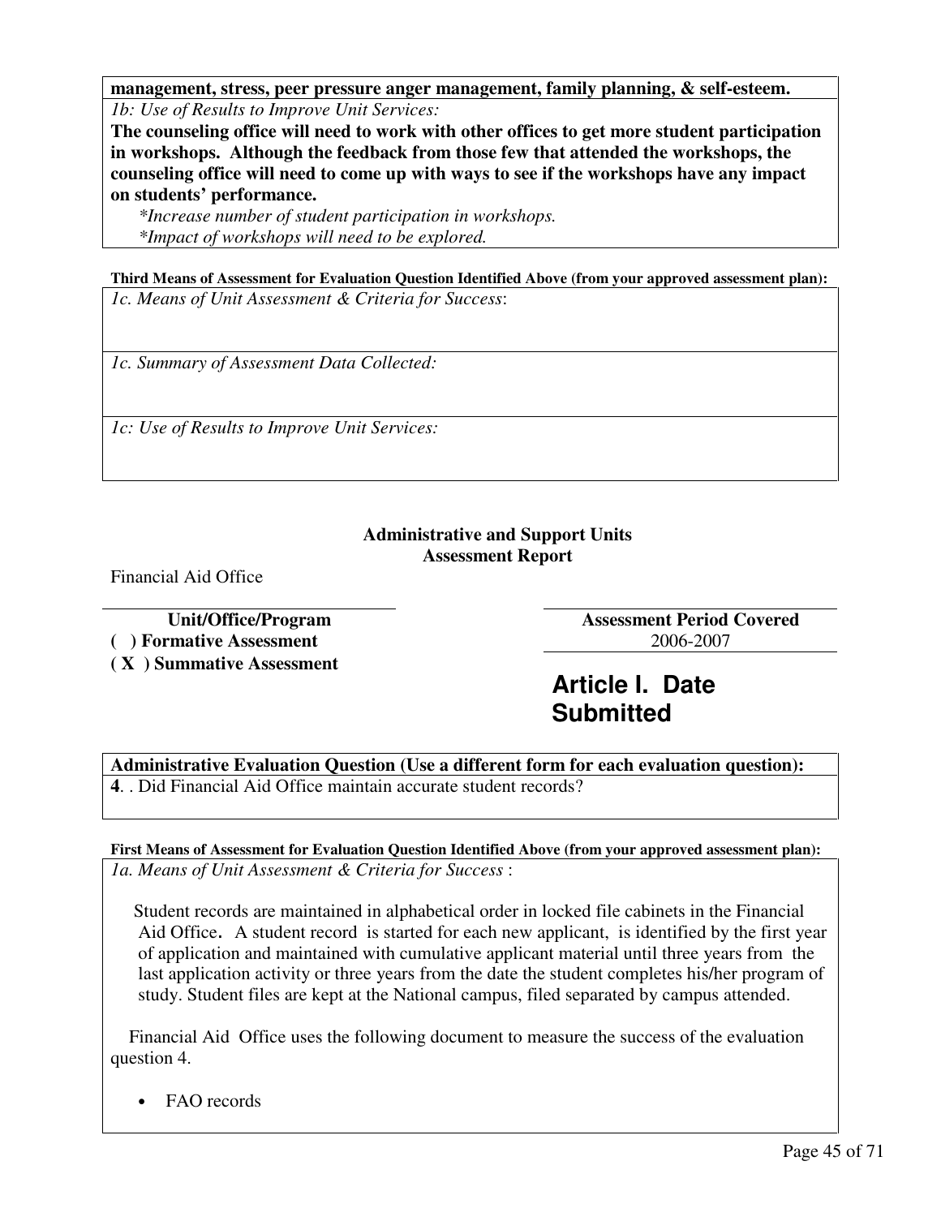**management, stress, peer pressure anger management, family planning, & self-esteem.**

*1b: Use of Results to Improve Unit Services:*

**The counseling office will need to work with other offices to get more student participation in workshops. Although the feedback from those few that attended the workshops, the counseling office will need to come up with ways to see if the workshops have any impact on students' performance.**

*\*Increase number of student participation in workshops.*

*\*Impact of workshops will need to be explored.*

**Third Means of Assessment for Evaluation Question Identified Above (from your approved assessment plan):**

*1c. Means of Unit Assessment & Criteria for Success*:

*1c. Summary of Assessment Data Collected:*

*1c: Use of Results to Improve Unit Services:*

**Administrative and Support Units**
**Assessment Report**

Financial Aid Office

| **Unit/Office/Program** | **Assessment Period Covered** |
|---|---|
| ( ) Formative Assessment | 2006-2007 |
| ( X ) Summative Assessment | |

# Article I. Date Submitted

**Administrative Evaluation Question (Use a different form for each evaluation question):**

**4**. . Did Financial Aid Office maintain accurate student records?

**First Means of Assessment for Evaluation Question Identified Above (from your approved assessment plan):**

*1a. Means of Unit Assessment & Criteria for Success* :

Student records are maintained in alphabetical order in locked file cabinets in the Financial Aid Office. A student record is started for each new applicant, is identified by the first year of application and maintained with cumulative applicant material until three years from the last application activity or three years from the date the student completes his/her program of study. Student files are kept at the National campus, filed separated by campus attended.

Financial Aid Office uses the following document to measure the success of the evaluation question 4.

- FAO records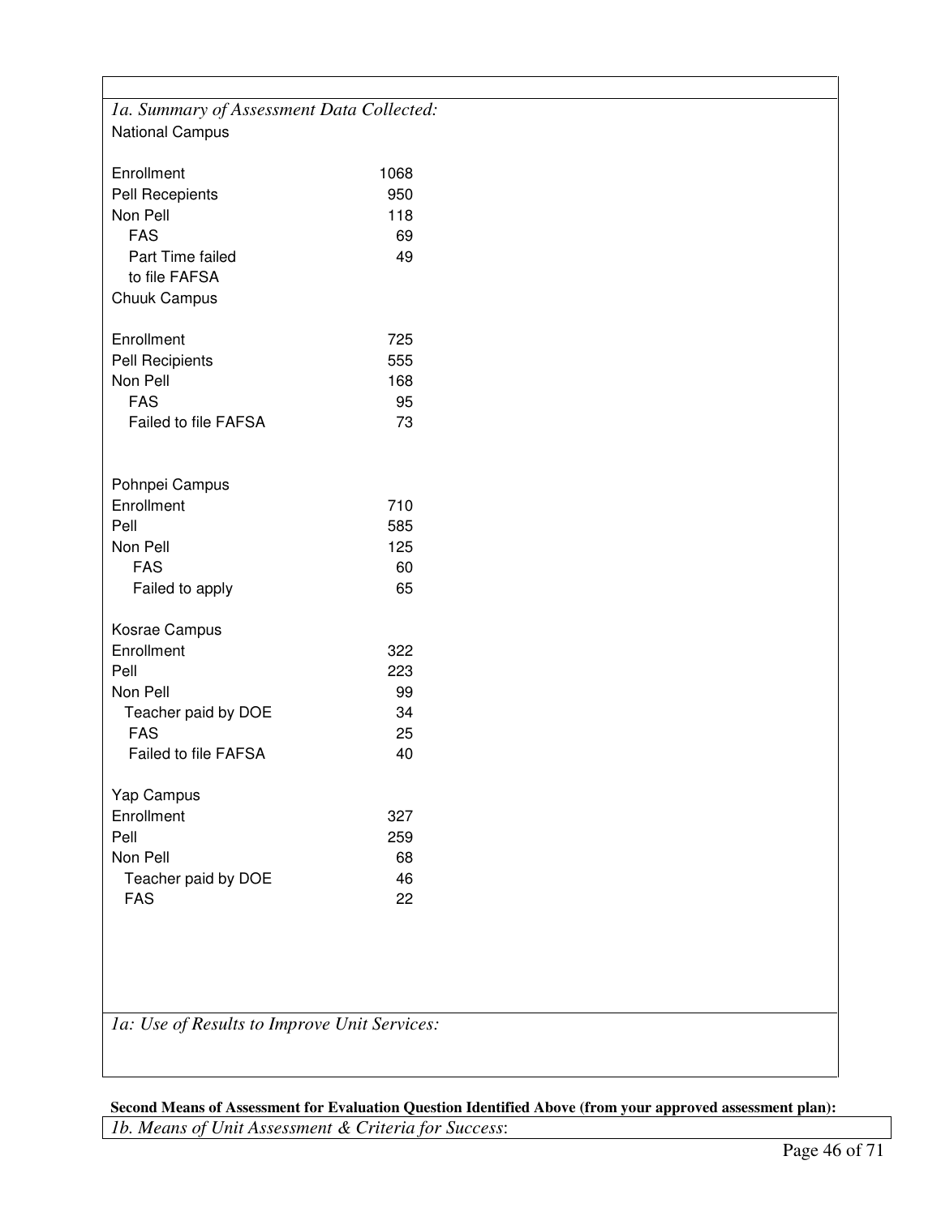*1a. Summary of Assessment Data Collected:*

National Campus

| | |
|---|---|
| Enrollment | 1068 |
| Pell Recepients | 950 |
| Non Pell | 118 |
| FAS | 69 |
| Part Time failed to file FAFSA | 49 |

Chuuk Campus

| | |
|---|---|
| Enrollment | 725 |
| Pell Recipients | 555 |
| Non Pell | 168 |
| FAS | 95 |
| Failed to file FAFSA | 73 |

Pohnpei Campus

| | |
|---|---|
| Enrollment | 710 |
| Pell | 585 |
| Non Pell | 125 |
| FAS | 60 |
| Failed to apply | 65 |

Kosrae Campus

| | |
|---|---|
| Enrollment | 322 |
| Pell | 223 |
| Non Pell | 99 |
| Teacher paid by DOE | 34 |
| FAS | 25 |
| Failed to file FAFSA | 40 |

Yap Campus

| | |
|---|---|
| Enrollment | 327 |
| Pell | 259 |
| Non Pell | 68 |
| Teacher paid by DOE | 46 |
| FAS | 22 |

*1a: Use of Results to Improve Unit Services:*

**Second Means of Assessment for Evaluation Question Identified Above (from your approved assessment plan):**

*1b. Means of Unit Assessment & Criteria for Success*: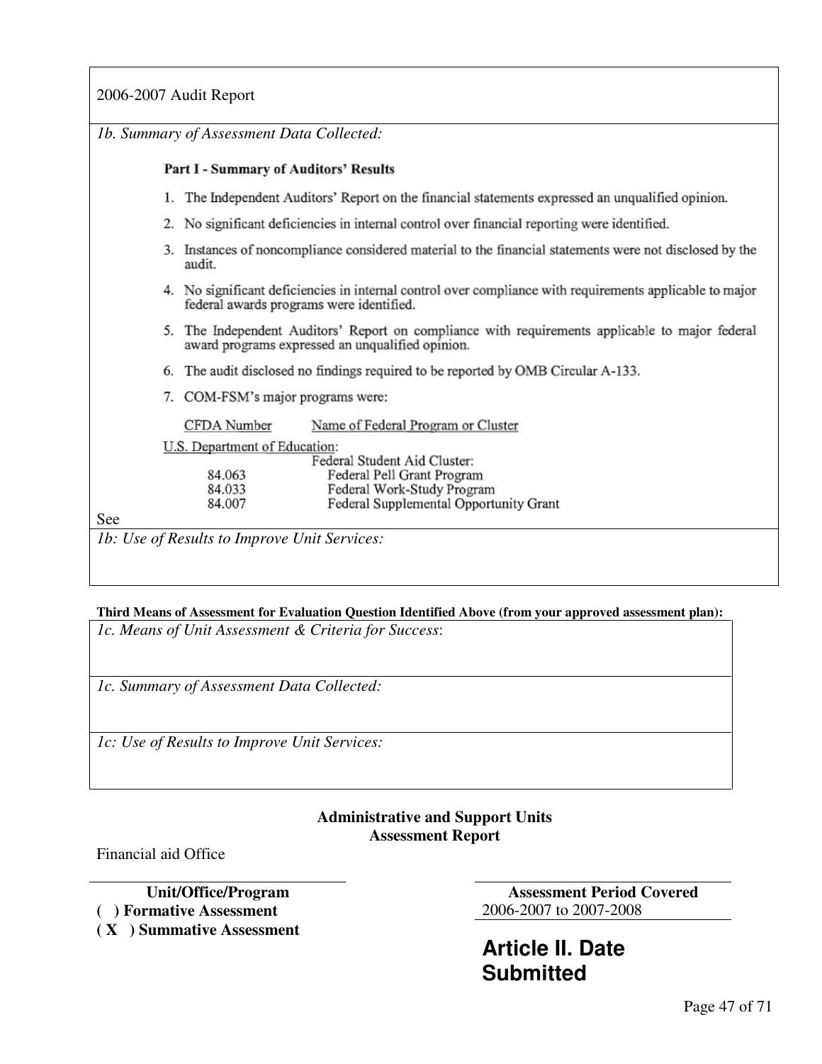2006-2007 Audit Report

*1b. Summary of Assessment Data Collected:*

**Part I - Summary of Auditors' Results**

1. The Independent Auditors' Report on the financial statements expressed an unqualified opinion.
2. No significant deficiencies in internal control over financial reporting were identified.
3. Instances of noncompliance considered material to the financial statements were not disclosed by the audit.
4. No significant deficiencies in internal control over compliance with requirements applicable to major federal awards programs were identified.
5. The Independent Auditors' Report on compliance with requirements applicable to major federal award programs expressed an unqualified opinion.
6. The audit disclosed no findings required to be reported by OMB Circular A-133.
7. COM-FSM's major programs were:

| CFDA Number | Name of Federal Program or Cluster |
|---|---|
| U.S. Department of Education: | |
| | Federal Student Aid Cluster: |
| 84.063 | Federal Pell Grant Program |
| 84.033 | Federal Work-Study Program |
| 84.007 | Federal Supplemental Opportunity Grant |

See

*1b: Use of Results to Improve Unit Services:*

**Third Means of Assessment for Evaluation Question Identified Above (from your approved assessment plan):**

*1c. Means of Unit Assessment & Criteria for Success*:

*1c. Summary of Assessment Data Collected:*

*1c: Use of Results to Improve Unit Services:*

**Administrative and Support Units**
**Assessment Report**

Financial aid Office

**Unit/Office/Program**

**( ) Formative Assessment**
**( X ) Summative Assessment**

**Assessment Period Covered**
2006-2007 to 2007-2008

## Article II. Date Submitted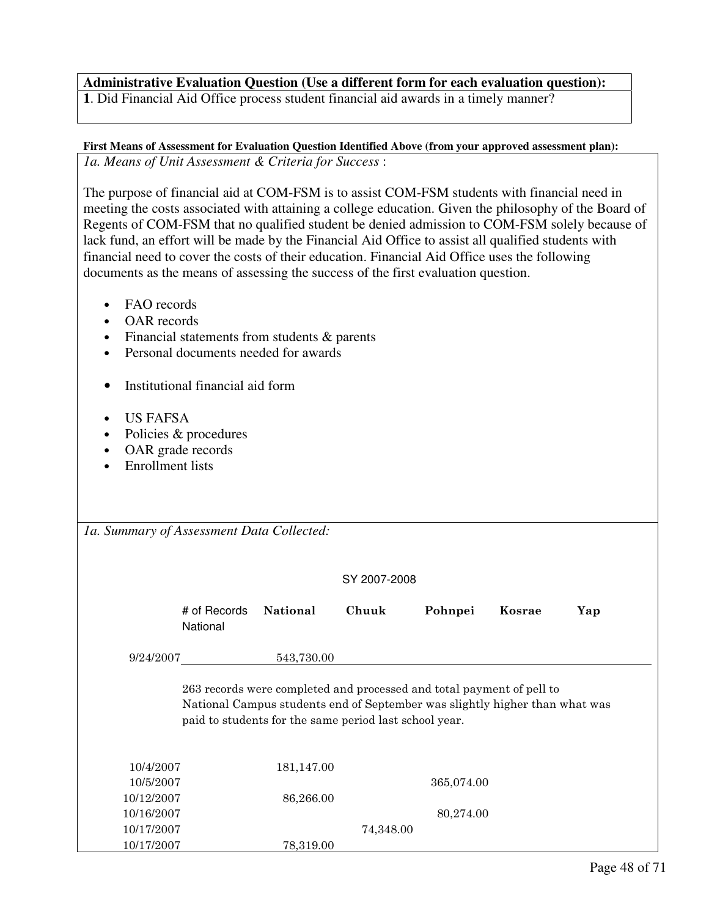**Administrative Evaluation Question (Use a different form for each evaluation question):**

**1**. Did Financial Aid Office process student financial aid awards in a timely manner?

**First Means of Assessment for Evaluation Question Identified Above (from your approved assessment plan):**

*1a. Means of Unit Assessment & Criteria for Success* :

The purpose of financial aid at COM-FSM is to assist COM-FSM students with financial need in meeting the costs associated with attaining a college education. Given the philosophy of the Board of Regents of COM-FSM that no qualified student be denied admission to COM-FSM solely because of lack fund, an effort will be made by the Financial Aid Office to assist all qualified students with financial need to cover the costs of their education. Financial Aid Office uses the following documents as the means of assessing the success of the first evaluation question.

- FAO records
- OAR records
- Financial statements from students & parents
- Personal documents needed for awards
- Institutional financial aid form
- US FAFSA
- Policies & procedures
- OAR grade records
- Enrollment lists

*1a. Summary of Assessment Data Collected:*

SY 2007-2008

| | # of Records National | National | Chuuk | Pohnpei | Kosrae | Yap |
|---|---|---|---|---|---|---|
| 9/24/2007 | | 543,730.00 | | | | |

263 records were completed and processed and total payment of pell to National Campus students end of September was slightly higher than what was paid to students for the same period last school year.

| | # of Records National | National | Chuuk | Pohnpei | Kosrae | Yap |
|---|---|---|---|---|---|---|
| 10/4/2007 | | 181,147.00 | | | | |
| 10/5/2007 | | | | 365,074.00 | | |
| 10/12/2007 | | 86,266.00 | | | | |
| 10/16/2007 | | | | 80,274.00 | | |
| 10/17/2007 | | | 74,348.00 | | | |
| 10/17/2007 | | 78,319.00 | | | | |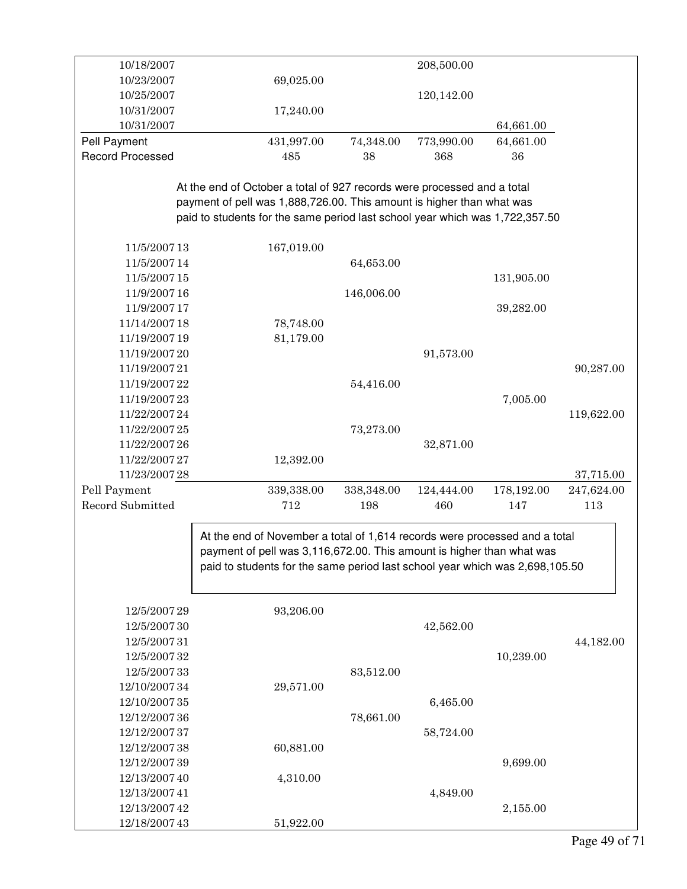| Date | | | | | | |
|---|---|---|---|---|---|---|
| 10/18/2007 | | | | 208,500.00 | | |
| 10/23/2007 | | 69,025.00 | | | | |
| 10/25/2007 | | | | 120,142.00 | | |
| 10/31/2007 | | 17,240.00 | | | | |
| 10/31/2007 | | | | | 64,661.00 | |
| Pell Payment | | 431,997.00 | 74,348.00 | 773,990.00 | 64,661.00 | |
| Record Processed | | 485 | 38 | 368 | 36 | |

At the end of October a total of 927 records were processed and a total payment of pell was 1,888,726.00. This amount is higher than what was paid to students for the same period last school year which was 1,722,357.50

| Date | | | | | | |
|---|---|---|---|---|---|---|
| 11/5/2007 | 13 | 167,019.00 | | | | |
| 11/5/2007 | 14 | | 64,653.00 | | | |
| 11/5/2007 | 15 | | | | 131,905.00 | |
| 11/9/2007 | 16 | | 146,006.00 | | | |
| 11/9/2007 | 17 | | | | 39,282.00 | |
| 11/14/2007 | 18 | 78,748.00 | | | | |
| 11/19/2007 | 19 | 81,179.00 | | | | |
| 11/19/2007 | 20 | | | 91,573.00 | | |
| 11/19/2007 | 21 | | | | | 90,287.00 |
| 11/19/2007 | 22 | | 54,416.00 | | | |
| 11/19/2007 | 23 | | | | 7,005.00 | |
| 11/22/2007 | 24 | | | | | 119,622.00 |
| 11/22/2007 | 25 | | 73,273.00 | | | |
| 11/22/2007 | 26 | | | 32,871.00 | | |
| 11/22/2007 | 27 | 12,392.00 | | | | |
| 11/23/2007 | 28 | | | | | 37,715.00 |
| Pell Payment | | 339,338.00 | 338,348.00 | 124,444.00 | 178,192.00 | 247,624.00 |
| Record Submitted | | 712 | 198 | 460 | 147 | 113 |

At the end of November a total of 1,614 records were processed and a total payment of pell was 3,116,672.00. This amount is higher than what was paid to students for the same period last school year which was 2,698,105.50

| Date | | | | | | |
|---|---|---|---|---|---|---|
| 12/5/2007 | 29 | 93,206.00 | | | | |
| 12/5/2007 | 30 | | | 42,562.00 | | |
| 12/5/2007 | 31 | | | | | 44,182.00 |
| 12/5/2007 | 32 | | | | 10,239.00 | |
| 12/5/2007 | 33 | | 83,512.00 | | | |
| 12/10/2007 | 34 | 29,571.00 | | | | |
| 12/10/2007 | 35 | | | 6,465.00 | | |
| 12/12/2007 | 36 | | 78,661.00 | | | |
| 12/12/2007 | 37 | | | 58,724.00 | | |
| 12/12/2007 | 38 | 60,881.00 | | | | |
| 12/12/2007 | 39 | | | | 9,699.00 | |
| 12/13/2007 | 40 | 4,310.00 | | | | |
| 12/13/2007 | 41 | | | 4,849.00 | | |
| 12/13/2007 | 42 | | | | 2,155.00 | |
| 12/18/2007 | 43 | 51,922.00 | | | | |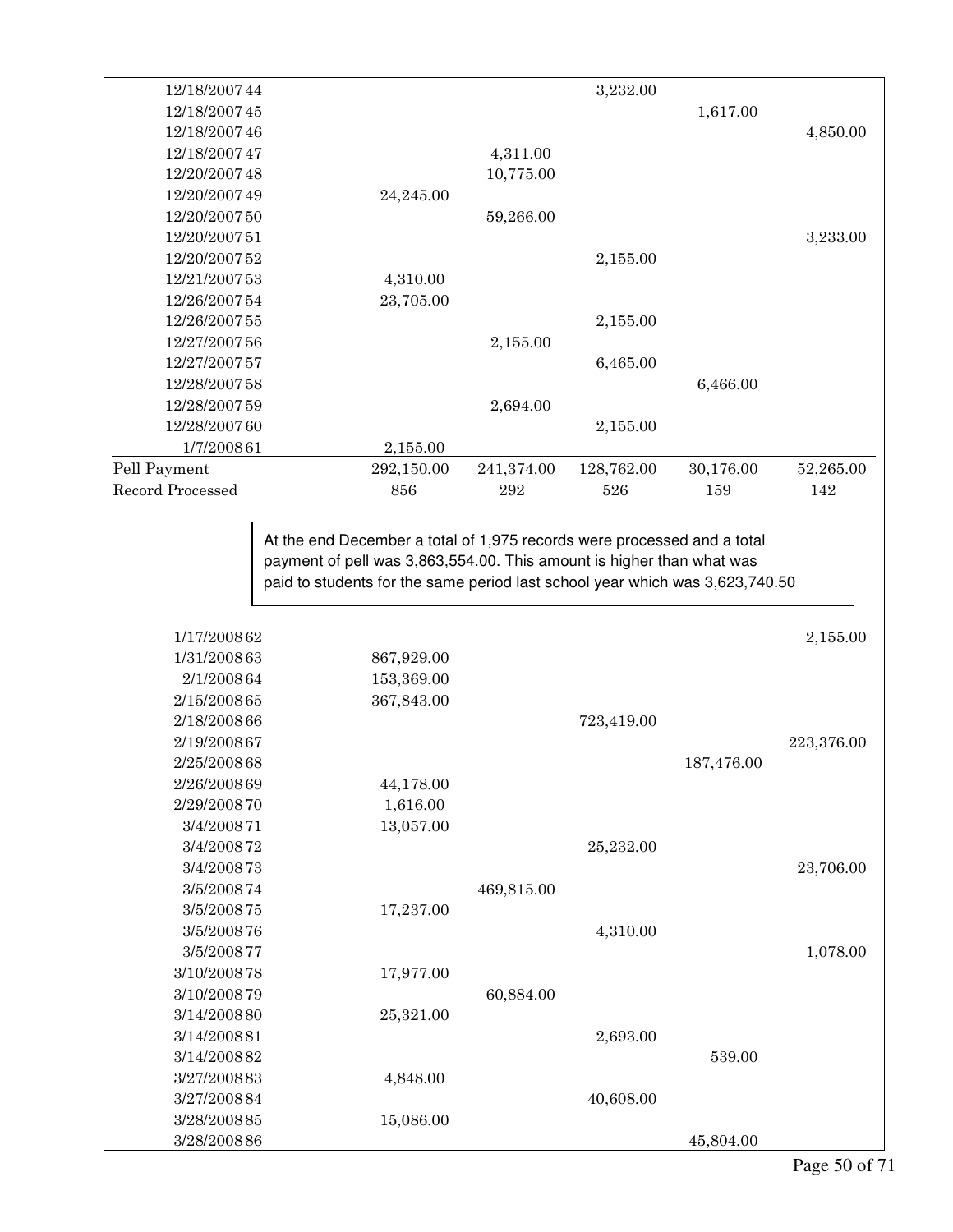| | | | | | | |
|---|---|---|---|---|---|---|
| 12/18/2007 | 44 | | | 3,232.00 | | |
| 12/18/2007 | 45 | | | | 1,617.00 | |
| 12/18/2007 | 46 | | | | | 4,850.00 |
| 12/18/2007 | 47 | | 4,311.00 | | | |
| 12/20/2007 | 48 | | 10,775.00 | | | |
| 12/20/2007 | 49 | 24,245.00 | | | | |
| 12/20/2007 | 50 | | 59,266.00 | | | |
| 12/20/2007 | 51 | | | | | 3,233.00 |
| 12/20/2007 | 52 | | | 2,155.00 | | |
| 12/21/2007 | 53 | 4,310.00 | | | | |
| 12/26/2007 | 54 | 23,705.00 | | | | |
| 12/26/2007 | 55 | | | 2,155.00 | | |
| 12/27/2007 | 56 | | 2,155.00 | | | |
| 12/27/2007 | 57 | | | 6,465.00 | | |
| 12/28/2007 | 58 | | | | 6,466.00 | |
| 12/28/2007 | 59 | | 2,694.00 | | | |
| 12/28/2007 | 60 | | | 2,155.00 | | |
| 1/7/2008 | 61 | 2,155.00 | | | | |
| Pell Payment | | 292,150.00 | 241,374.00 | 128,762.00 | 30,176.00 | 52,265.00 |
| Record Processed | | 856 | 292 | 526 | 159 | 142 |

At the end December a total of 1,975 records were processed and a total payment of pell was 3,863,554.00. This amount is higher than what was paid to students for the same period last school year which was 3,623,740.50

| | | | | | | |
|---|---|---|---|---|---|---|
| 1/17/2008 | 62 | | | | | 2,155.00 |
| 1/31/2008 | 63 | 867,929.00 | | | | |
| 2/1/2008 | 64 | 153,369.00 | | | | |
| 2/15/2008 | 65 | 367,843.00 | | | | |
| 2/18/2008 | 66 | | | 723,419.00 | | |
| 2/19/2008 | 67 | | | | | 223,376.00 |
| 2/25/2008 | 68 | | | | 187,476.00 | |
| 2/26/2008 | 69 | 44,178.00 | | | | |
| 2/29/2008 | 70 | 1,616.00 | | | | |
| 3/4/2008 | 71 | 13,057.00 | | | | |
| 3/4/2008 | 72 | | | 25,232.00 | | |
| 3/4/2008 | 73 | | | | | 23,706.00 |
| 3/5/2008 | 74 | | 469,815.00 | | | |
| 3/5/2008 | 75 | 17,237.00 | | | | |
| 3/5/2008 | 76 | | | 4,310.00 | | |
| 3/5/2008 | 77 | | | | | 1,078.00 |
| 3/10/2008 | 78 | 17,977.00 | | | | |
| 3/10/2008 | 79 | | 60,884.00 | | | |
| 3/14/2008 | 80 | 25,321.00 | | | | |
| 3/14/2008 | 81 | | | 2,693.00 | | |
| 3/14/2008 | 82 | | | | 539.00 | |
| 3/27/2008 | 83 | 4,848.00 | | | | |
| 3/27/2008 | 84 | | | 40,608.00 | | |
| 3/28/2008 | 85 | 15,086.00 | | | | |
| 3/28/2008 | 86 | | | | 45,804.00 | |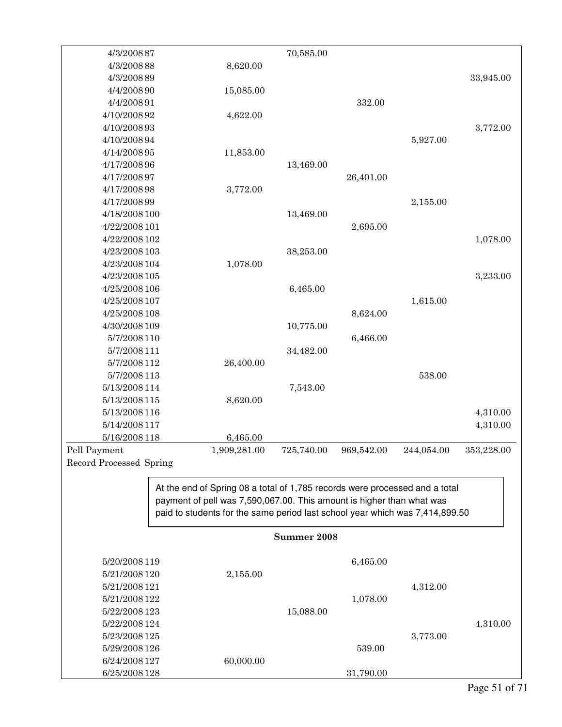| | | | | | |
|---|---|---|---|---|---|
| 4/3/2008 87 | | 70,585.00 | | | |
| 4/3/2008 88 | 8,620.00 | | | | |
| 4/3/2008 89 | | | | | 33,945.00 |
| 4/4/2008 90 | 15,085.00 | | | | |
| 4/4/2008 91 | | | 332.00 | | |
| 4/10/2008 92 | 4,622.00 | | | | |
| 4/10/2008 93 | | | | | 3,772.00 |
| 4/10/2008 94 | | | | 5,927.00 | |
| 4/14/2008 95 | 11,853.00 | | | | |
| 4/17/2008 96 | | 13,469.00 | | | |
| 4/17/2008 97 | | | 26,401.00 | | |
| 4/17/2008 98 | 3,772.00 | | | | |
| 4/17/2008 99 | | | | 2,155.00 | |
| 4/18/2008 100 | | 13,469.00 | | | |
| 4/22/2008 101 | | | 2,695.00 | | |
| 4/22/2008 102 | | | | | 1,078.00 |
| 4/23/2008 103 | | 38,253.00 | | | |
| 4/23/2008 104 | 1,078.00 | | | | |
| 4/23/2008 105 | | | | | 3,233.00 |
| 4/25/2008 106 | | 6,465.00 | | | |
| 4/25/2008 107 | | | | 1,615.00 | |
| 4/25/2008 108 | | | 8,624.00 | | |
| 4/30/2008 109 | | 10,775.00 | | | |
| 5/7/2008 110 | | | 6,466.00 | | |
| 5/7/2008 111 | | 34,482.00 | | | |
| 5/7/2008 112 | 26,400.00 | | | | |
| 5/7/2008 113 | | | | 538.00 | |
| 5/13/2008 114 | | 7,543.00 | | | |
| 5/13/2008 115 | 8,620.00 | | | | |
| 5/13/2008 116 | | | | | 4,310.00 |
| 5/14/2008 117 | | | | | 4,310.00 |
| 5/16/2008 118 | 6,465.00 | | | | |
| Pell Payment Record Processed Spring | 1,909,281.00 | 725,740.00 | 969,542.00 | 244,054.00 | 353,228.00 |

At the end of Spring 08 a total of 1,785 records were processed and a total payment of pell was 7,590,067.00. This amount is higher than what was paid to students for the same period last school year which was 7,414,899.50

**Summer 2008**

| | | | | | |
|---|---|---|---|---|---|
| 5/20/2008 119 | | | 6,465.00 | | |
| 5/21/2008 120 | 2,155.00 | | | | |
| 5/21/2008 121 | | | | 4,312.00 | |
| 5/21/2008 122 | | | 1,078.00 | | |
| 5/22/2008 123 | | 15,088.00 | | | |
| 5/22/2008 124 | | | | | 4,310.00 |
| 5/23/2008 125 | | | | 3,773.00 | |
| 5/29/2008 126 | | | 539.00 | | |
| 6/24/2008 127 | 60,000.00 | | | | |
| 6/25/2008 128 | | | 31,790.00 | | |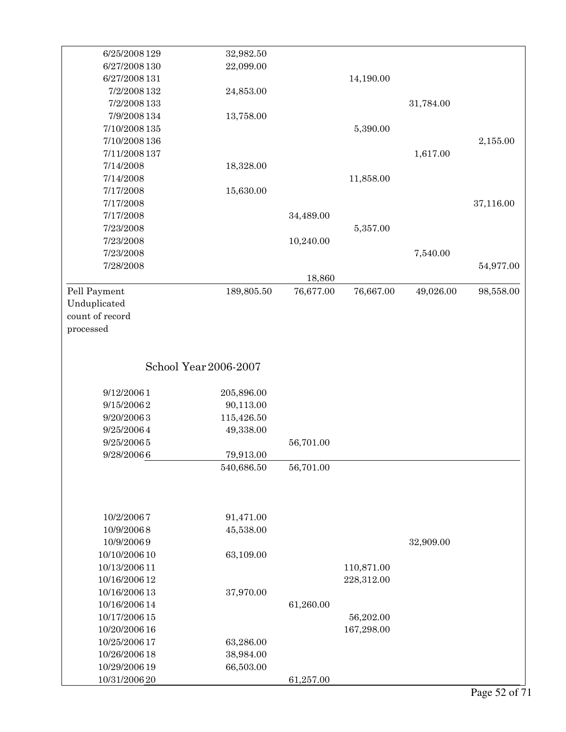| Date | No. | Col 1 | Col 2 | Col 3 | Col 4 | Col 5 |
|---|---|---|---|---|---|---|
| 6/25/2008 | 129 | 32,982.50 | | | | |
| 6/27/2008 | 130 | 22,099.00 | | | | |
| 6/27/2008 | 131 | | | 14,190.00 | | |
| 7/2/2008 | 132 | 24,853.00 | | | | |
| 7/2/2008 | 133 | | | | 31,784.00 | |
| 7/9/2008 | 134 | 13,758.00 | | | | |
| 7/10/2008 | 135 | | | 5,390.00 | | |
| 7/10/2008 | 136 | | | | | 2,155.00 |
| 7/11/2008 | 137 | | | | 1,617.00 | |
| 7/14/2008 | | 18,328.00 | | | | |
| 7/14/2008 | | | | 11,858.00 | | |
| 7/17/2008 | | 15,630.00 | | | | |
| 7/17/2008 | | | | | | 37,116.00 |
| 7/17/2008 | | | 34,489.00 | | | |
| 7/23/2008 | | | | 5,357.00 | | |
| 7/23/2008 | | | 10,240.00 | | | |
| 7/23/2008 | | | | | 7,540.00 | |
| 7/28/2008 | | | | | | 54,977.00 |
| | | | 18,860 | | | |
| Pell Payment Unduplicated count of record processed | | 189,805.50 | 76,677.00 | 76,667.00 | 49,026.00 | 98,558.00 |

## School Year 2006-2007

| Date | No. | Col 1 | Col 2 | Col 3 | Col 4 | Col 5 |
|---|---|---|---|---|---|---|
| 9/12/2006 | 1 | 205,896.00 | | | | |
| 9/15/2006 | 2 | 90,113.00 | | | | |
| 9/20/2006 | 3 | 115,426.50 | | | | |
| 9/25/2006 | 4 | 49,338.00 | | | | |
| 9/25/2006 | 5 | | 56,701.00 | | | |
| 9/28/2006 | 6 | 79,913.00 | | | | |
| | | 540,686.50 | 56,701.00 | | | |

| Date | No. | Col 1 | Col 2 | Col 3 | Col 4 | Col 5 |
|---|---|---|---|---|---|---|
| 10/2/2006 | 7 | 91,471.00 | | | | |
| 10/9/2006 | 8 | 45,538.00 | | | | |
| 10/9/2006 | 9 | | | | 32,909.00 | |
| 10/10/2006 | 10 | 63,109.00 | | | | |
| 10/13/2006 | 11 | | | 110,871.00 | | |
| 10/16/2006 | 12 | | | 228,312.00 | | |
| 10/16/2006 | 13 | 37,970.00 | | | | |
| 10/16/2006 | 14 | | 61,260.00 | | | |
| 10/17/2006 | 15 | | | 56,202.00 | | |
| 10/20/2006 | 16 | | | 167,298.00 | | |
| 10/25/2006 | 17 | 63,286.00 | | | | |
| 10/26/2006 | 18 | 38,984.00 | | | | |
| 10/29/2006 | 19 | 66,503.00 | | | | |
| 10/31/2006 | 20 | | 61,257.00 | | | |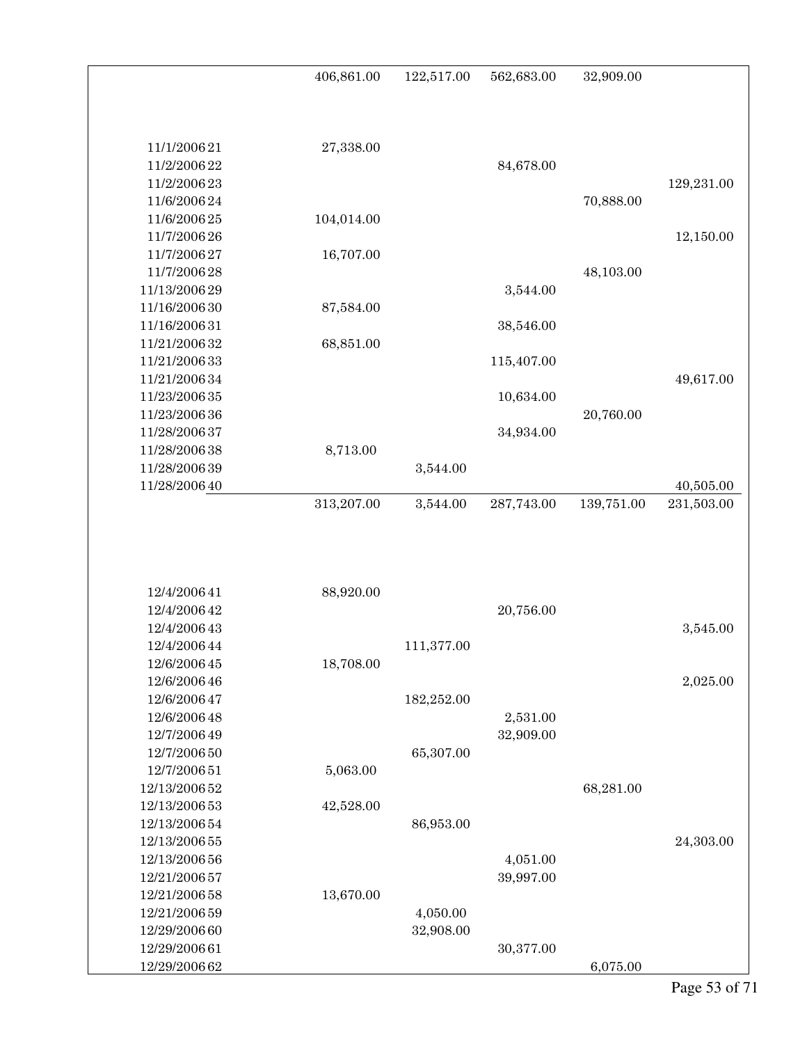| Date | No. | Col 1 | Col 2 | Col 3 | Col 4 | Col 5 |
|---|---|---|---|---|---|---|
| | | 406,861.00 | 122,517.00 | 562,683.00 | 32,909.00 | |
| 11/1/2006 | 21 | 27,338.00 | | | | |
| 11/2/2006 | 22 | | | 84,678.00 | | |
| 11/2/2006 | 23 | | | | | 129,231.00 |
| 11/6/2006 | 24 | | | | 70,888.00 | |
| 11/6/2006 | 25 | 104,014.00 | | | | |
| 11/7/2006 | 26 | | | | | 12,150.00 |
| 11/7/2006 | 27 | 16,707.00 | | | | |
| 11/7/2006 | 28 | | | | 48,103.00 | |
| 11/13/2006 | 29 | | | 3,544.00 | | |
| 11/16/2006 | 30 | 87,584.00 | | | | |
| 11/16/2006 | 31 | | | 38,546.00 | | |
| 11/21/2006 | 32 | 68,851.00 | | | | |
| 11/21/2006 | 33 | | | 115,407.00 | | |
| 11/21/2006 | 34 | | | | | 49,617.00 |
| 11/23/2006 | 35 | | | 10,634.00 | | |
| 11/23/2006 | 36 | | | | 20,760.00 | |
| 11/28/2006 | 37 | | | 34,934.00 | | |
| 11/28/2006 | 38 | 8,713.00 | | | | |
| 11/28/2006 | 39 | | 3,544.00 | | | |
| 11/28/2006 | 40 | | | | | 40,505.00 |
| | | 313,207.00 | 3,544.00 | 287,743.00 | 139,751.00 | 231,503.00 |
| 12/4/2006 | 41 | 88,920.00 | | | | |
| 12/4/2006 | 42 | | | 20,756.00 | | |
| 12/4/2006 | 43 | | | | | 3,545.00 |
| 12/4/2006 | 44 | | 111,377.00 | | | |
| 12/6/2006 | 45 | 18,708.00 | | | | |
| 12/6/2006 | 46 | | | | | 2,025.00 |
| 12/6/2006 | 47 | | 182,252.00 | | | |
| 12/6/2006 | 48 | | | 2,531.00 | | |
| 12/7/2006 | 49 | | | 32,909.00 | | |
| 12/7/2006 | 50 | | 65,307.00 | | | |
| 12/7/2006 | 51 | 5,063.00 | | | | |
| 12/13/2006 | 52 | | | | 68,281.00 | |
| 12/13/2006 | 53 | 42,528.00 | | | | |
| 12/13/2006 | 54 | | 86,953.00 | | | |
| 12/13/2006 | 55 | | | | | 24,303.00 |
| 12/13/2006 | 56 | | | 4,051.00 | | |
| 12/21/2006 | 57 | | | 39,997.00 | | |
| 12/21/2006 | 58 | 13,670.00 | | | | |
| 12/21/2006 | 59 | | 4,050.00 | | | |
| 12/29/2006 | 60 | | 32,908.00 | | | |
| 12/29/2006 | 61 | | | 30,377.00 | | |
| 12/29/2006 | 62 | | | | 6,075.00 | |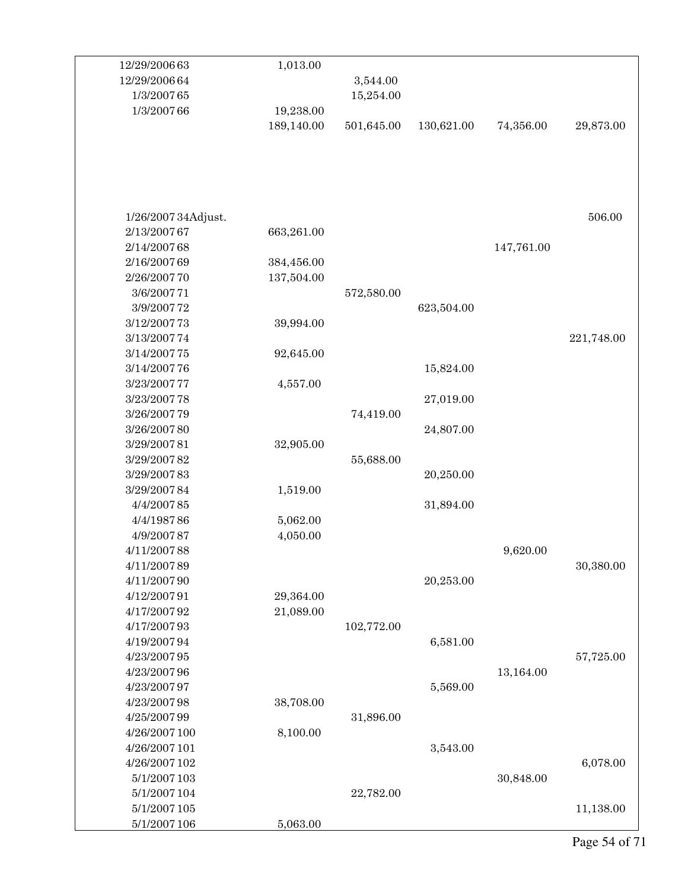| Date | No. | | | | | |
|---|---|---|---|---|---|---|
| 12/29/2006 | 63 | 1,013.00 | | | | |
| 12/29/2006 | 64 | | 3,544.00 | | | |
| 1/3/2007 | 65 | | 15,254.00 | | | |
| 1/3/2007 | 66 | 19,238.00 | | | | |
| | | 189,140.00 | 501,645.00 | 130,621.00 | 74,356.00 | 29,873.00 |
| 1/26/2007 | 34Adjust. | | | | | 506.00 |
| 2/13/2007 | 67 | 663,261.00 | | | | |
| 2/14/2007 | 68 | | | | 147,761.00 | |
| 2/16/2007 | 69 | 384,456.00 | | | | |
| 2/26/2007 | 70 | 137,504.00 | | | | |
| 3/6/2007 | 71 | | 572,580.00 | | | |
| 3/9/2007 | 72 | | | 623,504.00 | | |
| 3/12/2007 | 73 | 39,994.00 | | | | |
| 3/13/2007 | 74 | | | | | 221,748.00 |
| 3/14/2007 | 75 | 92,645.00 | | | | |
| 3/14/2007 | 76 | | | 15,824.00 | | |
| 3/23/2007 | 77 | 4,557.00 | | | | |
| 3/23/2007 | 78 | | | 27,019.00 | | |
| 3/26/2007 | 79 | | 74,419.00 | | | |
| 3/26/2007 | 80 | | | 24,807.00 | | |
| 3/29/2007 | 81 | 32,905.00 | | | | |
| 3/29/2007 | 82 | | 55,688.00 | | | |
| 3/29/2007 | 83 | | | 20,250.00 | | |
| 3/29/2007 | 84 | 1,519.00 | | | | |
| 4/4/2007 | 85 | | | 31,894.00 | | |
| 4/4/1987 | 86 | 5,062.00 | | | | |
| 4/9/2007 | 87 | 4,050.00 | | | | |
| 4/11/2007 | 88 | | | | 9,620.00 | |
| 4/11/2007 | 89 | | | | | 30,380.00 |
| 4/11/2007 | 90 | | | 20,253.00 | | |
| 4/12/2007 | 91 | 29,364.00 | | | | |
| 4/17/2007 | 92 | 21,089.00 | | | | |
| 4/17/2007 | 93 | | 102,772.00 | | | |
| 4/19/2007 | 94 | | | 6,581.00 | | |
| 4/23/2007 | 95 | | | | | 57,725.00 |
| 4/23/2007 | 96 | | | | 13,164.00 | |
| 4/23/2007 | 97 | | | 5,569.00 | | |
| 4/23/2007 | 98 | 38,708.00 | | | | |
| 4/25/2007 | 99 | | 31,896.00 | | | |
| 4/26/2007 | 100 | 8,100.00 | | | | |
| 4/26/2007 | 101 | | | 3,543.00 | | |
| 4/26/2007 | 102 | | | | | 6,078.00 |
| 5/1/2007 | 103 | | | | 30,848.00 | |
| 5/1/2007 | 104 | | 22,782.00 | | | |
| 5/1/2007 | 105 | | | | | 11,138.00 |
| 5/1/2007 | 106 | 5,063.00 | | | | |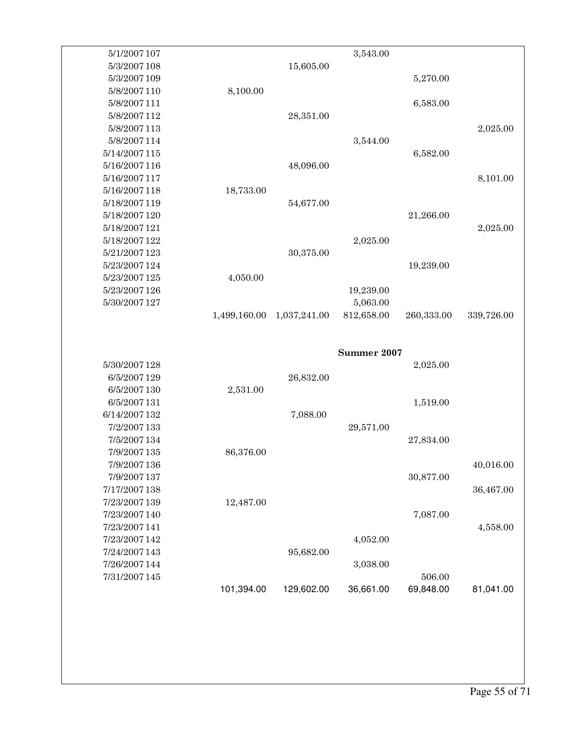| Date | No. | | | | | |
|---|---|---|---|---|---|---|
| 5/1/2007 | 107 | | | 3,543.00 | | |
| 5/3/2007 | 108 | | 15,605.00 | | | |
| 5/3/2007 | 109 | | | | 5,270.00 | |
| 5/8/2007 | 110 | 8,100.00 | | | | |
| 5/8/2007 | 111 | | | | 6,583.00 | |
| 5/8/2007 | 112 | | 28,351.00 | | | |
| 5/8/2007 | 113 | | | | | 2,025.00 |
| 5/8/2007 | 114 | | | 3,544.00 | | |
| 5/14/2007 | 115 | | | | 6,582.00 | |
| 5/16/2007 | 116 | | 48,096.00 | | | |
| 5/16/2007 | 117 | | | | | 8,101.00 |
| 5/16/2007 | 118 | 18,733.00 | | | | |
| 5/18/2007 | 119 | | 54,677.00 | | | |
| 5/18/2007 | 120 | | | | 21,266.00 | |
| 5/18/2007 | 121 | | | | | 2,025.00 |
| 5/18/2007 | 122 | | | 2,025.00 | | |
| 5/21/2007 | 123 | | 30,375.00 | | | |
| 5/23/2007 | 124 | | | | 19,239.00 | |
| 5/23/2007 | 125 | 4,050.00 | | | | |
| 5/23/2007 | 126 | | | 19,239.00 | | |
| 5/30/2007 | 127 | | | 5,063.00 | | |
| | | 1,499,160.00 | 1,037,241.00 | 812,658.00 | 260,333.00 | 339,726.00 |

**Summer 2007**

| Date | No. | | | | | |
|---|---|---|---|---|---|---|
| 5/30/2007 | 128 | | | | 2,025.00 | |
| 6/5/2007 | 129 | | 26,832.00 | | | |
| 6/5/2007 | 130 | 2,531.00 | | | | |
| 6/5/2007 | 131 | | | | 1,519.00 | |
| 6/14/2007 | 132 | | 7,088.00 | | | |
| 7/2/2007 | 133 | | | 29,571.00 | | |
| 7/5/2007 | 134 | | | | 27,834.00 | |
| 7/9/2007 | 135 | 86,376.00 | | | | |
| 7/9/2007 | 136 | | | | | 40,016.00 |
| 7/9/2007 | 137 | | | | 30,877.00 | |
| 7/17/2007 | 138 | | | | | 36,467.00 |
| 7/23/2007 | 139 | 12,487.00 | | | | |
| 7/23/2007 | 140 | | | | 7,087.00 | |
| 7/23/2007 | 141 | | | | | 4,558.00 |
| 7/23/2007 | 142 | | | 4,052.00 | | |
| 7/24/2007 | 143 | | 95,682.00 | | | |
| 7/26/2007 | 144 | | | 3,038.00 | | |
| 7/31/2007 | 145 | | | | 506.00 | |
| | | 101,394.00 | 129,602.00 | 36,661.00 | 69,848.00 | 81,041.00 |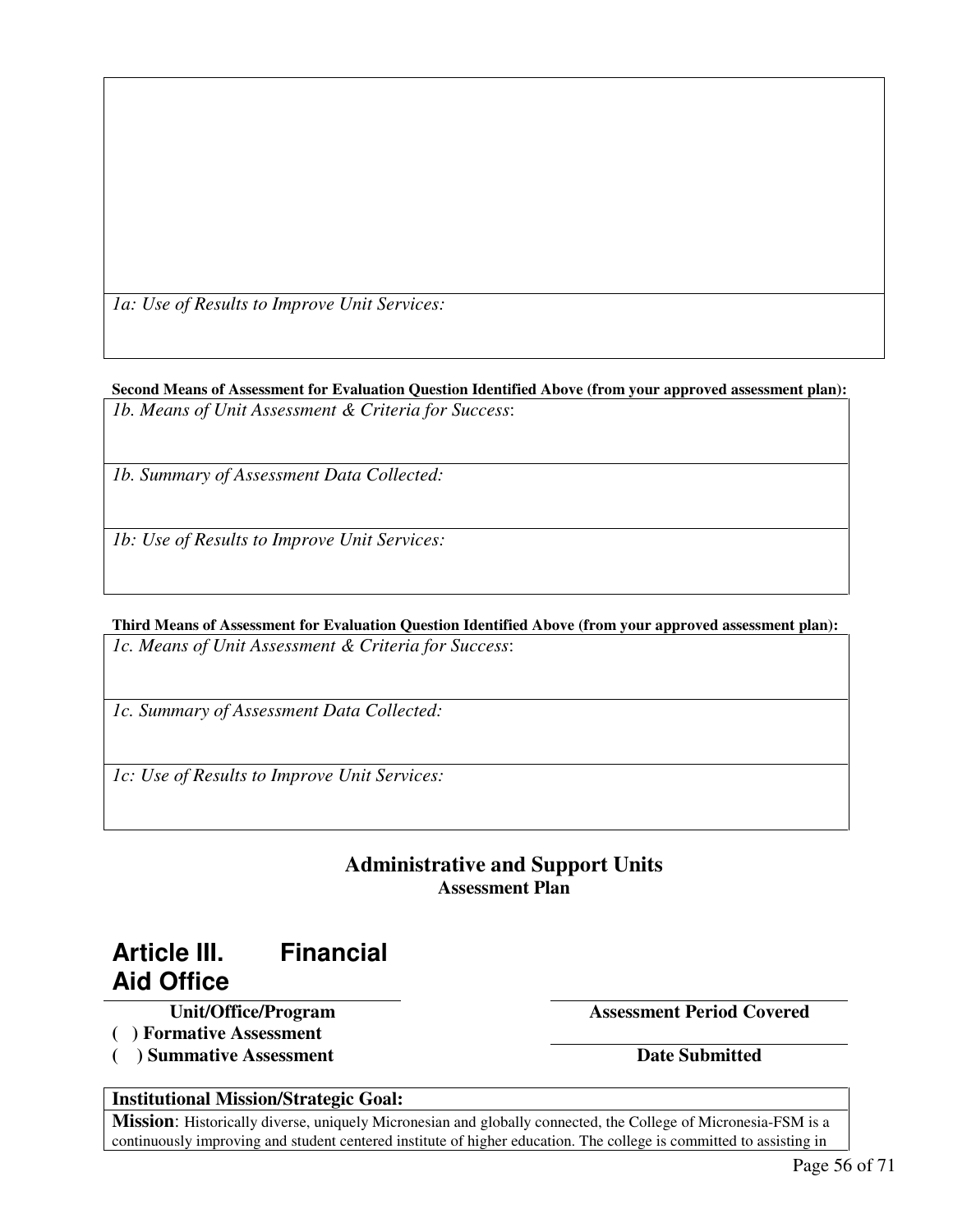*1a: Use of Results to Improve Unit Services:*

**Second Means of Assessment for Evaluation Question Identified Above (from your approved assessment plan):**

| *1b. Means of Unit Assessment & Criteria for Success*: |
| --- |
| *1b. Summary of Assessment Data Collected:* |
| *1b: Use of Results to Improve Unit Services:* |

**Third Means of Assessment for Evaluation Question Identified Above (from your approved assessment plan):**

| *1c. Means of Unit Assessment & Criteria for Success*: |
| --- |
| *1c. Summary of Assessment Data Collected:* |
| *1c: Use of Results to Improve Unit Services:* |

## Administrative and Support Units
### Assessment Plan

# Article III. Financial Aid Office

**Unit/Office/Program**

**( ) Formative Assessment**

**( ) Summative Assessment**

**Assessment Period Covered**

**Date Submitted**

**Institutional Mission/Strategic Goal:**

**Mission**: Historically diverse, uniquely Micronesian and globally connected, the College of Micronesia-FSM is a continuously improving and student centered institute of higher education. The college is committed to assisting in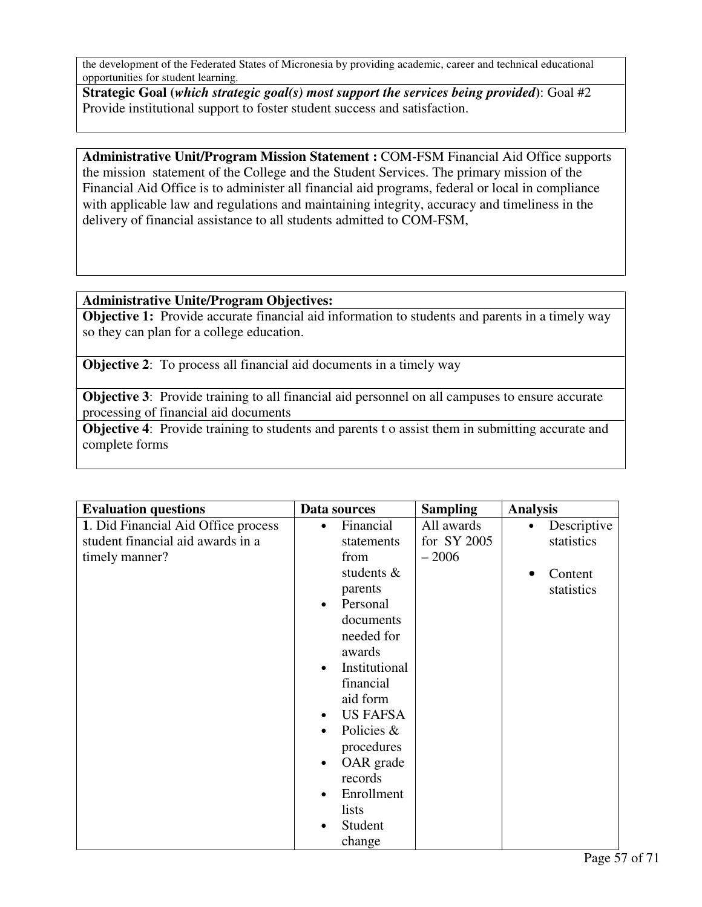the development of the Federated States of Micronesia by providing academic, career and technical educational opportunities for student learning.

**Strategic Goal (*which strategic goal(s) most support the services being provided*)**: Goal #2 Provide institutional support to foster student success and satisfaction.

**Administrative Unit/Program Mission Statement :** COM-FSM Financial Aid Office supports the mission statement of the College and the Student Services. The primary mission of the Financial Aid Office is to administer all financial aid programs, federal or local in compliance with applicable law and regulations and maintaining integrity, accuracy and timeliness in the delivery of financial assistance to all students admitted to COM-FSM,

**Administrative Unite/Program Objectives:**

**Objective 1:** Provide accurate financial aid information to students and parents in a timely way so they can plan for a college education.

**Objective 2**: To process all financial aid documents in a timely way

**Objective 3**: Provide training to all financial aid personnel on all campuses to ensure accurate processing of financial aid documents

**Objective 4**: Provide training to students and parents t o assist them in submitting accurate and complete forms

| Evaluation questions | Data sources | Sampling | Analysis |
|---|---|---|---|
| **1**. Did Financial Aid Office process student financial aid awards in a timely manner? | • Financial statements from students & parents<br>• Personal documents needed for awards<br>• Institutional financial aid form<br>• US FAFSA<br>• Policies & procedures<br>• OAR grade records<br>• Enrollment lists<br>• Student change | All awards for SY 2005 – 2006 | • Descriptive statistics<br>• Content statistics |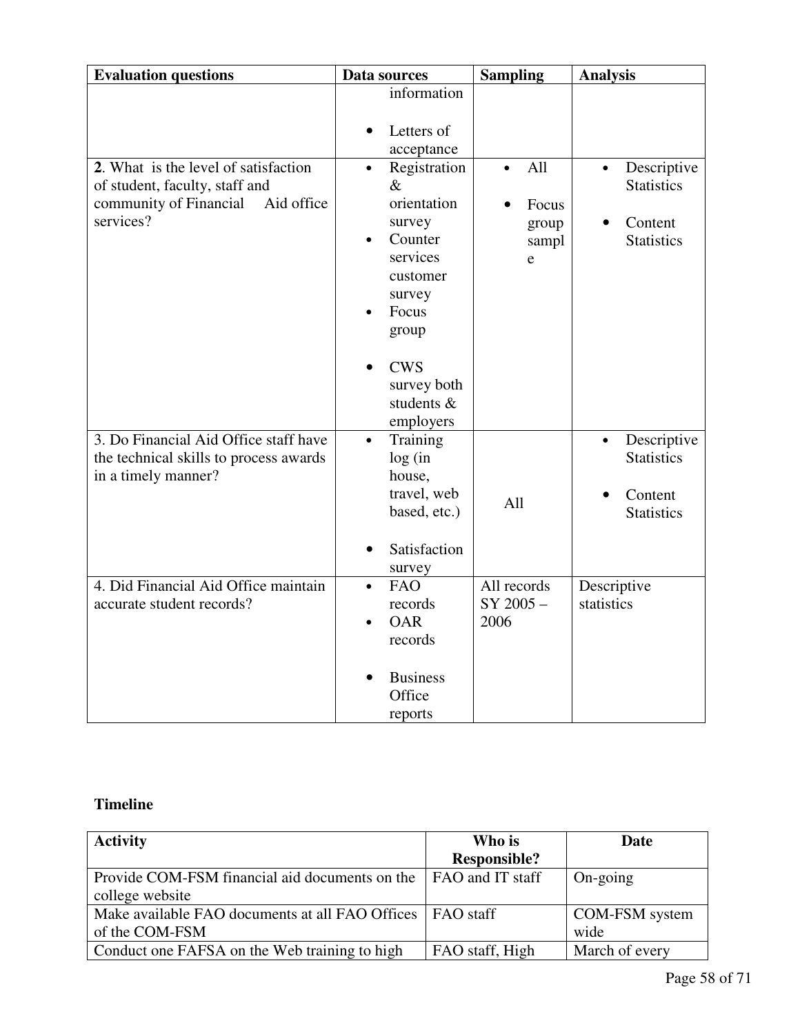| Evaluation questions | Data sources | Sampling | Analysis |
|---|---|---|---|
| | information<br><br>• Letters of acceptance | | |
| **2**. What is the level of satisfaction of student, faculty, staff and community of Financial Aid office services? | • Registration & orientation survey<br>• Counter services customer survey<br>• Focus group<br><br>• CWS survey both students & employers | • All<br><br>• Focus group sample | • Descriptive Statistics<br><br>• Content Statistics |
| 3. Do Financial Aid Office staff have the technical skills to process awards in a timely manner? | • Training log (in house, travel, web based, etc.)<br><br>• Satisfaction survey | All | • Descriptive Statistics<br><br>• Content Statistics |
| 4. Did Financial Aid Office maintain accurate student records? | • FAO records<br>• OAR records<br><br>• Business Office reports | All records SY 2005 – 2006 | Descriptive statistics |

**Timeline**

| Activity | Who is Responsible? | Date |
|---|---|---|
| Provide COM-FSM financial aid documents on the college website | FAO and IT staff | On-going |
| Make available FAO documents at all FAO Offices of the COM-FSM | FAO staff | COM-FSM system wide |
| Conduct one FAFSA on the Web training to high | FAO staff, High | March of every |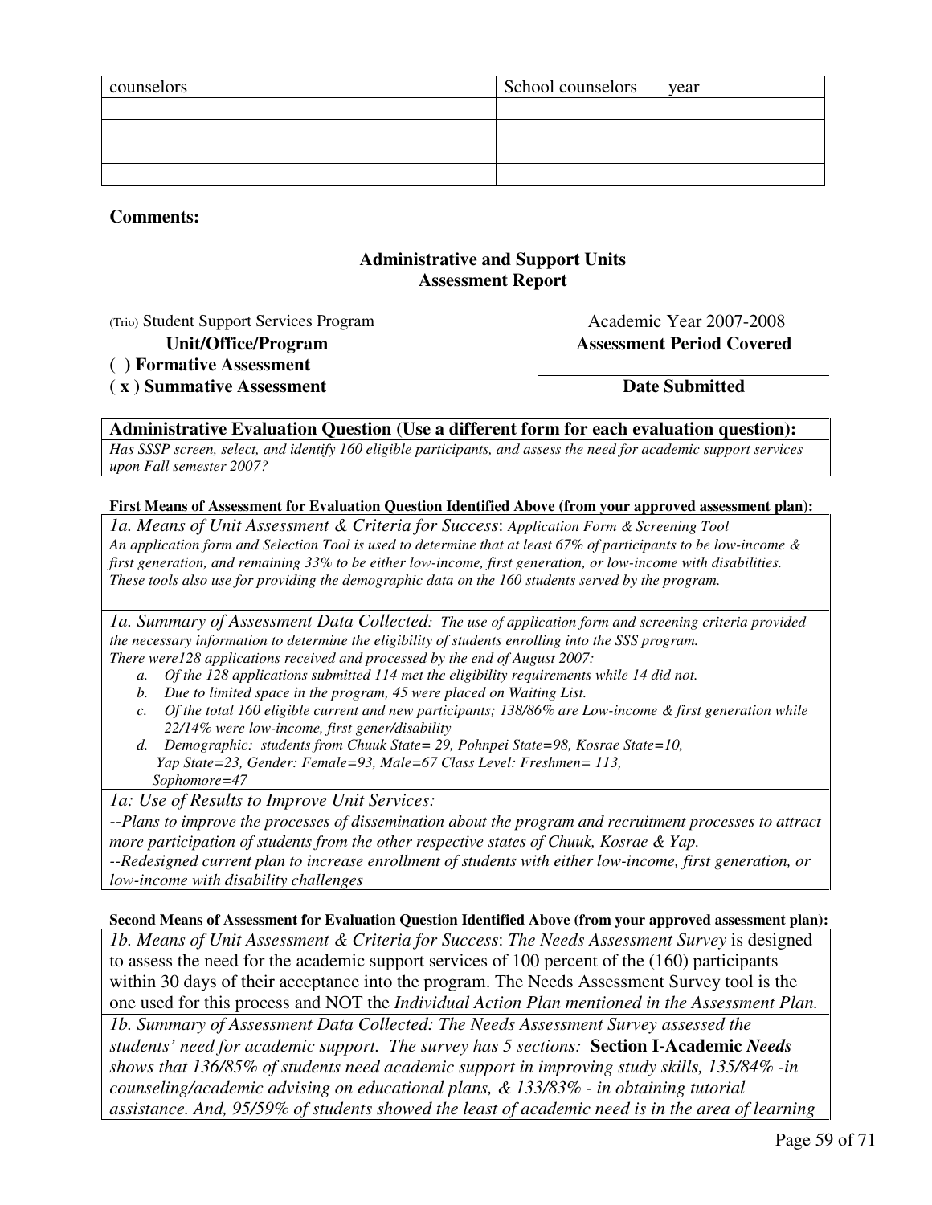| counselors | School counselors | year |
|---|---|---|
| | | |
| | | |
| | | |
| | | |

**Comments:**

## Administrative and Support Units Assessment Report

(Trio) Student Support Services Program — **Unit/Office/Program**

Academic Year 2007-2008 — **Assessment Period Covered**

**( ) Formative Assessment**

**( x ) Summative Assessment**

**Date Submitted**

**Administrative Evaluation Question (Use a different form for each evaluation question):**

*Has SSSP screen, select, and identify 160 eligible participants, and assess the need for academic support services upon Fall semester 2007?*

**First Means of Assessment for Evaluation Question Identified Above (from your approved assessment plan):**

*1a. Means of Unit Assessment & Criteria for Success*: *Application Form & Screening Tool*
*An application form and Selection Tool is used to determine that at least 67% of participants to be low-income & first generation, and remaining 33% to be either low-income, first generation, or low-income with disabilities. These tools also use for providing the demographic data on the 160 students served by the program.*

*1a. Summary of Assessment Data Collected: The use of application form and screening criteria provided the necessary information to determine the eligibility of students enrolling into the SSS program. There were128 applications received and processed by the end of August 2007:*

- a. *Of the 128 applications submitted 114 met the eligibility requirements while 14 did not.*
- b. *Due to limited space in the program, 45 were placed on Waiting List.*
- c. *Of the total 160 eligible current and new participants; 138/86% are Low-income & first generation while 22/14% were low-income, first gener/disability*
- d. *Demographic: students from Chuuk State= 29, Pohnpei State=98, Kosrae State=10, Yap State=23, Gender: Female=93, Male=67 Class Level: Freshmen= 113, Sophomore=47*

*1a: Use of Results to Improve Unit Services:*

*--Plans to improve the processes of dissemination about the program and recruitment processes to attract more participation of students from the other respective states of Chuuk, Kosrae & Yap.*

*--Redesigned current plan to increase enrollment of students with either low-income, first generation, or low-income with disability challenges*

**Second Means of Assessment for Evaluation Question Identified Above (from your approved assessment plan):**

*1b. Means of Unit Assessment & Criteria for Success*: *The Needs Assessment Survey* is designed to assess the need for the academic support services of 100 percent of the (160) participants within 30 days of their acceptance into the program. The Needs Assessment Survey tool is the one used for this process and NOT the *Individual Action Plan mentioned in the Assessment Plan.*

*1b. Summary of Assessment Data Collected: The Needs Assessment Survey assessed the students' need for academic support. The survey has 5 sections:* **Section I-Academic** ***Needs*** *shows that 136/85% of students need academic support in improving study skills, 135/84% -in counseling/academic advising on educational plans, & 133/83% - in obtaining tutorial assistance. And, 95/59% of students showed the least of academic need is in the area of learning*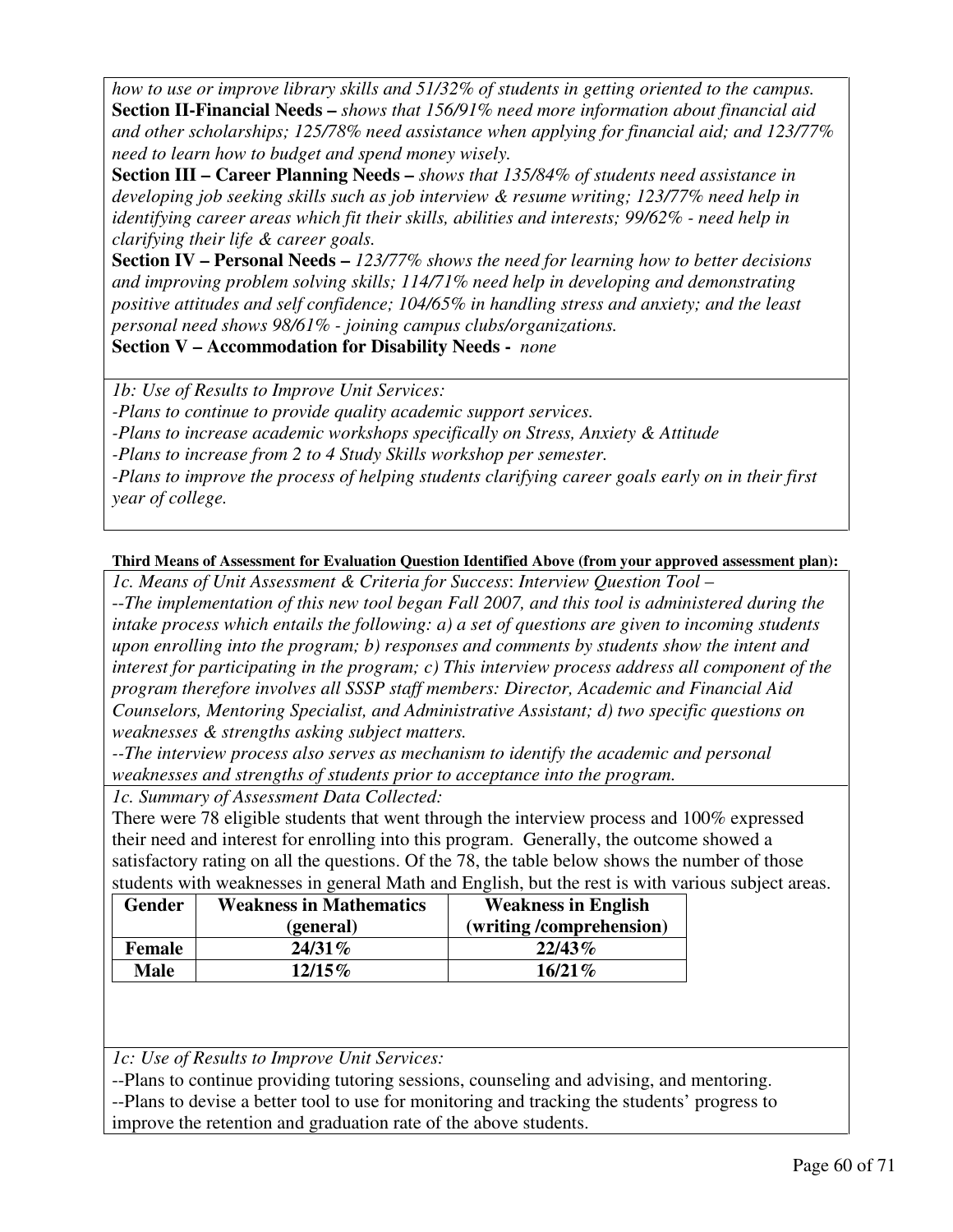*how to use or improve library skills and 51/32% of students in getting oriented to the campus.*

**Section II-Financial Needs –** *shows that 156/91% need more information about financial aid and other scholarships; 125/78% need assistance when applying for financial aid; and 123/77% need to learn how to budget and spend money wisely.*

**Section III – Career Planning Needs –** *shows that 135/84% of students need assistance in developing job seeking skills such as job interview & resume writing; 123/77% need help in identifying career areas which fit their skills, abilities and interests; 99/62% - need help in clarifying their life & career goals.*

**Section IV – Personal Needs –** *123/77% shows the need for learning how to better decisions and improving problem solving skills; 114/71% need help in developing and demonstrating positive attitudes and self confidence; 104/65% in handling stress and anxiety; and the least personal need shows 98/61% - joining campus clubs/organizations.*

**Section V – Accommodation for Disability Needs -** *none*

*1b: Use of Results to Improve Unit Services:*

*-Plans to continue to provide quality academic support services.*

*-Plans to increase academic workshops specifically on Stress, Anxiety & Attitude*

*-Plans to increase from 2 to 4 Study Skills workshop per semester.*

*-Plans to improve the process of helping students clarifying career goals early on in their first year of college.*

**Third Means of Assessment for Evaluation Question Identified Above (from your approved assessment plan):**

*1c. Means of Unit Assessment & Criteria for Success*: *Interview Question Tool –*

*--The implementation of this new tool began Fall 2007, and this tool is administered during the intake process which entails the following: a) a set of questions are given to incoming students upon enrolling into the program; b) responses and comments by students show the intent and interest for participating in the program; c) This interview process address all component of the program therefore involves all SSSP staff members: Director, Academic and Financial Aid Counselors, Mentoring Specialist, and Administrative Assistant; d) two specific questions on weaknesses & strengths asking subject matters.*

*--The interview process also serves as mechanism to identify the academic and personal weaknesses and strengths of students prior to acceptance into the program.*

*1c. Summary of Assessment Data Collected:*

There were 78 eligible students that went through the interview process and 100% expressed their need and interest for enrolling into this program. Generally, the outcome showed a satisfactory rating on all the questions. Of the 78, the table below shows the number of those students with weaknesses in general Math and English, but the rest is with various subject areas.

| Gender | Weakness in Mathematics (general) | Weakness in English (writing /comprehension) |
|---|---|---|
| **Female** | **24/31%** | **22/43%** |
| **Male** | **12/15%** | **16/21%** |

*1c: Use of Results to Improve Unit Services:*

--Plans to continue providing tutoring sessions, counseling and advising, and mentoring.

--Plans to devise a better tool to use for monitoring and tracking the students' progress to improve the retention and graduation rate of the above students.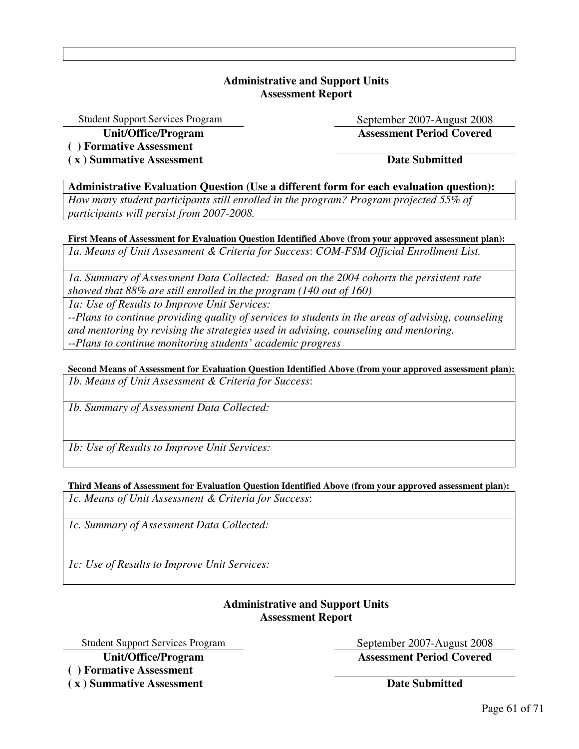**Administrative and Support Units**
**Assessment Report**

| Student Support Services Program | September 2007-August 2008 |
|---|---|
| **Unit/Office/Program** | **Assessment Period Covered** |

**( ) Formative Assessment**
**( x ) Summative Assessment**

**Date Submitted**

**Administrative Evaluation Question (Use a different form for each evaluation question):**
*How many student participants still enrolled in the program? Program projected 55% of participants will persist from 2007-2008.*

**First Means of Assessment for Evaluation Question Identified Above (from your approved assessment plan):**

*1a. Means of Unit Assessment & Criteria for Success*: *COM-FSM Official Enrollment List.*

*1a. Summary of Assessment Data Collected: Based on the 2004 cohorts the persistent rate showed that 88% are still enrolled in the program (140 out of 160)*

*1a: Use of Results to Improve Unit Services:*
*--Plans to continue providing quality of services to students in the areas of advising, counseling and mentoring by revising the strategies used in advising, counseling and mentoring.*
*--Plans to continue monitoring students' academic progress*

**Second Means of Assessment for Evaluation Question Identified Above (from your approved assessment plan):**

*1b. Means of Unit Assessment & Criteria for Success*:

*1b. Summary of Assessment Data Collected:*

*1b: Use of Results to Improve Unit Services:*

**Third Means of Assessment for Evaluation Question Identified Above (from your approved assessment plan):**

*1c. Means of Unit Assessment & Criteria for Success*:

*1c. Summary of Assessment Data Collected:*

*1c: Use of Results to Improve Unit Services:*

**Administrative and Support Units**
**Assessment Report**

| Student Support Services Program | September 2007-August 2008 |
|---|---|
| **Unit/Office/Program** | **Assessment Period Covered** |

**( ) Formative Assessment**
**( x ) Summative Assessment**

**Date Submitted**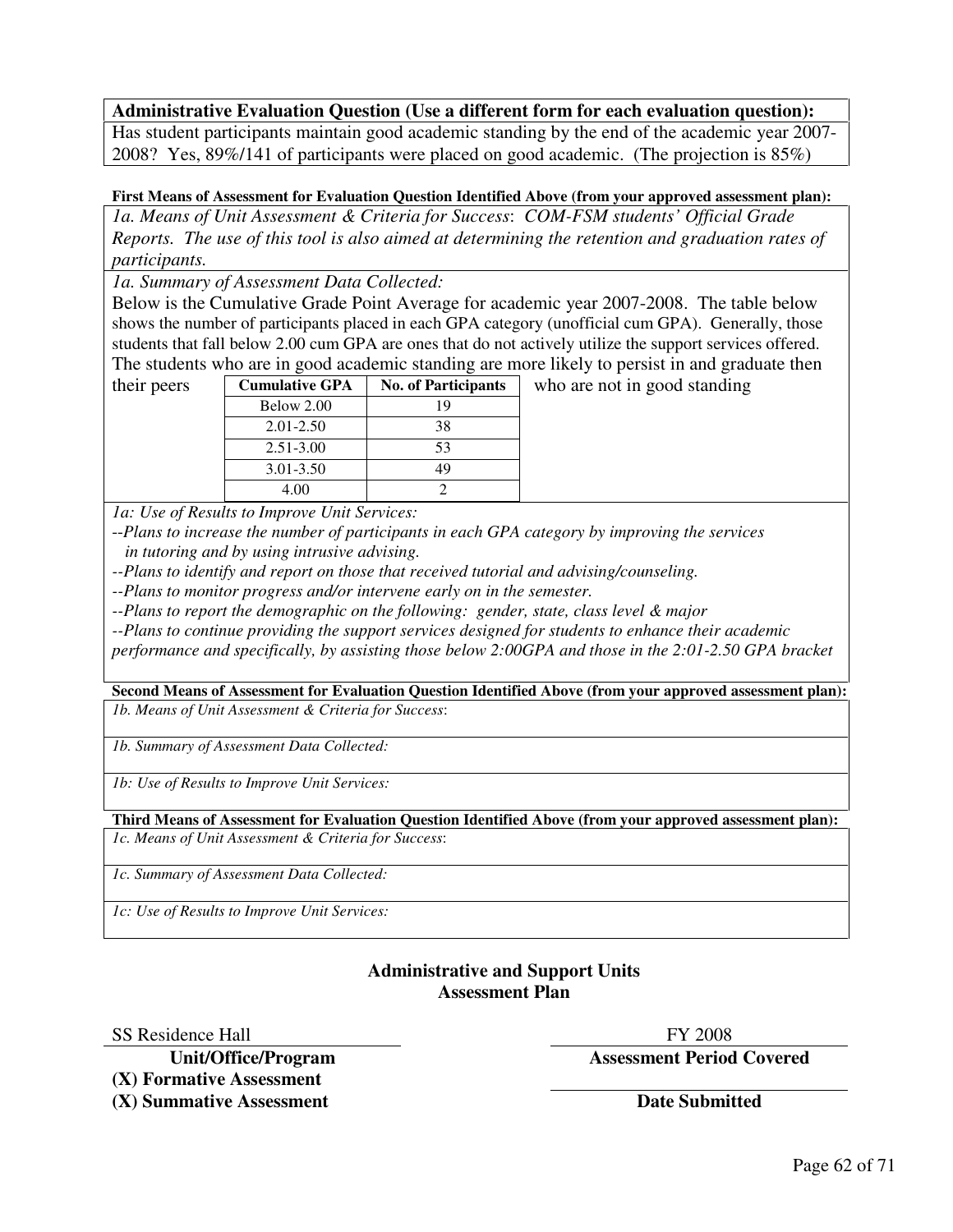**Administrative Evaluation Question (Use a different form for each evaluation question):**

Has student participants maintain good academic standing by the end of the academic year 2007-2008? Yes, 89%/141 of participants were placed on good academic. (The projection is 85%)

**First Means of Assessment for Evaluation Question Identified Above (from your approved assessment plan):**

*1a. Means of Unit Assessment & Criteria for Success*: *COM-FSM students' Official Grade Reports. The use of this tool is also aimed at determining the retention and graduation rates of participants.*

*1a. Summary of Assessment Data Collected:*

Below is the Cumulative Grade Point Average for academic year 2007-2008. The table below shows the number of participants placed in each GPA category (unofficial cum GPA). Generally, those students that fall below 2.00 cum GPA are ones that do not actively utilize the support services offered. The students who are in good academic standing are more likely to persist in and graduate then their peers who are not in good standing

| Cumulative GPA | No. of Participants |
|---|---|
| Below 2.00 | 19 |
| 2.01-2.50 | 38 |
| 2.51-3.00 | 53 |
| 3.01-3.50 | 49 |
| 4.00 | 2 |

*1a: Use of Results to Improve Unit Services:*

*--Plans to increase the number of participants in each GPA category by improving the services in tutoring and by using intrusive advising.*

*--Plans to identify and report on those that received tutorial and advising/counseling.*

*--Plans to monitor progress and/or intervene early on in the semester.*

*--Plans to report the demographic on the following: gender, state, class level & major*

*--Plans to continue providing the support services designed for students to enhance their academic performance and specifically, by assisting those below 2:00GPA and those in the 2:01-2.50 GPA bracket*

**Second Means of Assessment for Evaluation Question Identified Above (from your approved assessment plan):**

*1b. Means of Unit Assessment & Criteria for Success*:

*1b. Summary of Assessment Data Collected:*

*1b: Use of Results to Improve Unit Services:*

**Third Means of Assessment for Evaluation Question Identified Above (from your approved assessment plan):**

*1c. Means of Unit Assessment & Criteria for Success*:

*1c. Summary of Assessment Data Collected:*

*1c: Use of Results to Improve Unit Services:*

## Administrative and Support Units Assessment Plan

SS Residence Hall
**Unit/Office/Program**

FY 2008
**Assessment Period Covered**

**(X) Formative Assessment**

**(X) Summative Assessment**

**Date Submitted**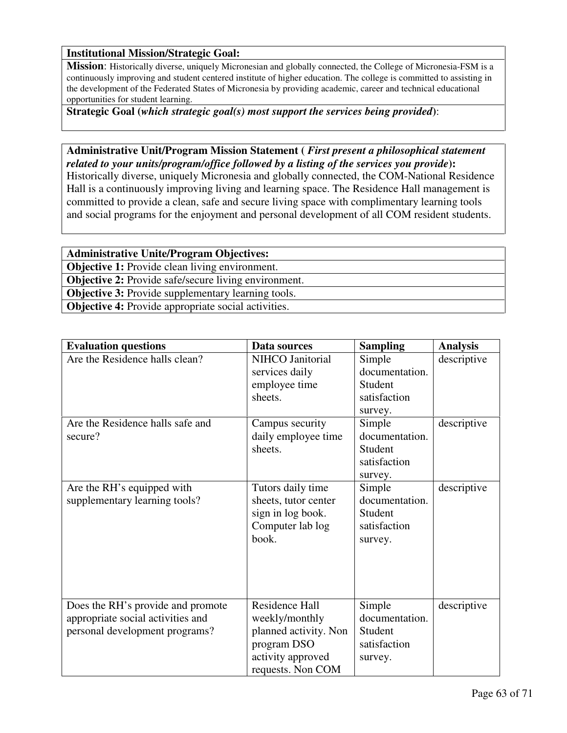**Institutional Mission/Strategic Goal:**

**Mission**: Historically diverse, uniquely Micronesian and globally connected, the College of Micronesia-FSM is a continuously improving and student centered institute of higher education. The college is committed to assisting in the development of the Federated States of Micronesia by providing academic, career and technical educational opportunities for student learning.

**Strategic Goal (*which strategic goal(s) most support the services being provided*)**:

**Administrative Unit/Program Mission Statement ( *First present a philosophical statement related to your units/program/office followed by a listing of the services you provide*):**

Historically diverse, uniquely Micronesia and globally connected, the COM-National Residence Hall is a continuously improving living and learning space. The Residence Hall management is committed to provide a clean, safe and secure living space with complimentary learning tools and social programs for the enjoyment and personal development of all COM resident students.

**Administrative Unite/Program Objectives:**

**Objective 1:** Provide clean living environment.

**Objective 2:** Provide safe/secure living environment.

**Objective 3:** Provide supplementary learning tools.

**Objective 4:** Provide appropriate social activities.

| Evaluation questions | Data sources | Sampling | Analysis |
|---|---|---|---|
| Are the Residence halls clean? | NIHCO Janitorial services daily employee time sheets. | Simple documentation. Student satisfaction survey. | descriptive |
| Are the Residence halls safe and secure? | Campus security daily employee time sheets. | Simple documentation. Student satisfaction survey. | descriptive |
| Are the RH's equipped with supplementary learning tools? | Tutors daily time sheets, tutor center sign in log book. Computer lab log book. | Simple documentation. Student satisfaction survey. | descriptive |
| Does the RH's provide and promote appropriate social activities and personal development programs? | Residence Hall weekly/monthly planned activity. Non program DSO activity approved requests. Non COM | Simple documentation. Student satisfaction survey. | descriptive |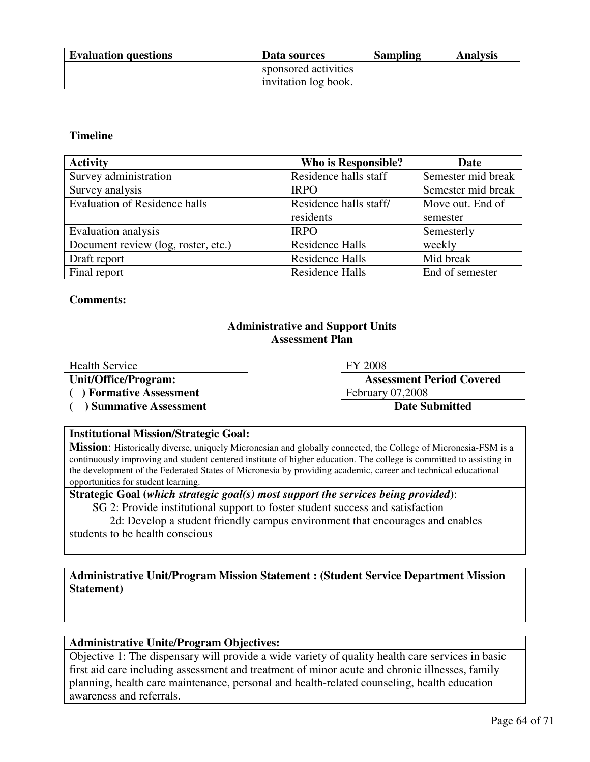| Evaluation questions | Data sources | Sampling | Analysis |
|---|---|---|---|
| | sponsored activities invitation log book. | | |

**Timeline**

| Activity | Who is Responsible? | Date |
|---|---|---|
| Survey administration | Residence halls staff | Semester mid break |
| Survey analysis | IRPO | Semester mid break |
| Evaluation of Residence halls | Residence halls staff/ residents | Move out. End of semester |
| Evaluation analysis | IRPO | Semesterly |
| Document review (log, roster, etc.) | Residence Halls | weekly |
| Draft report | Residence Halls | Mid break |
| Final report | Residence Halls | End of semester |

**Comments:**

## Administrative and Support Units Assessment Plan

Health Service
**Unit/Office/Program:**

FY 2008
**Assessment Period Covered**

**( ) Formative Assessment**

**( ) Summative Assessment**

February 07,2008
**Date Submitted**

**Institutional Mission/Strategic Goal:**

**Mission**: Historically diverse, uniquely Micronesian and globally connected, the College of Micronesia-FSM is a continuously improving and student centered institute of higher education. The college is committed to assisting in the development of the Federated States of Micronesia by providing academic, career and technical educational opportunities for student learning.

**Strategic Goal (*which strategic goal(s) most support the services being provided*)**:

SG 2: Provide institutional support to foster student success and satisfaction

2d: Develop a student friendly campus environment that encourages and enables students to be health conscious

**Administrative Unit/Program Mission Statement : (Student Service Department Mission Statement)**

**Administrative Unite/Program Objectives:**

Objective 1: The dispensary will provide a wide variety of quality health care services in basic first aid care including assessment and treatment of minor acute and chronic illnesses, family planning, health care maintenance, personal and health-related counseling, health education awareness and referrals.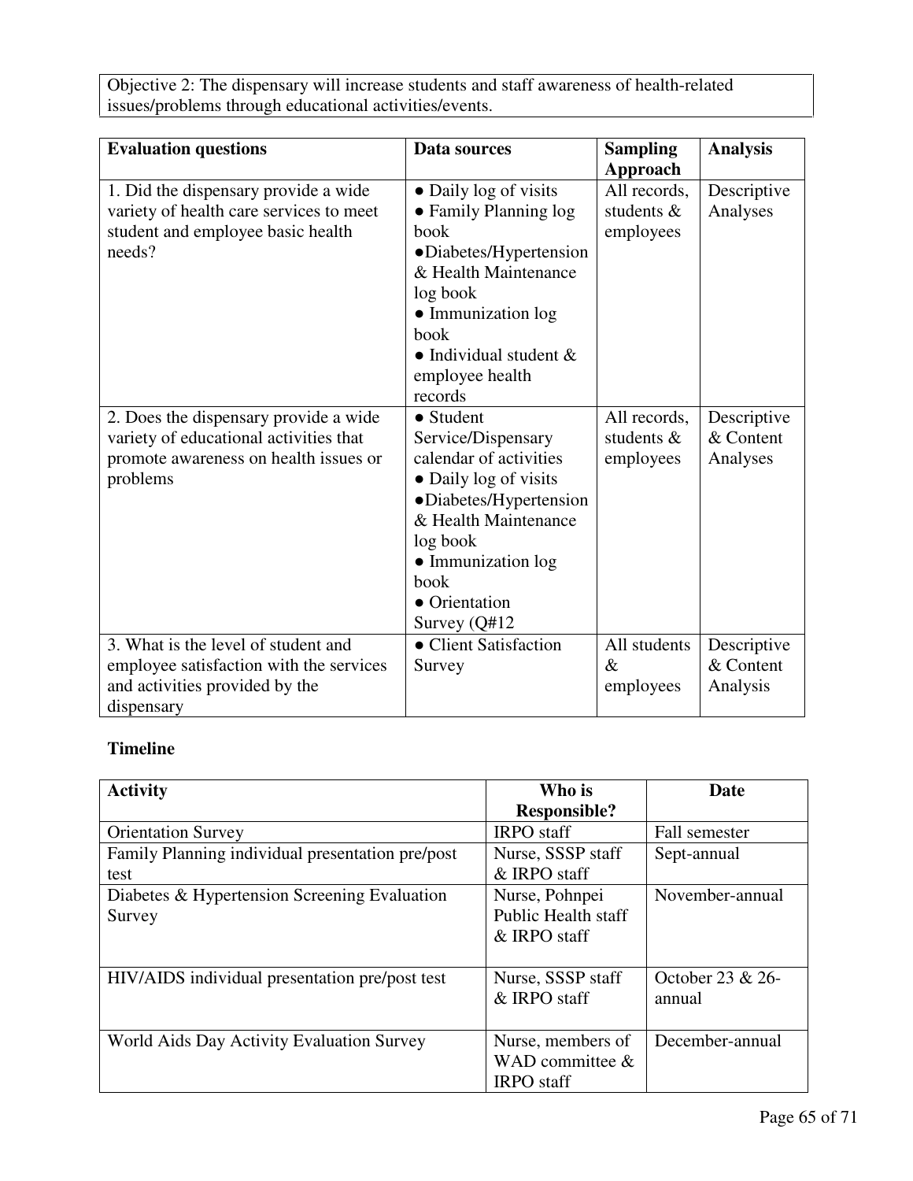Objective 2: The dispensary will increase students and staff awareness of health-related issues/problems through educational activities/events.

| Evaluation questions | Data sources | Sampling Approach | Analysis |
|---|---|---|---|
| 1. Did the dispensary provide a wide variety of health care services to meet student and employee basic health needs? | • Daily log of visits<br>• Family Planning log book<br>•Diabetes/Hypertension & Health Maintenance log book<br>• Immunization log book<br>• Individual student & employee health records | All records, students & employees | Descriptive Analyses |
| 2. Does the dispensary provide a wide variety of educational activities that promote awareness on health issues or problems | • Student Service/Dispensary calendar of activities<br>• Daily log of visits<br>•Diabetes/Hypertension & Health Maintenance log book<br>• Immunization log book<br>• Orientation Survey (Q#12 | All records, students & employees | Descriptive & Content Analyses |
| 3. What is the level of student and employee satisfaction with the services and activities provided by the dispensary | • Client Satisfaction Survey | All students & employees | Descriptive & Content Analysis |

**Timeline**

| Activity | Who is Responsible? | Date |
|---|---|---|
| Orientation Survey | IRPO staff | Fall semester |
| Family Planning individual presentation pre/post test | Nurse, SSSP staff & IRPO staff | Sept-annual |
| Diabetes & Hypertension Screening Evaluation Survey | Nurse, Pohnpei Public Health staff & IRPO staff | November-annual |
| HIV/AIDS individual presentation pre/post test | Nurse, SSSP staff & IRPO staff | October 23 & 26-annual |
| World Aids Day Activity Evaluation Survey | Nurse, members of WAD committee & IRPO staff | December-annual |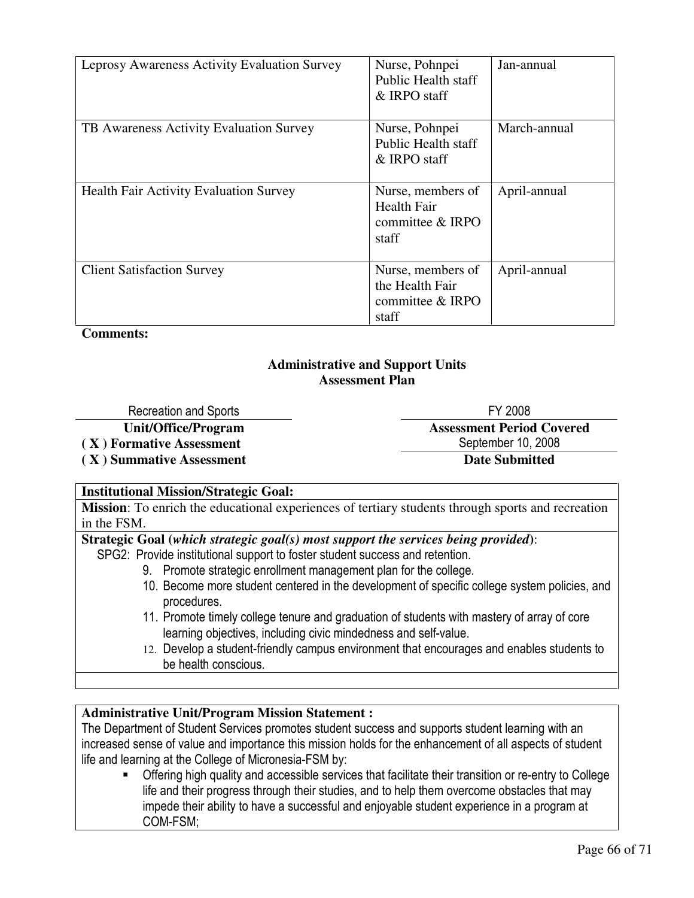| Leprosy Awareness Activity Evaluation Survey | Nurse, Pohnpei Public Health staff & IRPO staff | Jan-annual |
| --- | --- | --- |
| TB Awareness Activity Evaluation Survey | Nurse, Pohnpei Public Health staff & IRPO staff | March-annual |
| Health Fair Activity Evaluation Survey | Nurse, members of Health Fair committee & IRPO staff | April-annual |
| Client Satisfaction Survey | Nurse, members of the Health Fair committee & IRPO staff | April-annual |

**Comments:**

## Administrative and Support Units Assessment Plan

| Recreation and Sports | FY 2008 |
| --- | --- |
| **Unit/Office/Program** | **Assessment Period Covered** |
| **( X ) Formative Assessment** | September 10, 2008 |
| **( X ) Summative Assessment** | **Date Submitted** |

**Institutional Mission/Strategic Goal:**

**Mission**: To enrich the educational experiences of tertiary students through sports and recreation in the FSM.

**Strategic Goal (*which strategic goal(s) most support the services being provided*)**:

SPG2: Provide institutional support to foster student success and retention.

9. Promote strategic enrollment management plan for the college.
10. Become more student centered in the development of specific college system policies, and procedures.
11. Promote timely college tenure and graduation of students with mastery of array of core learning objectives, including civic mindedness and self-value.
12. Develop a student-friendly campus environment that encourages and enables students to be health conscious.

**Administrative Unit/Program Mission Statement :**

The Department of Student Services promotes student success and supports student learning with an increased sense of value and importance this mission holds for the enhancement of all aspects of student life and learning at the College of Micronesia-FSM by:

- Offering high quality and accessible services that facilitate their transition or re-entry to College life and their progress through their studies, and to help them overcome obstacles that may impede their ability to have a successful and enjoyable student experience in a program at COM-FSM;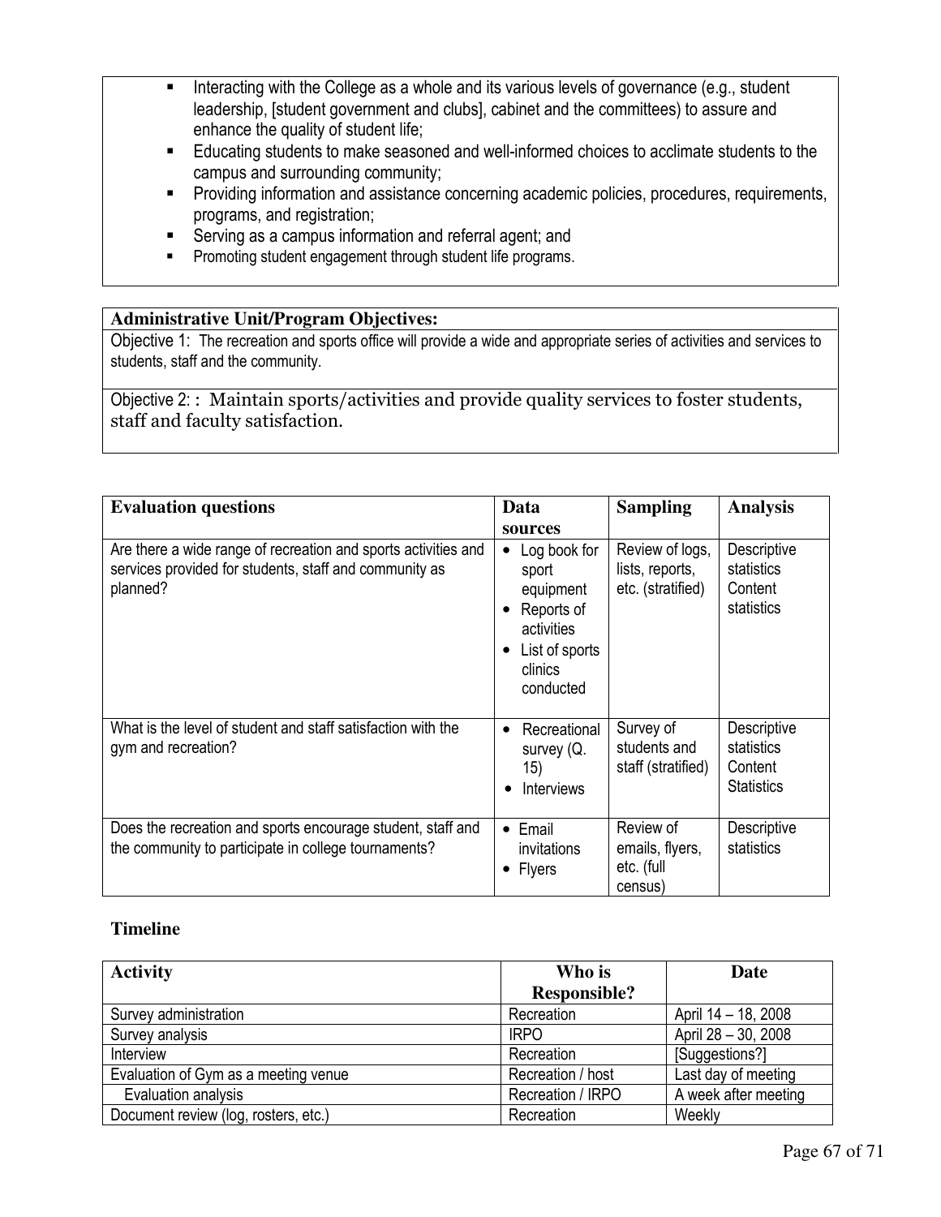- Interacting with the College as a whole and its various levels of governance (e.g., student leadership, [student government and clubs], cabinet and the committees) to assure and enhance the quality of student life;
- Educating students to make seasoned and well-informed choices to acclimate students to the campus and surrounding community;
- Providing information and assistance concerning academic policies, procedures, requirements, programs, and registration;
- Serving as a campus information and referral agent; and
- Promoting student engagement through student life programs.

**Administrative Unit/Program Objectives:**

Objective 1: The recreation and sports office will provide a wide and appropriate series of activities and services to students, staff and the community.

Objective 2: : Maintain sports/activities and provide quality services to foster students, staff and faculty satisfaction.

| Evaluation questions | Data sources | Sampling | Analysis |
|---|---|---|---|
| Are there a wide range of recreation and sports activities and services provided for students, staff and community as planned? | • Log book for sport equipment<br>• Reports of activities<br>• List of sports clinics conducted | Review of logs, lists, reports, etc. (stratified) | Descriptive statistics<br>Content statistics |
| What is the level of student and staff satisfaction with the gym and recreation? | • Recreational survey (Q. 15)<br>• Interviews | Survey of students and staff (stratified) | Descriptive statistics<br>Content Statistics |
| Does the recreation and sports encourage student, staff and the community to participate in college tournaments? | • Email invitations<br>• Flyers | Review of emails, flyers, etc. (full census) | Descriptive statistics |

**Timeline**

| Activity | Who is Responsible? | Date |
|---|---|---|
| Survey administration | Recreation | April 14 – 18, 2008 |
| Survey analysis | IRPO | April 28 – 30, 2008 |
| Interview | Recreation | [Suggestions?] |
| Evaluation of Gym as a meeting venue | Recreation / host | Last day of meeting |
| Evaluation analysis | Recreation / IRPO | A week after meeting |
| Document review (log, rosters, etc.) | Recreation | Weekly |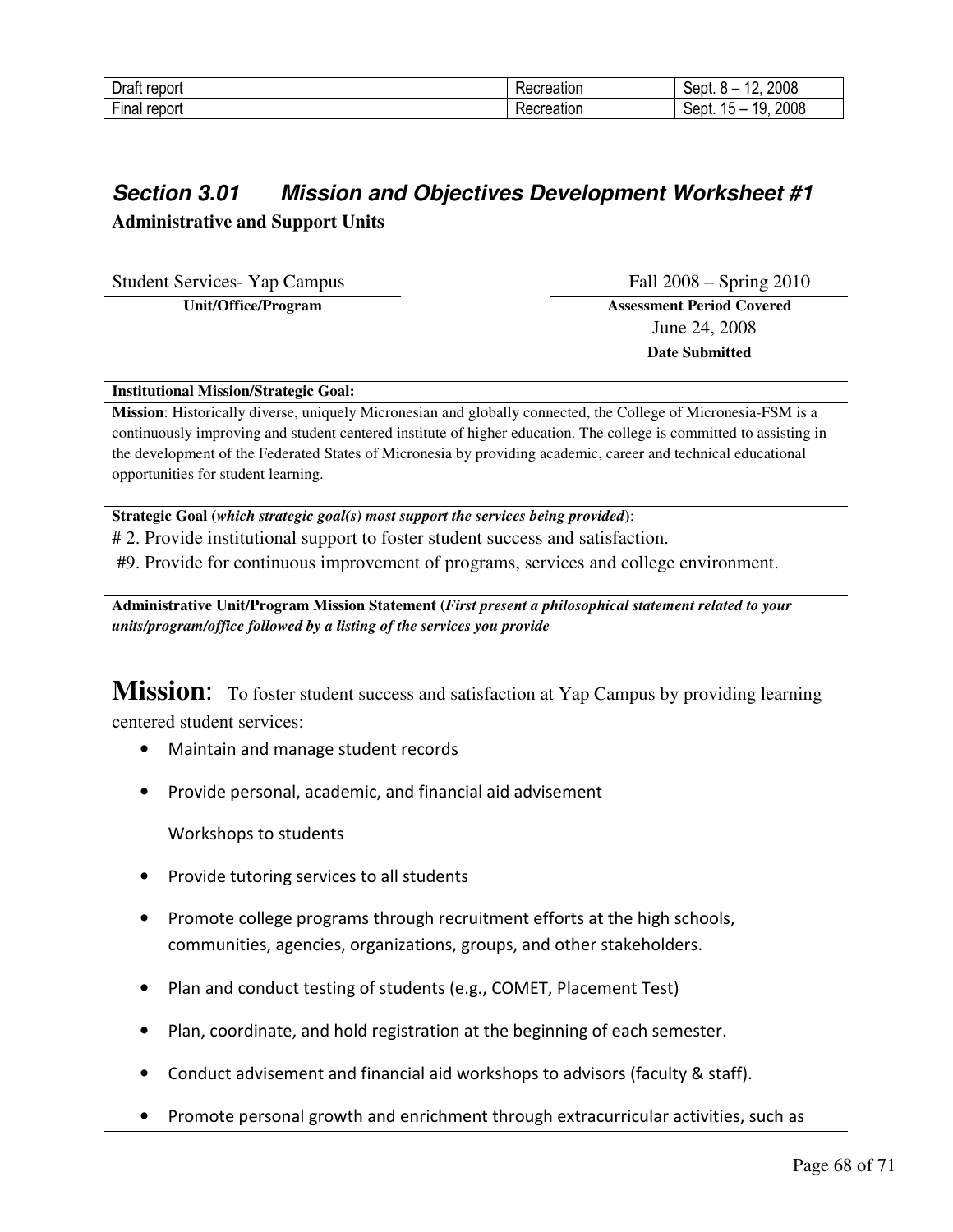| Draft report | Recreation | Sept. 8 – 12, 2008 |
|---|---|---|
| Final report | Recreation | Sept. 15 – 19, 2008 |

## *Section 3.01 Mission and Objectives Development Worksheet #1*

**Administrative and Support Units**

| Student Services- Yap Campus | Fall 2008 – Spring 2010 |
|---|---|
| **Unit/Office/Program** | **Assessment Period Covered** |
| | June 24, 2008 |
| | **Date Submitted** |

**Institutional Mission/Strategic Goal:**

**Mission**: Historically diverse, uniquely Micronesian and globally connected, the College of Micronesia-FSM is a continuously improving and student centered institute of higher education. The college is committed to assisting in the development of the Federated States of Micronesia by providing academic, career and technical educational opportunities for student learning.

**Strategic Goal (*which strategic goal(s) most support the services being provided*)**:

# 2. Provide institutional support to foster student success and satisfaction.

#9. Provide for continuous improvement of programs, services and college environment.

**Administrative Unit/Program Mission Statement (*First present a philosophical statement related to your units/program/office followed by a listing of the services you provide***

**Mission**: To foster student success and satisfaction at Yap Campus by providing learning centered student services:

- Maintain and manage student records
- Provide personal, academic, and financial aid advisement

  Workshops to students
- Provide tutoring services to all students
- Promote college programs through recruitment efforts at the high schools, communities, agencies, organizations, groups, and other stakeholders.
- Plan and conduct testing of students (e.g., COMET, Placement Test)
- Plan, coordinate, and hold registration at the beginning of each semester.
- Conduct advisement and financial aid workshops to advisors (faculty & staff).
- Promote personal growth and enrichment through extracurricular activities, such as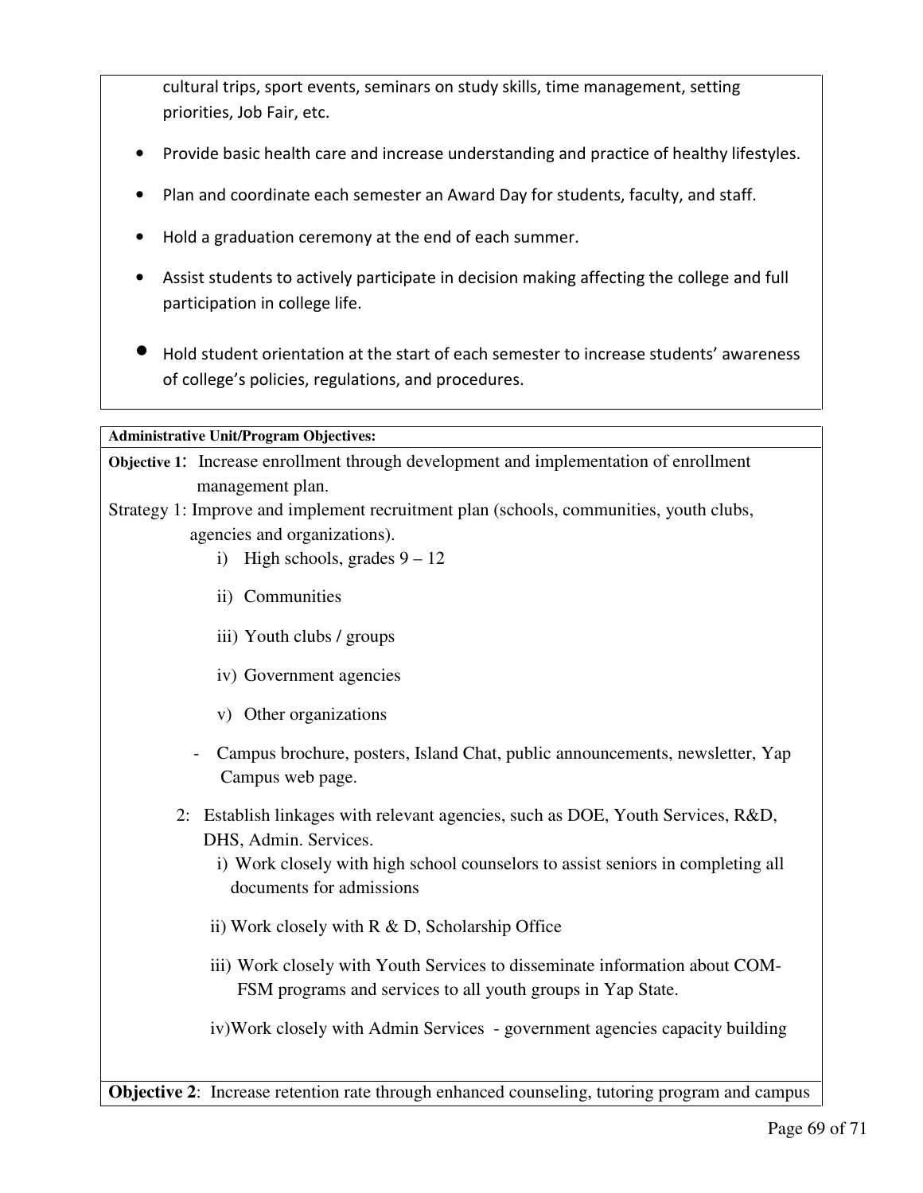cultural trips, sport events, seminars on study skills, time management, setting priorities, Job Fair, etc.

- Provide basic health care and increase understanding and practice of healthy lifestyles.
- Plan and coordinate each semester an Award Day for students, faculty, and staff.
- Hold a graduation ceremony at the end of each summer.
- Assist students to actively participate in decision making affecting the college and full participation in college life.
- Hold student orientation at the start of each semester to increase students' awareness of college's policies, regulations, and procedures.

**Administrative Unit/Program Objectives:**

**Objective 1**: Increase enrollment through development and implementation of enrollment management plan.

Strategy 1: Improve and implement recruitment plan (schools, communities, youth clubs, agencies and organizations).

i) High schools, grades 9 – 12

ii) Communities

iii) Youth clubs / groups

iv) Government agencies

v) Other organizations

- Campus brochure, posters, Island Chat, public announcements, newsletter, Yap Campus web page.

2: Establish linkages with relevant agencies, such as DOE, Youth Services, R&D, DHS, Admin. Services.

i) Work closely with high school counselors to assist seniors in completing all documents for admissions

ii) Work closely with R & D, Scholarship Office

iii) Work closely with Youth Services to disseminate information about COM-FSM programs and services to all youth groups in Yap State.

iv) Work closely with Admin Services - government agencies capacity building

**Objective 2**: Increase retention rate through enhanced counseling, tutoring program and campus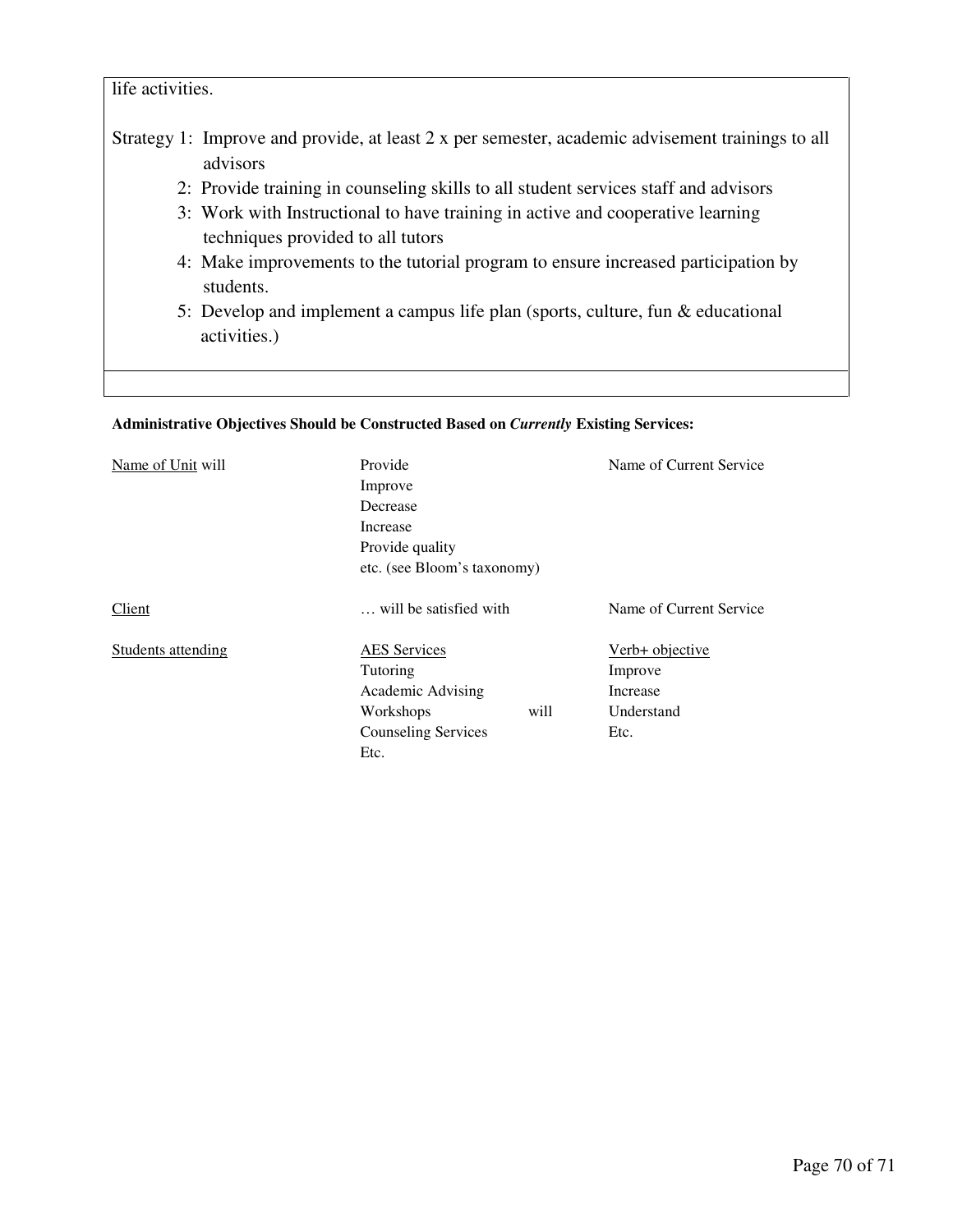life activities.

Strategy 1: Improve and provide, at least 2 x per semester, academic advisement trainings to all advisors

2: Provide training in counseling skills to all student services staff and advisors

3: Work with Instructional to have training in active and cooperative learning techniques provided to all tutors

4: Make improvements to the tutorial program to ensure increased participation by students.

5: Develop and implement a campus life plan (sports, culture, fun & educational activities.)

**Administrative Objectives Should be Constructed Based on *Currently* Existing Services:**

| | | |
|---|---|---|
| Name of Unit will | Provide<br>Improve<br>Decrease<br>Increase<br>Provide quality<br>etc. (see Bloom's taxonomy) | Name of Current Service |
| Client | … will be satisfied with | Name of Current Service |
| Students attending | AES Services<br>Tutoring<br>Academic Advising<br>Workshops will<br>Counseling Services<br>Etc. | Verb+ objective<br>Improve<br>Increase<br>Understand<br>Etc. |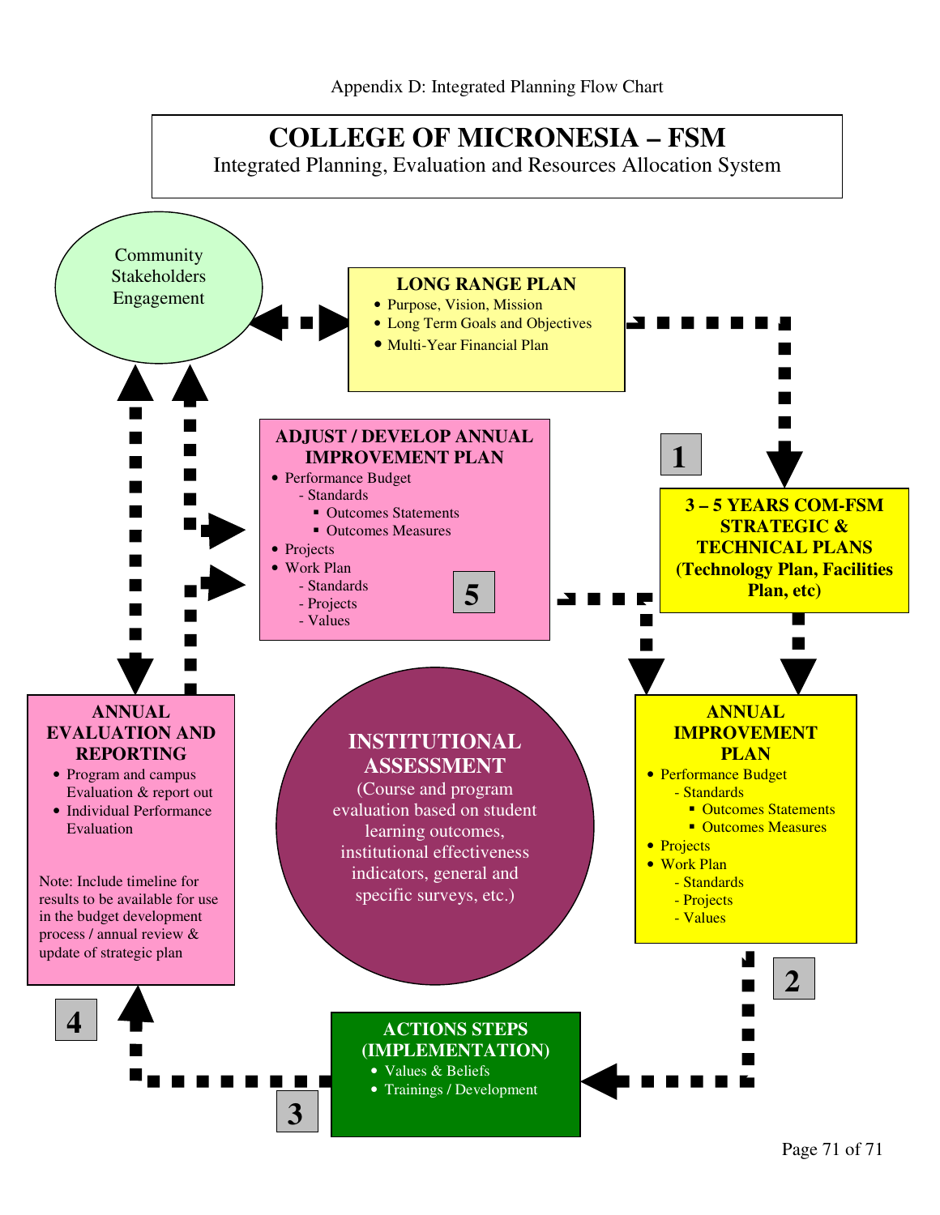Appendix D: Integrated Planning Flow Chart

# COLLEGE OF MICRONESIA – FSM

Integrated Planning, Evaluation and Resources Allocation System

Community Stakeholders Engagement

**LONG RANGE PLAN**

- Purpose, Vision, Mission
- Long Term Goals and Objectives
- Multi-Year Financial Plan

1

**3 – 5 YEARS COM-FSM STRATEGIC & TECHNICAL PLANS (Technology Plan, Facilities Plan, etc)**

**ADJUST / DEVELOP ANNUAL IMPROVEMENT PLAN**

- Performance Budget
  - Standards
    - Outcomes Statements
    - Outcomes Measures
- Projects
- Work Plan
  - Standards
  - Projects
  - Values

5

**ANNUAL EVALUATION AND REPORTING**

- Program and campus Evaluation & report out
- Individual Performance Evaluation

Note: Include timeline for results to be available for use in the budget development process / annual review & update of strategic plan

**INSTITUTIONAL ASSESSMENT**

(Course and program evaluation based on student learning outcomes, institutional effectiveness indicators, general and specific surveys, etc.)

**ANNUAL IMPROVEMENT PLAN**

- Performance Budget
  - Standards
    - Outcomes Statements
    - Outcomes Measures
- Projects
- Work Plan
  - Standards
  - Projects
  - Values

2

4

**ACTIONS STEPS (IMPLEMENTATION)**

- Values & Beliefs
- Trainings / Development

3